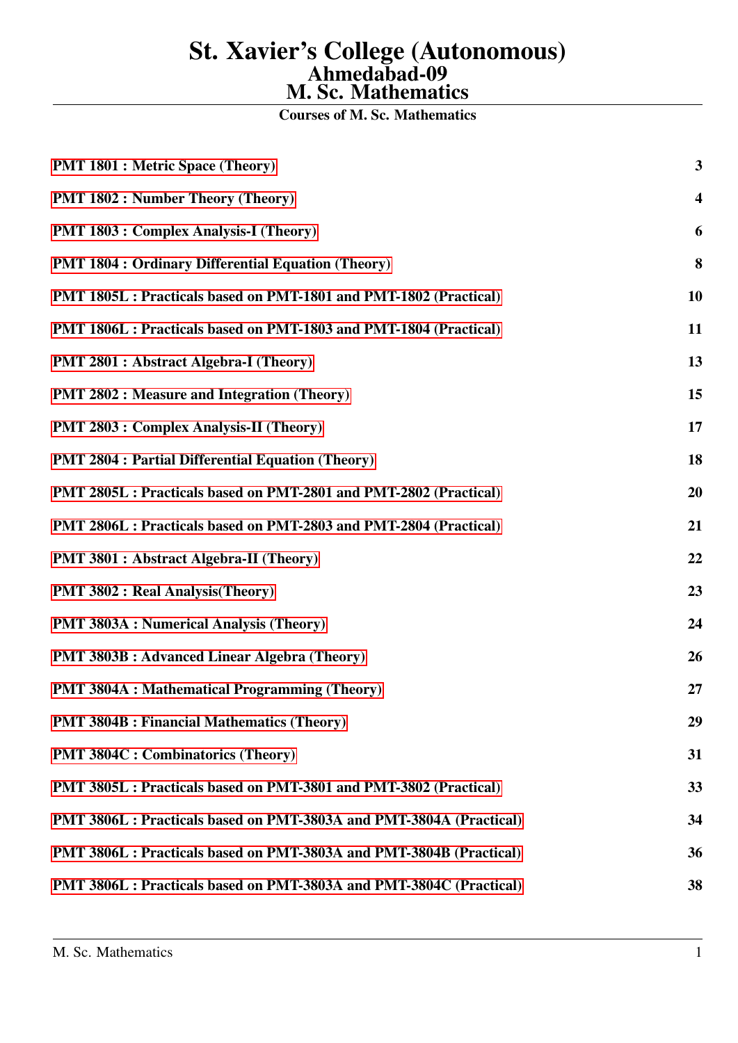# St. Xavier's College (Autonomous)
## Ahmedabad-09
## M. Sc. Mathematics

### Courses of M. Sc. Mathematics

| | |
|---|---|
| **PMT 1801 : Metric Space (Theory)** | **3** |
| **PMT 1802 : Number Theory (Theory)** | **4** |
| **PMT 1803 : Complex Analysis-I (Theory)** | **6** |
| **PMT 1804 : Ordinary Differential Equation (Theory)** | **8** |
| **PMT 1805L : Practicals based on PMT-1801 and PMT-1802 (Practical)** | **10** |
| **PMT 1806L : Practicals based on PMT-1803 and PMT-1804 (Practical)** | **11** |
| **PMT 2801 : Abstract Algebra-I (Theory)** | **13** |
| **PMT 2802 : Measure and Integration (Theory)** | **15** |
| **PMT 2803 : Complex Analysis-II (Theory)** | **17** |
| **PMT 2804 : Partial Differential Equation (Theory)** | **18** |
| **PMT 2805L : Practicals based on PMT-2801 and PMT-2802 (Practical)** | **20** |
| **PMT 2806L : Practicals based on PMT-2803 and PMT-2804 (Practical)** | **21** |
| **PMT 3801 : Abstract Algebra-II (Theory)** | **22** |
| **PMT 3802 : Real Analysis(Theory)** | **23** |
| **PMT 3803A : Numerical Analysis (Theory)** | **24** |
| **PMT 3803B : Advanced Linear Algebra (Theory)** | **26** |
| **PMT 3804A : Mathematical Programming (Theory)** | **27** |
| **PMT 3804B : Financial Mathematics (Theory)** | **29** |
| **PMT 3804C : Combinatorics (Theory)** | **31** |
| **PMT 3805L : Practicals based on PMT-3801 and PMT-3802 (Practical)** | **33** |
| **PMT 3806L : Practicals based on PMT-3803A and PMT-3804A (Practical)** | **34** |
| **PMT 3806L : Practicals based on PMT-3803A and PMT-3804B (Practical)** | **36** |
| **PMT 3806L : Practicals based on PMT-3803A and PMT-3804C (Practical)** | **38** |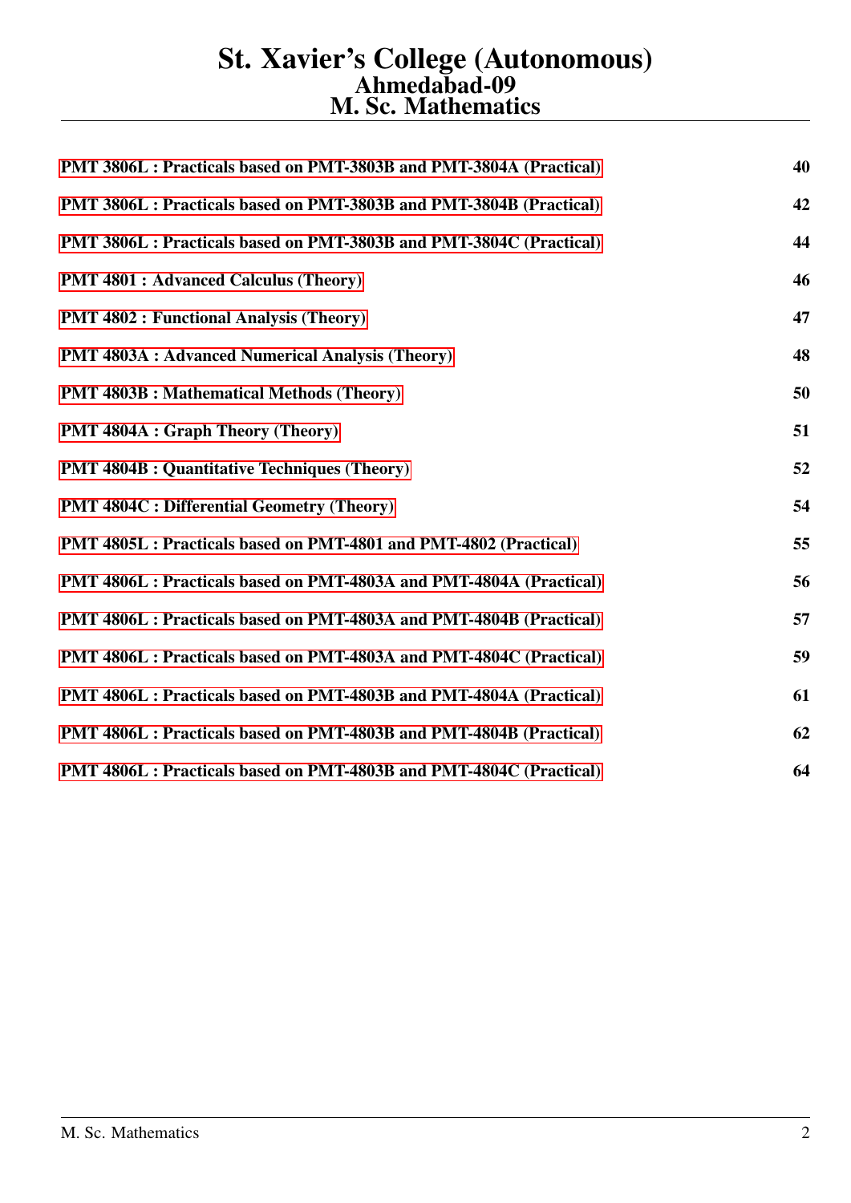# St. Xavier's College (Autonomous)
## Ahmedabad-09
## M. Sc. Mathematics

| | |
|---|---|
| **PMT 3806L : Practicals based on PMT-3803B and PMT-3804A (Practical)** | **40** |
| **PMT 3806L : Practicals based on PMT-3803B and PMT-3804B (Practical)** | **42** |
| **PMT 3806L : Practicals based on PMT-3803B and PMT-3804C (Practical)** | **44** |
| **PMT 4801 : Advanced Calculus (Theory)** | **46** |
| **PMT 4802 : Functional Analysis (Theory)** | **47** |
| **PMT 4803A : Advanced Numerical Analysis (Theory)** | **48** |
| **PMT 4803B : Mathematical Methods (Theory)** | **50** |
| **PMT 4804A : Graph Theory (Theory)** | **51** |
| **PMT 4804B : Quantitative Techniques (Theory)** | **52** |
| **PMT 4804C : Differential Geometry (Theory)** | **54** |
| **PMT 4805L : Practicals based on PMT-4801 and PMT-4802 (Practical)** | **55** |
| **PMT 4806L : Practicals based on PMT-4803A and PMT-4804A (Practical)** | **56** |
| **PMT 4806L : Practicals based on PMT-4803A and PMT-4804B (Practical)** | **57** |
| **PMT 4806L : Practicals based on PMT-4803A and PMT-4804C (Practical)** | **59** |
| **PMT 4806L : Practicals based on PMT-4803B and PMT-4804A (Practical)** | **61** |
| **PMT 4806L : Practicals based on PMT-4803B and PMT-4804B (Practical)** | **62** |
| **PMT 4806L : Practicals based on PMT-4803B and PMT-4804C (Practical)** | **64** |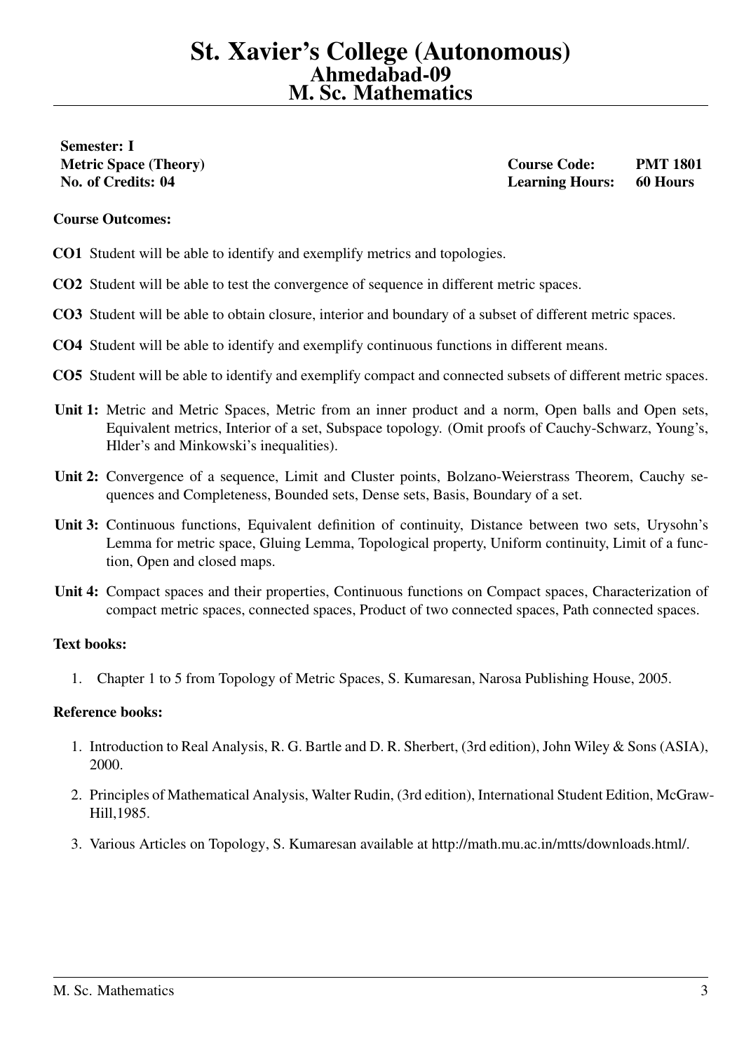# St. Xavier's College (Autonomous)
## Ahmedabad-09
## M. Sc. Mathematics

---

**Semester: I**
**Metric Space (Theory)** — **Course Code: PMT 1801**
**No. of Credits: 04** — **Learning Hours: 60 Hours**

**Course Outcomes:**

**CO1** Student will be able to identify and exemplify metrics and topologies.

**CO2** Student will be able to test the convergence of sequence in different metric spaces.

**CO3** Student will be able to obtain closure, interior and boundary of a subset of different metric spaces.

**CO4** Student will be able to identify and exemplify continuous functions in different means.

**CO5** Student will be able to identify and exemplify compact and connected subsets of different metric spaces.

**Unit 1:** Metric and Metric Spaces, Metric from an inner product and a norm, Open balls and Open sets, Equivalent metrics, Interior of a set, Subspace topology. (Omit proofs of Cauchy-Schwarz, Young's, Hlder's and Minkowski's inequalities).

**Unit 2:** Convergence of a sequence, Limit and Cluster points, Bolzano-Weierstrass Theorem, Cauchy sequences and Completeness, Bounded sets, Dense sets, Basis, Boundary of a set.

**Unit 3:** Continuous functions, Equivalent definition of continuity, Distance between two sets, Urysohn's Lemma for metric space, Gluing Lemma, Topological property, Uniform continuity, Limit of a function, Open and closed maps.

**Unit 4:** Compact spaces and their properties, Continuous functions on Compact spaces, Characterization of compact metric spaces, connected spaces, Product of two connected spaces, Path connected spaces.

**Text books:**

1. Chapter 1 to 5 from Topology of Metric Spaces, S. Kumaresan, Narosa Publishing House, 2005.

**Reference books:**

1. Introduction to Real Analysis, R. G. Bartle and D. R. Sherbert, (3rd edition), John Wiley & Sons (ASIA), 2000.
2. Principles of Mathematical Analysis, Walter Rudin, (3rd edition), International Student Edition, McGraw-Hill,1985.
3. Various Articles on Topology, S. Kumaresan available at http://math.mu.ac.in/mtts/downloads.html/.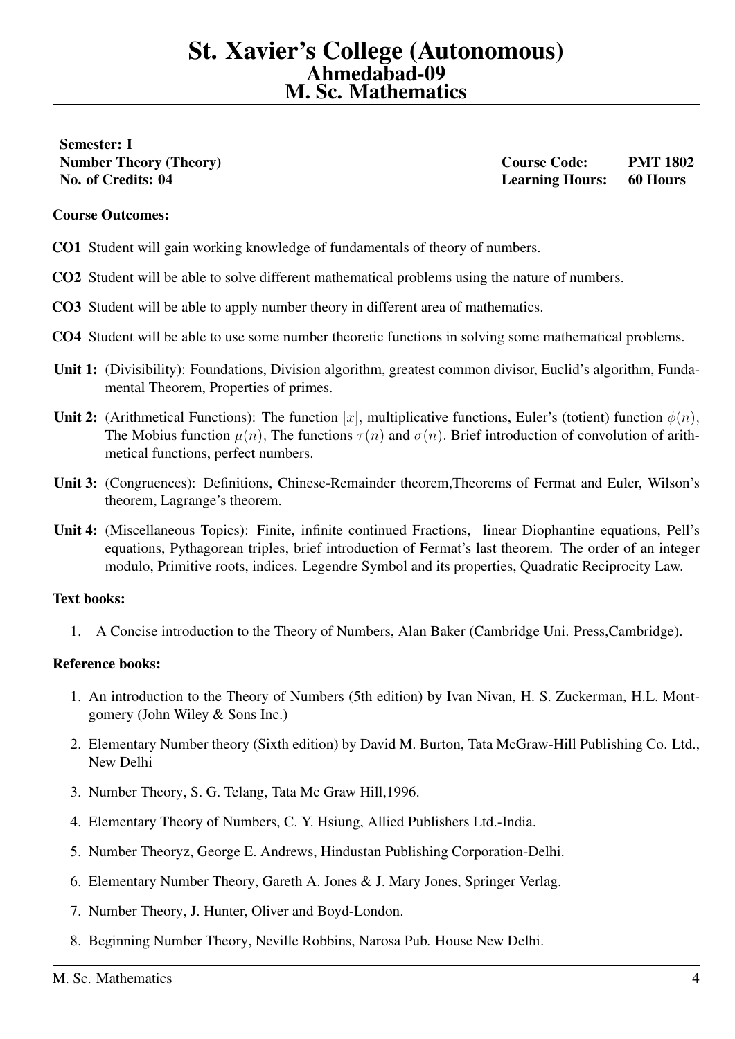# St. Xavier's College (Autonomous)
## Ahmedabad-09
## M. Sc. Mathematics

**Semester: I**
**Number Theory (Theory)** — **Course Code: PMT 1802**
**No. of Credits: 04** — **Learning Hours: 60 Hours**

**Course Outcomes:**

**CO1** Student will gain working knowledge of fundamentals of theory of numbers.

**CO2** Student will be able to solve different mathematical problems using the nature of numbers.

**CO3** Student will be able to apply number theory in different area of mathematics.

**CO4** Student will be able to use some number theoretic functions in solving some mathematical problems.

**Unit 1:** (Divisibility): Foundations, Division algorithm, greatest common divisor, Euclid's algorithm, Fundamental Theorem, Properties of primes.

**Unit 2:** (Arithmetical Functions): The function $[x]$, multiplicative functions, Euler's (totient) function $\phi(n)$, The Mobius function $\mu(n)$, The functions $\tau(n)$ and $\sigma(n)$. Brief introduction of convolution of arithmetical functions, perfect numbers.

**Unit 3:** (Congruences): Definitions, Chinese-Remainder theorem,Theorems of Fermat and Euler, Wilson's theorem, Lagrange's theorem.

**Unit 4:** (Miscellaneous Topics): Finite, infinite continued Fractions, linear Diophantine equations, Pell's equations, Pythagorean triples, brief introduction of Fermat's last theorem. The order of an integer modulo, Primitive roots, indices. Legendre Symbol and its properties, Quadratic Reciprocity Law.

**Text books:**

1. A Concise introduction to the Theory of Numbers, Alan Baker (Cambridge Uni. Press,Cambridge).

**Reference books:**

1. An introduction to the Theory of Numbers (5th edition) by Ivan Nivan, H. S. Zuckerman, H.L. Montgomery (John Wiley & Sons Inc.)
2. Elementary Number theory (Sixth edition) by David M. Burton, Tata McGraw-Hill Publishing Co. Ltd., New Delhi
3. Number Theory, S. G. Telang, Tata Mc Graw Hill,1996.
4. Elementary Theory of Numbers, C. Y. Hsiung, Allied Publishers Ltd.-India.
5. Number Theoryz, George E. Andrews, Hindustan Publishing Corporation-Delhi.
6. Elementary Number Theory, Gareth A. Jones & J. Mary Jones, Springer Verlag.
7. Number Theory, J. Hunter, Oliver and Boyd-London.
8. Beginning Number Theory, Neville Robbins, Narosa Pub. House New Delhi.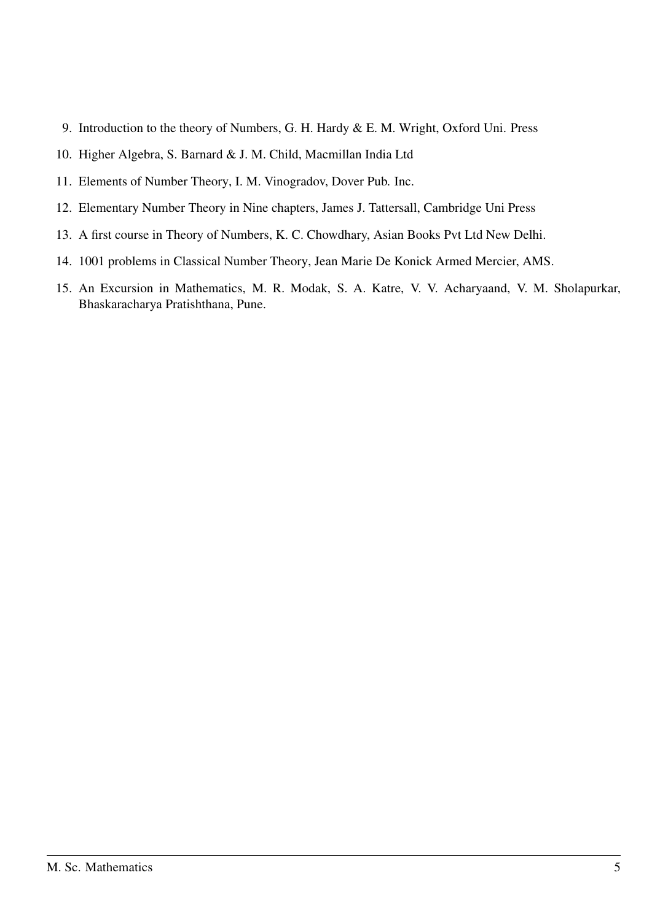9. Introduction to the theory of Numbers, G. H. Hardy & E. M. Wright, Oxford Uni. Press
10. Higher Algebra, S. Barnard & J. M. Child, Macmillan India Ltd
11. Elements of Number Theory, I. M. Vinogradov, Dover Pub. Inc.
12. Elementary Number Theory in Nine chapters, James J. Tattersall, Cambridge Uni Press
13. A first course in Theory of Numbers, K. C. Chowdhary, Asian Books Pvt Ltd New Delhi.
14. 1001 problems in Classical Number Theory, Jean Marie De Konick Armed Mercier, AMS.
15. An Excursion in Mathematics, M. R. Modak, S. A. Katre, V. V. Acharyaand, V. M. Sholapurkar, Bhaskaracharya Pratishthana, Pune.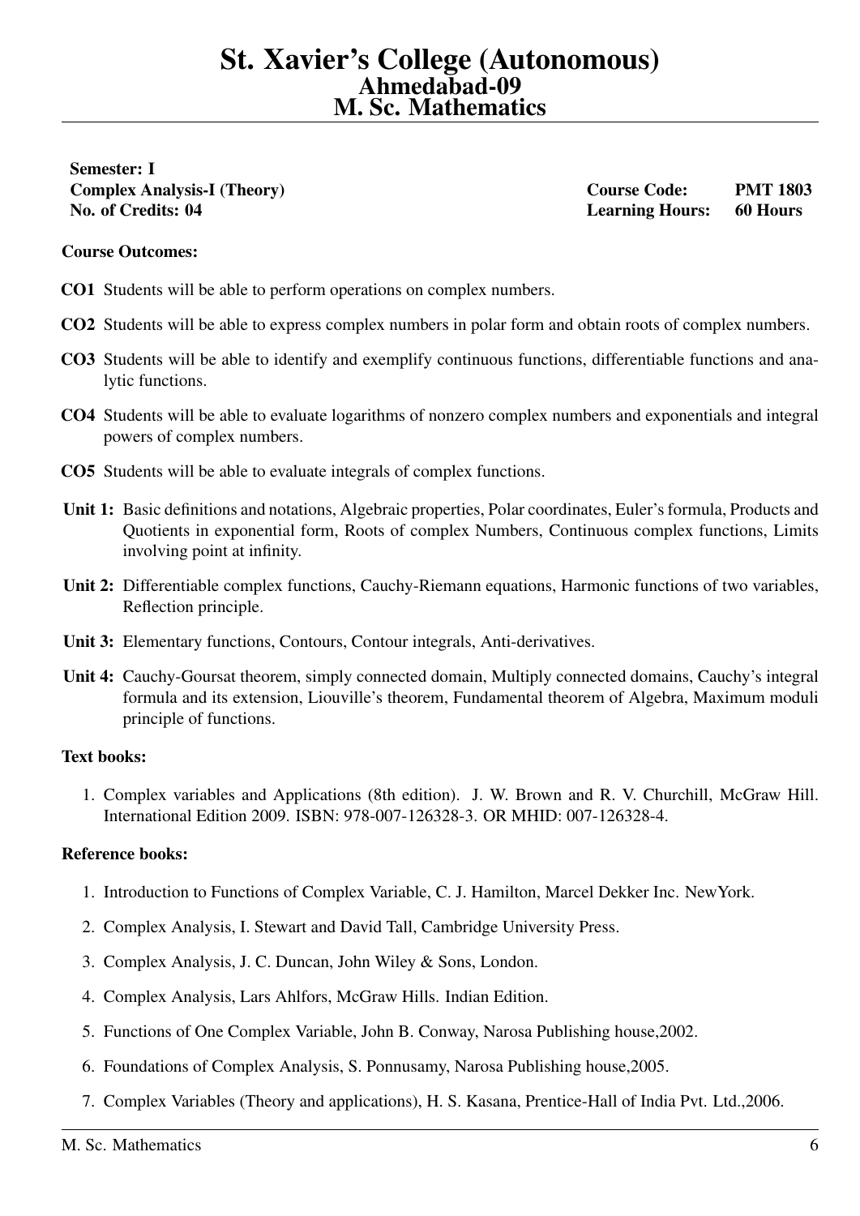# St. Xavier's College (Autonomous)
## Ahmedabad-09
## M. Sc. Mathematics

**Semester: I**
**Complex Analysis-I (Theory)** **Course Code: PMT 1803**
**No. of Credits: 04** **Learning Hours: 60 Hours**

**Course Outcomes:**

**CO1** Students will be able to perform operations on complex numbers.

**CO2** Students will be able to express complex numbers in polar form and obtain roots of complex numbers.

**CO3** Students will be able to identify and exemplify continuous functions, differentiable functions and analytic functions.

**CO4** Students will be able to evaluate logarithms of nonzero complex numbers and exponentials and integral powers of complex numbers.

**CO5** Students will be able to evaluate integrals of complex functions.

**Unit 1:** Basic definitions and notations, Algebraic properties, Polar coordinates, Euler's formula, Products and Quotients in exponential form, Roots of complex Numbers, Continuous complex functions, Limits involving point at infinity.

**Unit 2:** Differentiable complex functions, Cauchy-Riemann equations, Harmonic functions of two variables, Reflection principle.

**Unit 3:** Elementary functions, Contours, Contour integrals, Anti-derivatives.

**Unit 4:** Cauchy-Goursat theorem, simply connected domain, Multiply connected domains, Cauchy's integral formula and its extension, Liouville's theorem, Fundamental theorem of Algebra, Maximum moduli principle of functions.

**Text books:**

1. Complex variables and Applications (8th edition). J. W. Brown and R. V. Churchill, McGraw Hill. International Edition 2009. ISBN: 978-007-126328-3. OR MHID: 007-126328-4.

**Reference books:**

1. Introduction to Functions of Complex Variable, C. J. Hamilton, Marcel Dekker Inc. NewYork.
2. Complex Analysis, I. Stewart and David Tall, Cambridge University Press.
3. Complex Analysis, J. C. Duncan, John Wiley & Sons, London.
4. Complex Analysis, Lars Ahlfors, McGraw Hills. Indian Edition.
5. Functions of One Complex Variable, John B. Conway, Narosa Publishing house,2002.
6. Foundations of Complex Analysis, S. Ponnusamy, Narosa Publishing house,2005.
7. Complex Variables (Theory and applications), H. S. Kasana, Prentice-Hall of India Pvt. Ltd.,2006.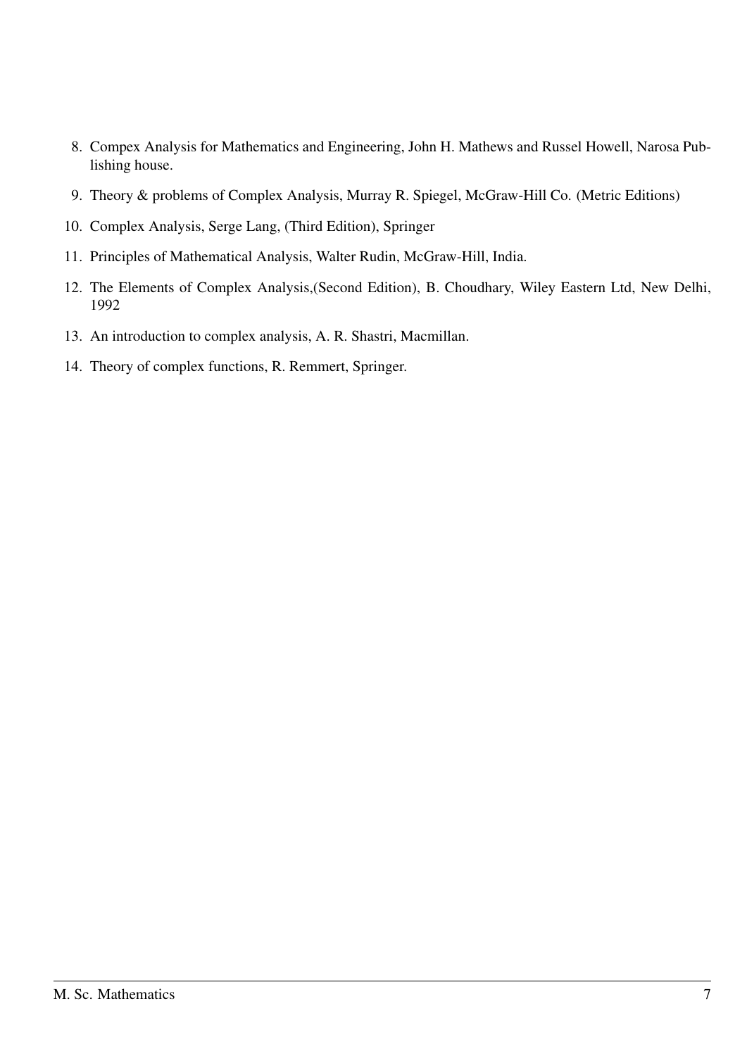8. Compex Analysis for Mathematics and Engineering, John H. Mathews and Russel Howell, Narosa Publishing house.
9. Theory & problems of Complex Analysis, Murray R. Spiegel, McGraw-Hill Co. (Metric Editions)
10. Complex Analysis, Serge Lang, (Third Edition), Springer
11. Principles of Mathematical Analysis, Walter Rudin, McGraw-Hill, India.
12. The Elements of Complex Analysis,(Second Edition), B. Choudhary, Wiley Eastern Ltd, New Delhi, 1992
13. An introduction to complex analysis, A. R. Shastri, Macmillan.
14. Theory of complex functions, R. Remmert, Springer.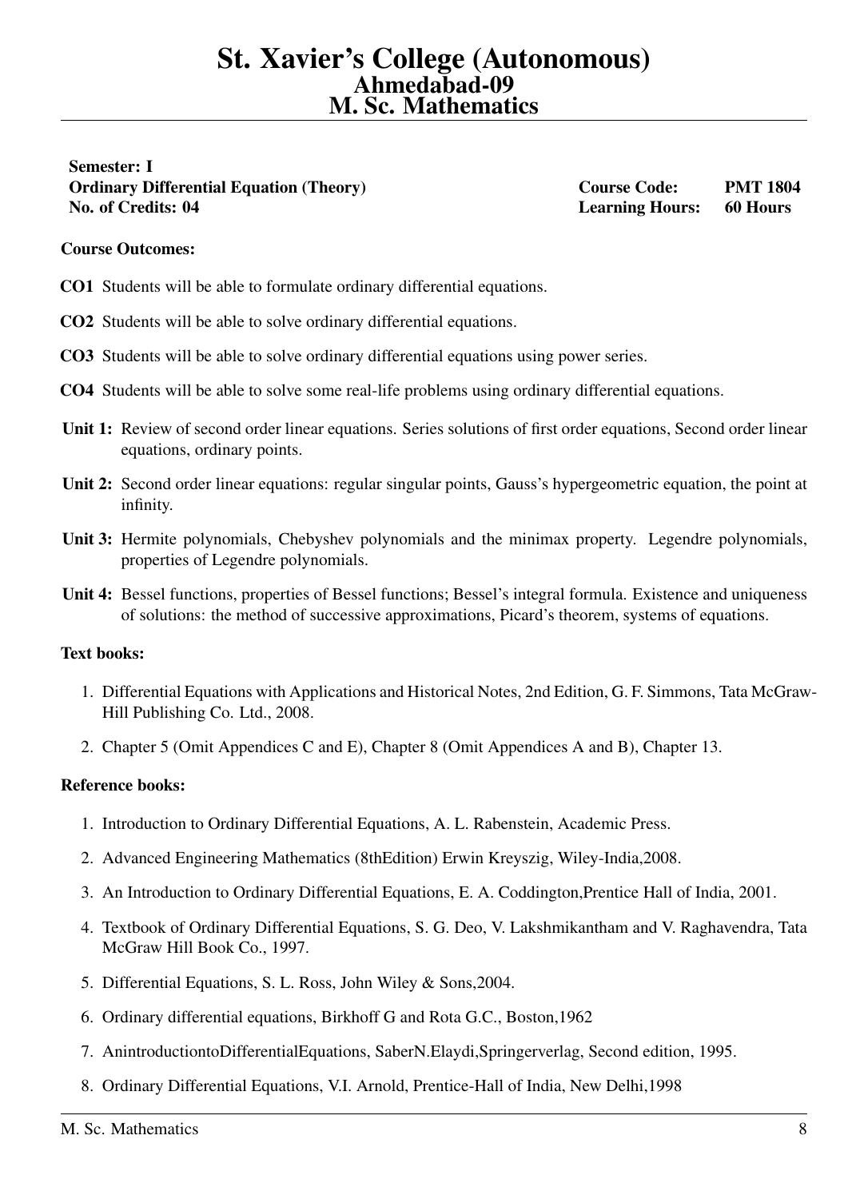# St. Xavier's College (Autonomous)
## Ahmedabad-09
## M. Sc. Mathematics

**Semester: I**
**Ordinary Differential Equation (Theory)** **Course Code: PMT 1804**
**No. of Credits: 04** **Learning Hours: 60 Hours**

**Course Outcomes:**

**CO1** Students will be able to formulate ordinary differential equations.

**CO2** Students will be able to solve ordinary differential equations.

**CO3** Students will be able to solve ordinary differential equations using power series.

**CO4** Students will be able to solve some real-life problems using ordinary differential equations.

**Unit 1:** Review of second order linear equations. Series solutions of first order equations, Second order linear equations, ordinary points.

**Unit 2:** Second order linear equations: regular singular points, Gauss's hypergeometric equation, the point at infinity.

**Unit 3:** Hermite polynomials, Chebyshev polynomials and the minimax property. Legendre polynomials, properties of Legendre polynomials.

**Unit 4:** Bessel functions, properties of Bessel functions; Bessel's integral formula. Existence and uniqueness of solutions: the method of successive approximations, Picard's theorem, systems of equations.

**Text books:**

1. Differential Equations with Applications and Historical Notes, 2nd Edition, G. F. Simmons, Tata McGraw-Hill Publishing Co. Ltd., 2008.
2. Chapter 5 (Omit Appendices C and E), Chapter 8 (Omit Appendices A and B), Chapter 13.

**Reference books:**

1. Introduction to Ordinary Differential Equations, A. L. Rabenstein, Academic Press.
2. Advanced Engineering Mathematics (8thEdition) Erwin Kreyszig, Wiley-India,2008.
3. An Introduction to Ordinary Differential Equations, E. A. Coddington,Prentice Hall of India, 2001.
4. Textbook of Ordinary Differential Equations, S. G. Deo, V. Lakshmikantham and V. Raghavendra, Tata McGraw Hill Book Co., 1997.
5. Differential Equations, S. L. Ross, John Wiley & Sons,2004.
6. Ordinary differential equations, Birkhoff G and Rota G.C., Boston,1962
7. AnintroductiontoDifferentialEquations, SaberN.Elaydi,Springerverlag, Second edition, 1995.
8. Ordinary Differential Equations, V.I. Arnold, Prentice-Hall of India, New Delhi,1998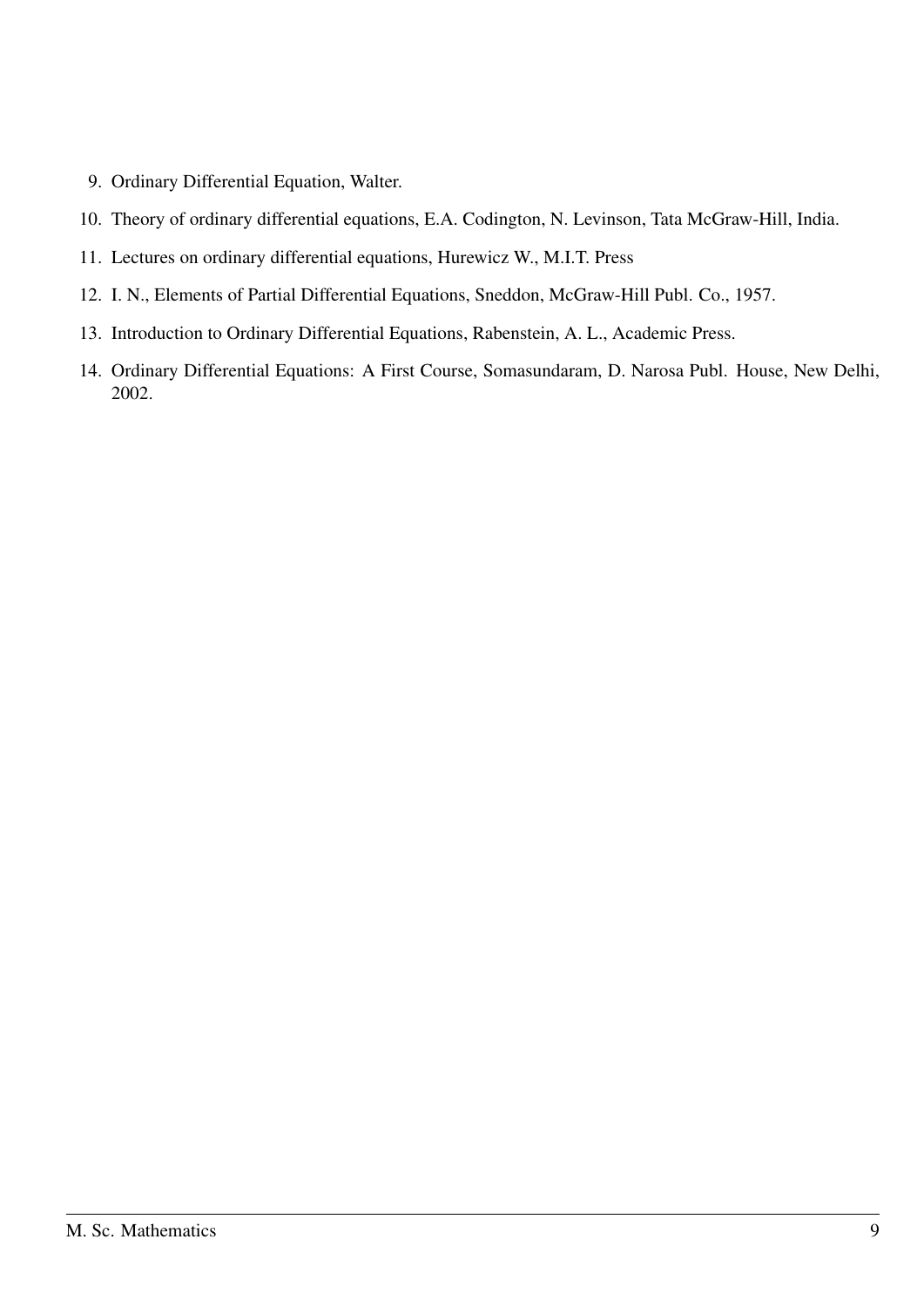9. Ordinary Differential Equation, Walter.
10. Theory of ordinary differential equations, E.A. Codington, N. Levinson, Tata McGraw-Hill, India.
11. Lectures on ordinary differential equations, Hurewicz W., M.I.T. Press
12. I. N., Elements of Partial Differential Equations, Sneddon, McGraw-Hill Publ. Co., 1957.
13. Introduction to Ordinary Differential Equations, Rabenstein, A. L., Academic Press.
14. Ordinary Differential Equations: A First Course, Somasundaram, D. Narosa Publ. House, New Delhi, 2002.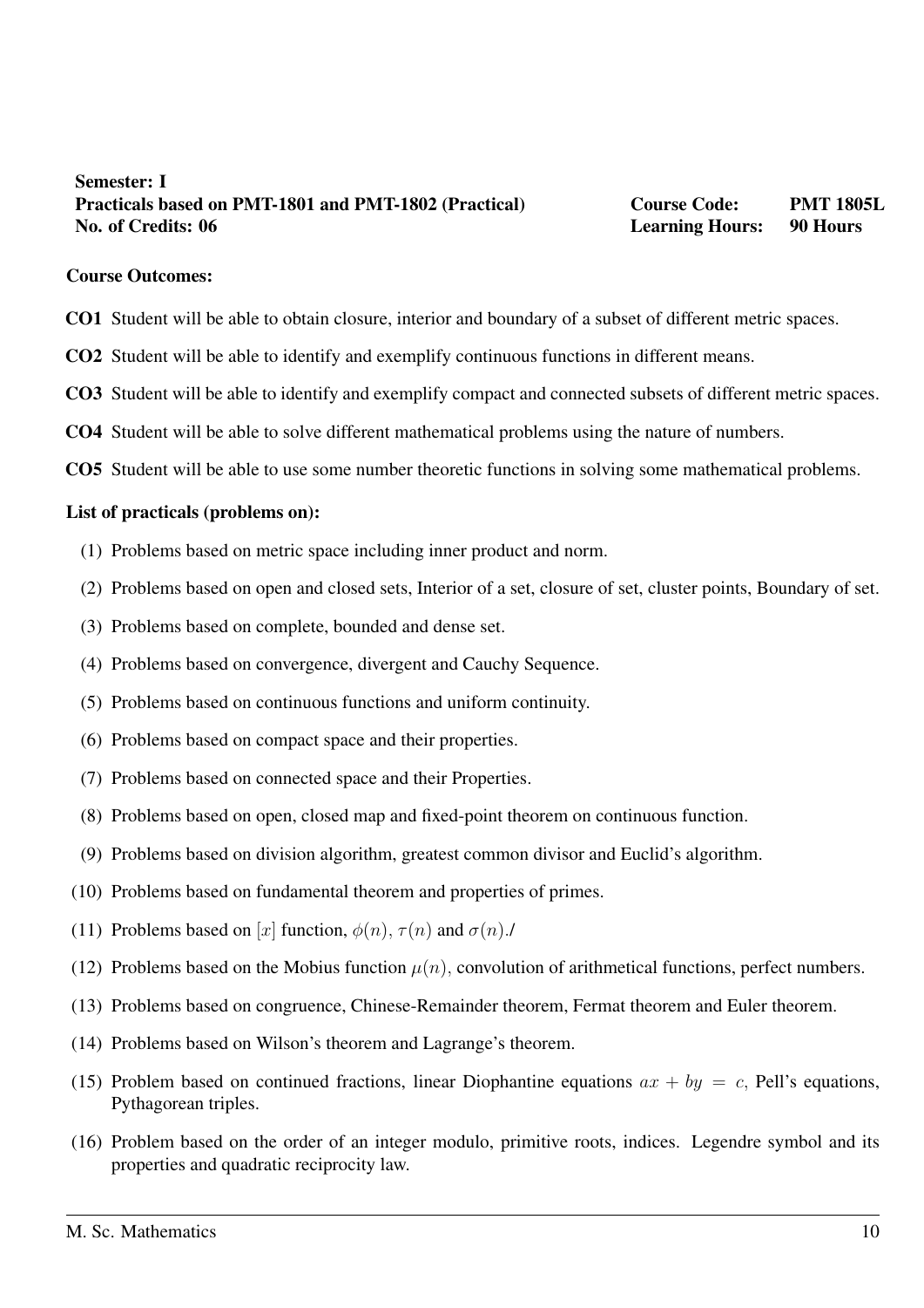**Semester: I**
**Practicals based on PMT-1801 and PMT-1802 (Practical)** **Course Code: PMT 1805L**
**No. of Credits: 06** **Learning Hours: 90 Hours**

**Course Outcomes:**

**CO1** Student will be able to obtain closure, interior and boundary of a subset of different metric spaces.

**CO2** Student will be able to identify and exemplify continuous functions in different means.

**CO3** Student will be able to identify and exemplify compact and connected subsets of different metric spaces.

**CO4** Student will be able to solve different mathematical problems using the nature of numbers.

**CO5** Student will be able to use some number theoretic functions in solving some mathematical problems.

**List of practicals (problems on):**

(1) Problems based on metric space including inner product and norm.

(2) Problems based on open and closed sets, Interior of a set, closure of set, cluster points, Boundary of set.

(3) Problems based on complete, bounded and dense set.

(4) Problems based on convergence, divergent and Cauchy Sequence.

(5) Problems based on continuous functions and uniform continuity.

(6) Problems based on compact space and their properties.

(7) Problems based on connected space and their Properties.

(8) Problems based on open, closed map and fixed-point theorem on continuous function.

(9) Problems based on division algorithm, greatest common divisor and Euclid's algorithm.

(10) Problems based on fundamental theorem and properties of primes.

(11) Problems based on $[x]$ function, $\phi(n)$, $\tau(n)$ and $\sigma(n)$./

(12) Problems based on the Mobius function $\mu(n)$, convolution of arithmetical functions, perfect numbers.

(13) Problems based on congruence, Chinese-Remainder theorem, Fermat theorem and Euler theorem.

(14) Problems based on Wilson's theorem and Lagrange's theorem.

(15) Problem based on continued fractions, linear Diophantine equations $ax + by = c$, Pell's equations, Pythagorean triples.

(16) Problem based on the order of an integer modulo, primitive roots, indices. Legendre symbol and its properties and quadratic reciprocity law.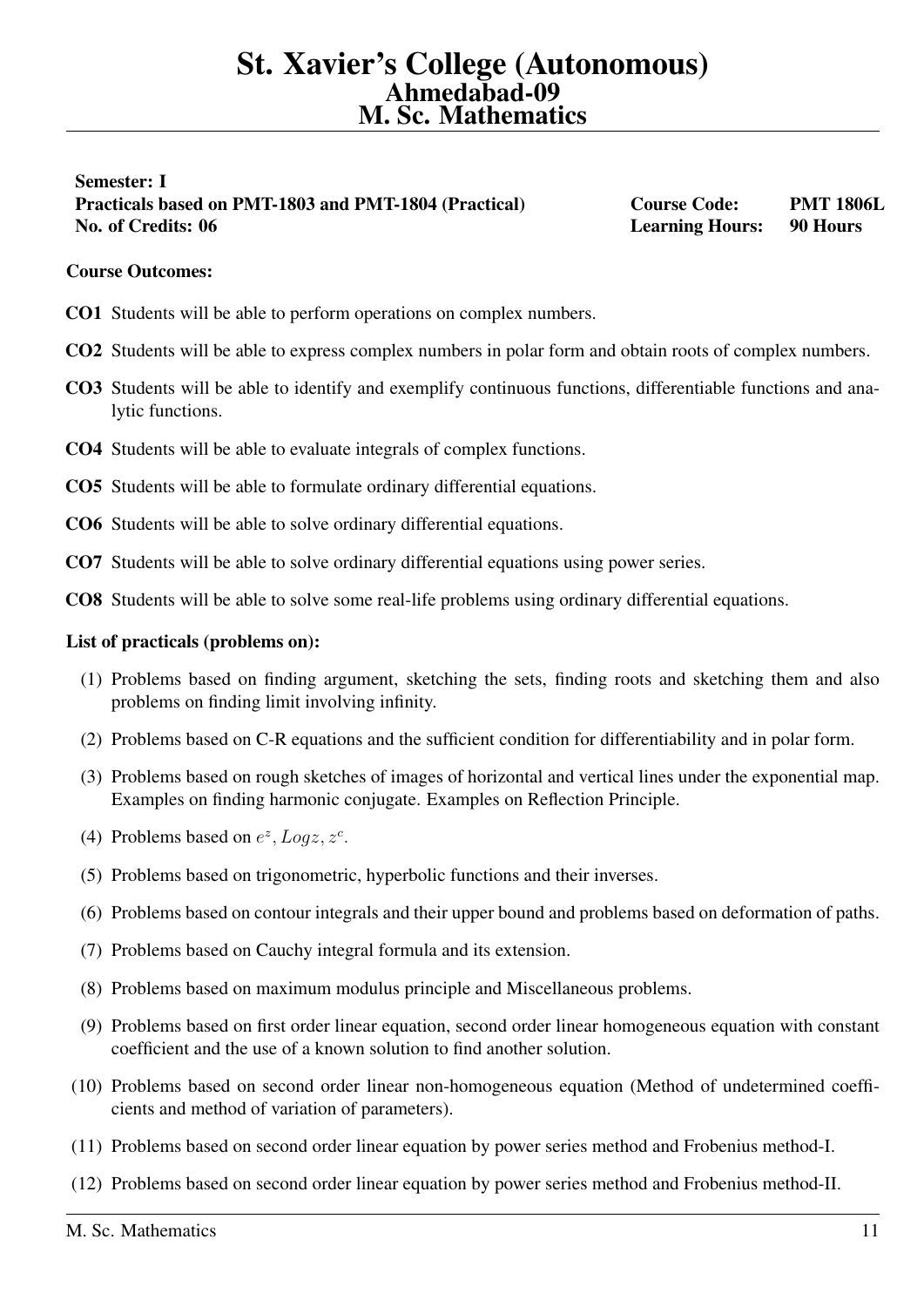# St. Xavier's College (Autonomous)
## Ahmedabad-09
## M. Sc. Mathematics

**Semester: I**
**Practicals based on PMT-1803 and PMT-1804 (Practical)** **Course Code: PMT 1806L**
**No. of Credits: 06** **Learning Hours: 90 Hours**

**Course Outcomes:**

**CO1** Students will be able to perform operations on complex numbers.

**CO2** Students will be able to express complex numbers in polar form and obtain roots of complex numbers.

**CO3** Students will be able to identify and exemplify continuous functions, differentiable functions and analytic functions.

**CO4** Students will be able to evaluate integrals of complex functions.

**CO5** Students will be able to formulate ordinary differential equations.

**CO6** Students will be able to solve ordinary differential equations.

**CO7** Students will be able to solve ordinary differential equations using power series.

**CO8** Students will be able to solve some real-life problems using ordinary differential equations.

**List of practicals (problems on):**

(1) Problems based on finding argument, sketching the sets, finding roots and sketching them and also problems on finding limit involving infinity.

(2) Problems based on C-R equations and the sufficient condition for differentiability and in polar form.

(3) Problems based on rough sketches of images of horizontal and vertical lines under the exponential map. Examples on finding harmonic conjugate. Examples on Reflection Principle.

(4) Problems based on $e^z, Logz, z^c$.

(5) Problems based on trigonometric, hyperbolic functions and their inverses.

(6) Problems based on contour integrals and their upper bound and problems based on deformation of paths.

(7) Problems based on Cauchy integral formula and its extension.

(8) Problems based on maximum modulus principle and Miscellaneous problems.

(9) Problems based on first order linear equation, second order linear homogeneous equation with constant coefficient and the use of a known solution to find another solution.

(10) Problems based on second order linear non-homogeneous equation (Method of undetermined coefficients and method of variation of parameters).

(11) Problems based on second order linear equation by power series method and Frobenius method-I.

(12) Problems based on second order linear equation by power series method and Frobenius method-II.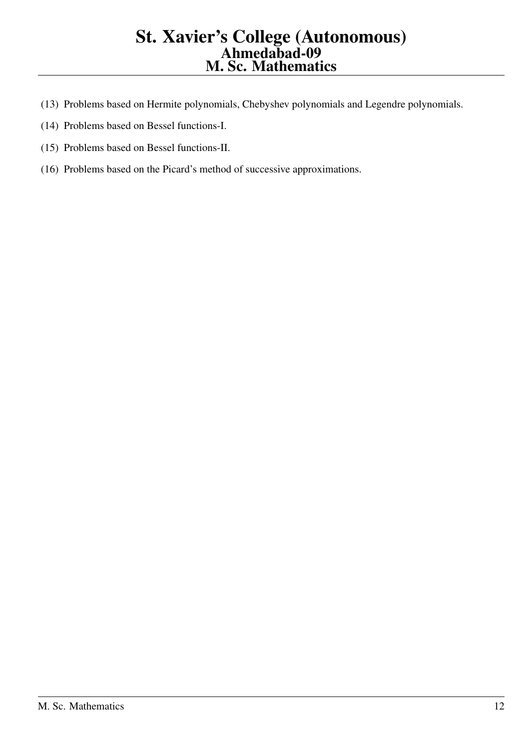(13) Problems based on Hermite polynomials, Chebyshev polynomials and Legendre polynomials.

(14) Problems based on Bessel functions-I.

(15) Problems based on Bessel functions-II.

(16) Problems based on the Picard's method of successive approximations.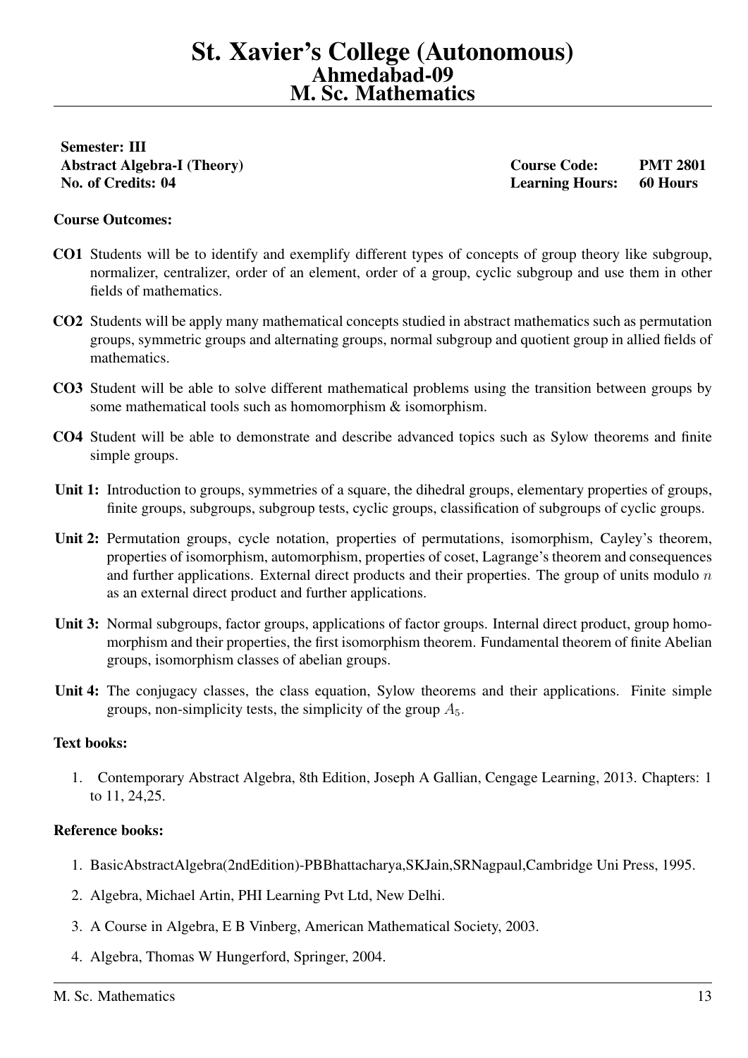# St. Xavier's College (Autonomous)
## Ahmedabad-09
## M. Sc. Mathematics

**Semester: III**

**Abstract Algebra-I (Theory)** **Course Code: PMT 2801**

**No. of Credits: 04** **Learning Hours: 60 Hours**

**Course Outcomes:**

**CO1** Students will be to identify and exemplify different types of concepts of group theory like subgroup, normalizer, centralizer, order of an element, order of a group, cyclic subgroup and use them in other fields of mathematics.

**CO2** Students will be apply many mathematical concepts studied in abstract mathematics such as permutation groups, symmetric groups and alternating groups, normal subgroup and quotient group in allied fields of mathematics.

**CO3** Student will be able to solve different mathematical problems using the transition between groups by some mathematical tools such as homomorphism & isomorphism.

**CO4** Student will be able to demonstrate and describe advanced topics such as Sylow theorems and finite simple groups.

**Unit 1:** Introduction to groups, symmetries of a square, the dihedral groups, elementary properties of groups, finite groups, subgroups, subgroup tests, cyclic groups, classification of subgroups of cyclic groups.

**Unit 2:** Permutation groups, cycle notation, properties of permutations, isomorphism, Cayley's theorem, properties of isomorphism, automorphism, properties of coset, Lagrange's theorem and consequences and further applications. External direct products and their properties. The group of units modulo $n$ as an external direct product and further applications.

**Unit 3:** Normal subgroups, factor groups, applications of factor groups. Internal direct product, group homomorphism and their properties, the first isomorphism theorem. Fundamental theorem of finite Abelian groups, isomorphism classes of abelian groups.

**Unit 4:** The conjugacy classes, the class equation, Sylow theorems and their applications. Finite simple groups, non-simplicity tests, the simplicity of the group $A_5$.

**Text books:**

1. Contemporary Abstract Algebra, 8th Edition, Joseph A Gallian, Cengage Learning, 2013. Chapters: 1 to 11, 24,25.

**Reference books:**

1. BasicAbstractAlgebra(2ndEdition)-PBBhattacharya,SKJain,SRNagpaul,Cambridge Uni Press, 1995.
2. Algebra, Michael Artin, PHI Learning Pvt Ltd, New Delhi.
3. A Course in Algebra, E B Vinberg, American Mathematical Society, 2003.
4. Algebra, Thomas W Hungerford, Springer, 2004.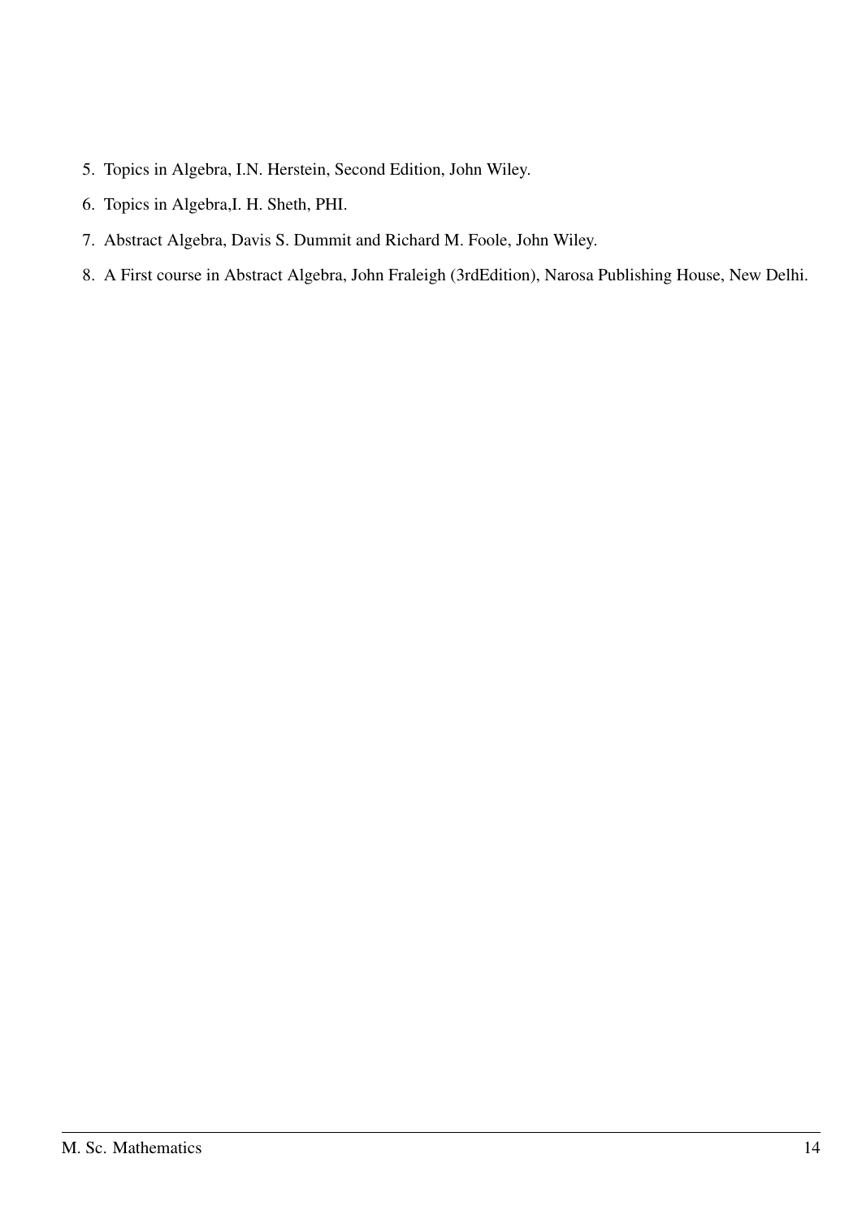5. Topics in Algebra, I.N. Herstein, Second Edition, John Wiley.
6. Topics in Algebra,I. H. Sheth, PHI.
7. Abstract Algebra, Davis S. Dummit and Richard M. Foole, John Wiley.
8. A First course in Abstract Algebra, John Fraleigh (3rdEdition), Narosa Publishing House, New Delhi.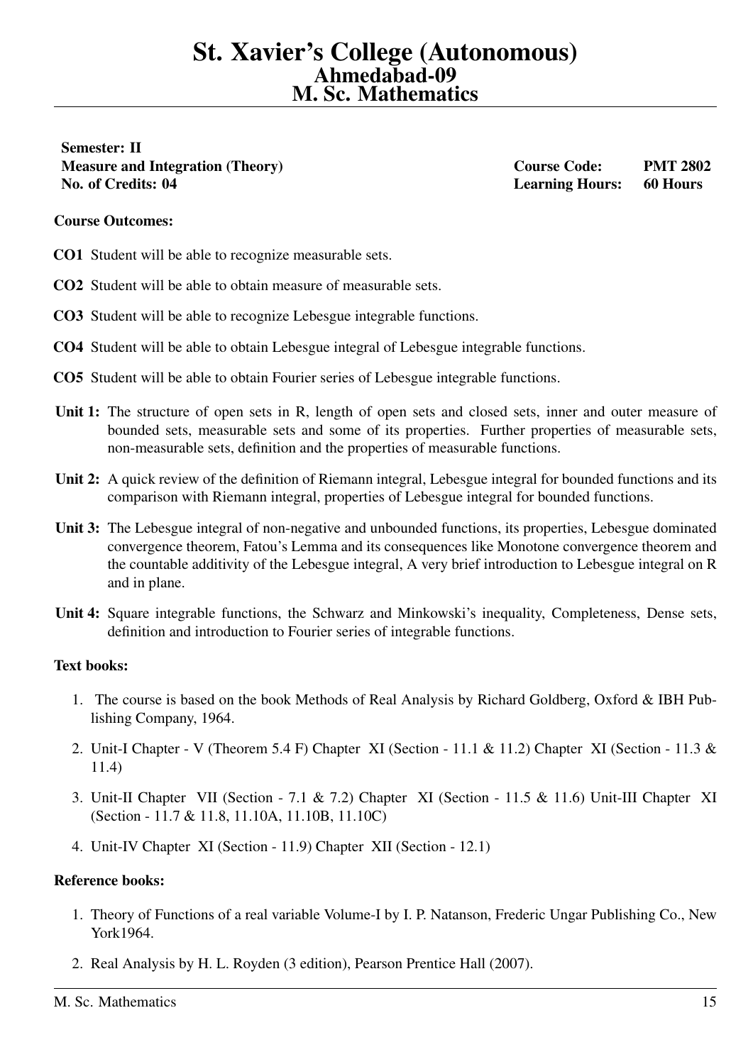# St. Xavier's College (Autonomous)
## Ahmedabad-09
## M. Sc. Mathematics

**Semester: II**
**Measure and Integration (Theory)** **Course Code: PMT 2802**
**No. of Credits: 04** **Learning Hours: 60 Hours**

**Course Outcomes:**

**CO1** Student will be able to recognize measurable sets.

**CO2** Student will be able to obtain measure of measurable sets.

**CO3** Student will be able to recognize Lebesgue integrable functions.

**CO4** Student will be able to obtain Lebesgue integral of Lebesgue integrable functions.

**CO5** Student will be able to obtain Fourier series of Lebesgue integrable functions.

**Unit 1:** The structure of open sets in R, length of open sets and closed sets, inner and outer measure of bounded sets, measurable sets and some of its properties. Further properties of measurable sets, non-measurable sets, definition and the properties of measurable functions.

**Unit 2:** A quick review of the definition of Riemann integral, Lebesgue integral for bounded functions and its comparison with Riemann integral, properties of Lebesgue integral for bounded functions.

**Unit 3:** The Lebesgue integral of non-negative and unbounded functions, its properties, Lebesgue dominated convergence theorem, Fatou's Lemma and its consequences like Monotone convergence theorem and the countable additivity of the Lebesgue integral, A very brief introduction to Lebesgue integral on R and in plane.

**Unit 4:** Square integrable functions, the Schwarz and Minkowski's inequality, Completeness, Dense sets, definition and introduction to Fourier series of integrable functions.

**Text books:**

1. The course is based on the book Methods of Real Analysis by Richard Goldberg, Oxford & IBH Publishing Company, 1964.
2. Unit-I Chapter - V (Theorem 5.4 F) Chapter XI (Section - 11.1 & 11.2) Chapter XI (Section - 11.3 & 11.4)
3. Unit-II Chapter VII (Section - 7.1 & 7.2) Chapter XI (Section - 11.5 & 11.6) Unit-III Chapter XI (Section - 11.7 & 11.8, 11.10A, 11.10B, 11.10C)
4. Unit-IV Chapter XI (Section - 11.9) Chapter XII (Section - 12.1)

**Reference books:**

1. Theory of Functions of a real variable Volume-I by I. P. Natanson, Frederic Ungar Publishing Co., New York1964.
2. Real Analysis by H. L. Royden (3 edition), Pearson Prentice Hall (2007).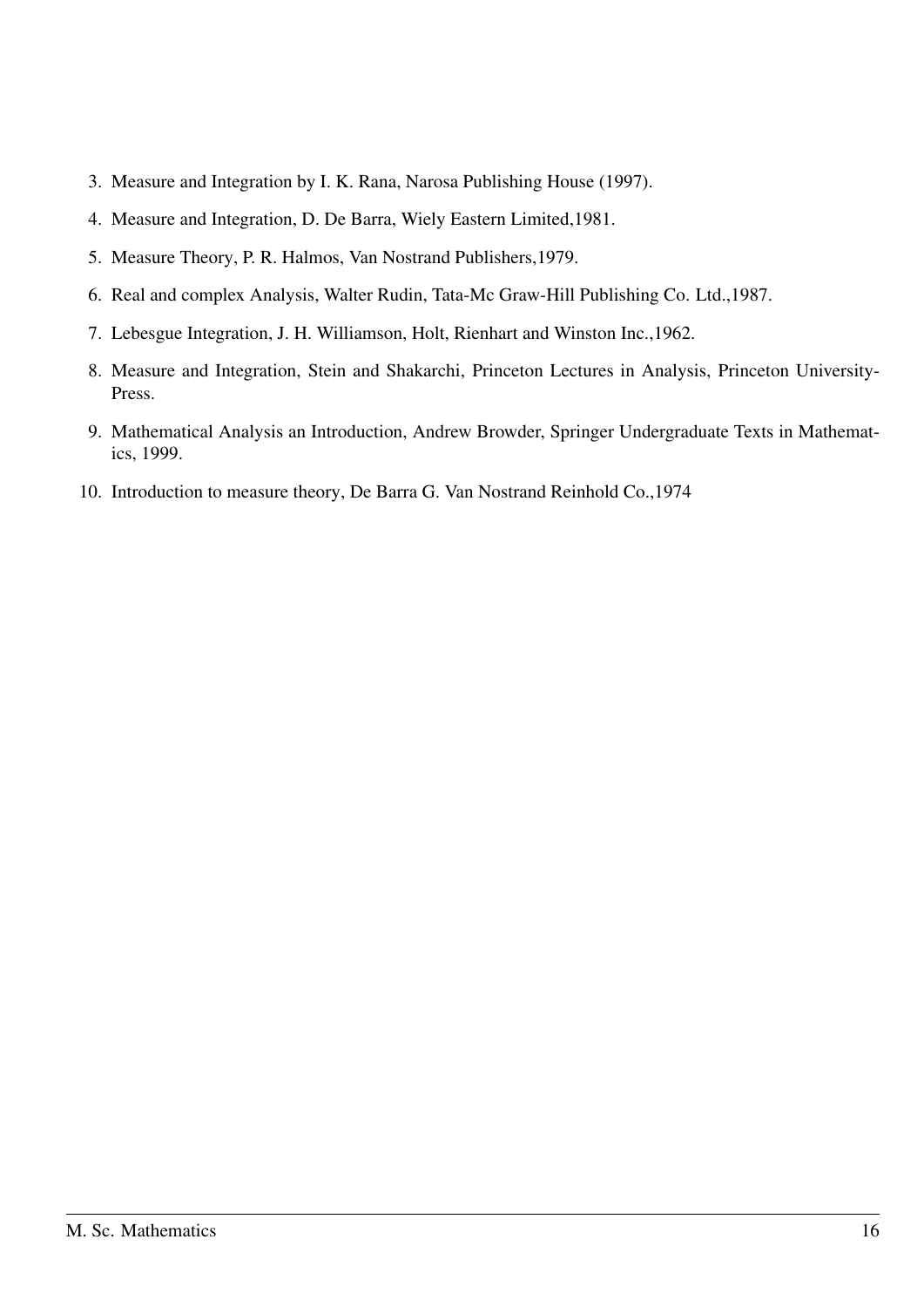3. Measure and Integration by I. K. Rana, Narosa Publishing House (1997).
4. Measure and Integration, D. De Barra, Wiely Eastern Limited,1981.
5. Measure Theory, P. R. Halmos, Van Nostrand Publishers,1979.
6. Real and complex Analysis, Walter Rudin, Tata-Mc Graw-Hill Publishing Co. Ltd.,1987.
7. Lebesgue Integration, J. H. Williamson, Holt, Rienhart and Winston Inc.,1962.
8. Measure and Integration, Stein and Shakarchi, Princeton Lectures in Analysis, Princeton University-Press.
9. Mathematical Analysis an Introduction, Andrew Browder, Springer Undergraduate Texts in Mathematics, 1999.
10. Introduction to measure theory, De Barra G. Van Nostrand Reinhold Co.,1974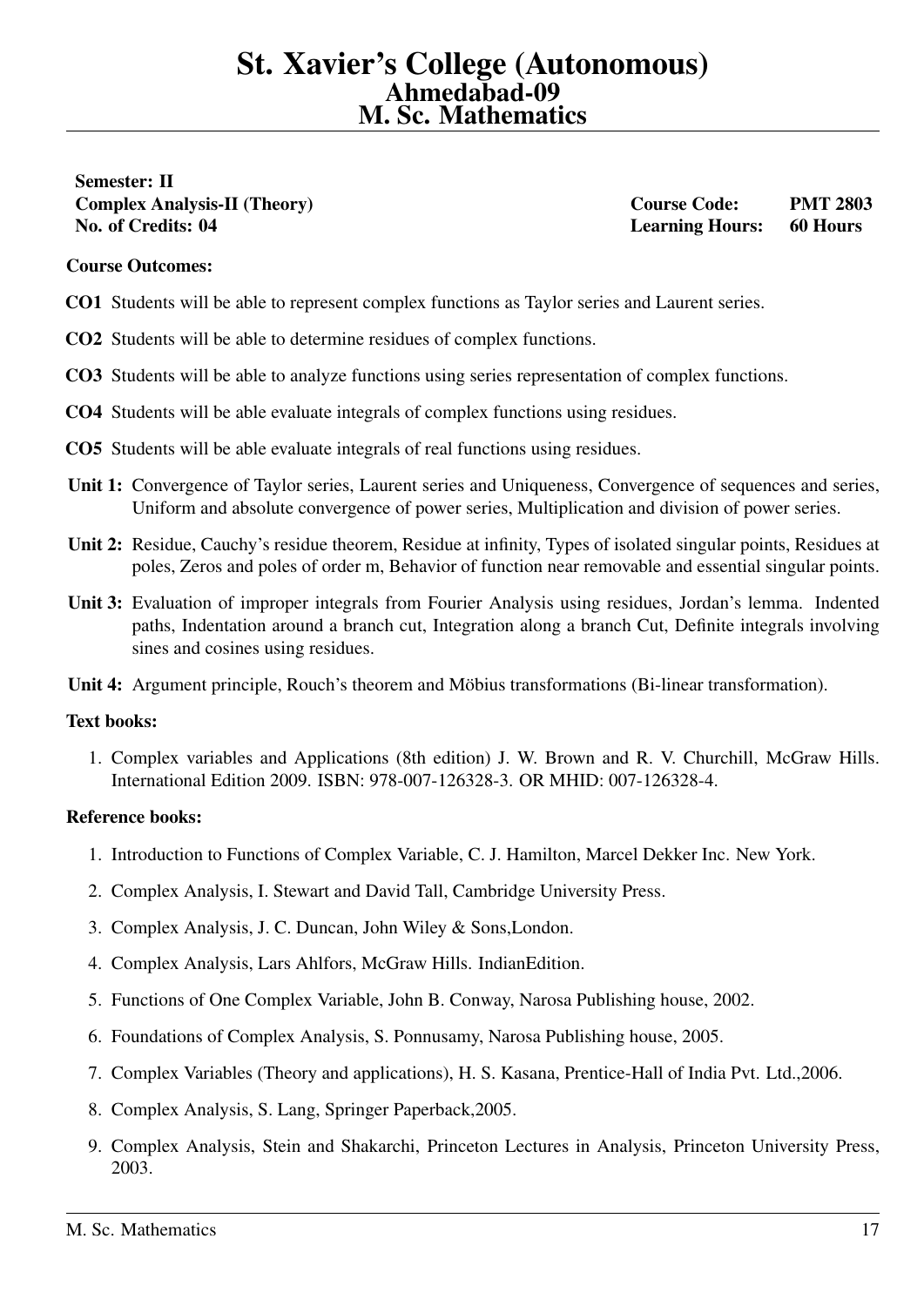# St. Xavier's College (Autonomous)
## Ahmedabad-09
## M. Sc. Mathematics

**Semester: II**

| | | |
|---|---|---|
| **Complex Analysis-II (Theory)** | **Course Code:** | **PMT 2803** |
| **No. of Credits: 04** | **Learning Hours:** | **60 Hours** |

**Course Outcomes:**

**CO1** Students will be able to represent complex functions as Taylor series and Laurent series.

**CO2** Students will be able to determine residues of complex functions.

**CO3** Students will be able to analyze functions using series representation of complex functions.

**CO4** Students will be able evaluate integrals of complex functions using residues.

**CO5** Students will be able evaluate integrals of real functions using residues.

**Unit 1:** Convergence of Taylor series, Laurent series and Uniqueness, Convergence of sequences and series, Uniform and absolute convergence of power series, Multiplication and division of power series.

**Unit 2:** Residue, Cauchy's residue theorem, Residue at infinity, Types of isolated singular points, Residues at poles, Zeros and poles of order m, Behavior of function near removable and essential singular points.

**Unit 3:** Evaluation of improper integrals from Fourier Analysis using residues, Jordan's lemma. Indented paths, Indentation around a branch cut, Integration along a branch Cut, Definite integrals involving sines and cosines using residues.

**Unit 4:** Argument principle, Rouch's theorem and Möbius transformations (Bi-linear transformation).

**Text books:**

1. Complex variables and Applications (8th edition) J. W. Brown and R. V. Churchill, McGraw Hills. International Edition 2009. ISBN: 978-007-126328-3. OR MHID: 007-126328-4.

**Reference books:**

1. Introduction to Functions of Complex Variable, C. J. Hamilton, Marcel Dekker Inc. New York.
2. Complex Analysis, I. Stewart and David Tall, Cambridge University Press.
3. Complex Analysis, J. C. Duncan, John Wiley & Sons,London.
4. Complex Analysis, Lars Ahlfors, McGraw Hills. IndianEdition.
5. Functions of One Complex Variable, John B. Conway, Narosa Publishing house, 2002.
6. Foundations of Complex Analysis, S. Ponnusamy, Narosa Publishing house, 2005.
7. Complex Variables (Theory and applications), H. S. Kasana, Prentice-Hall of India Pvt. Ltd.,2006.
8. Complex Analysis, S. Lang, Springer Paperback,2005.
9. Complex Analysis, Stein and Shakarchi, Princeton Lectures in Analysis, Princeton University Press, 2003.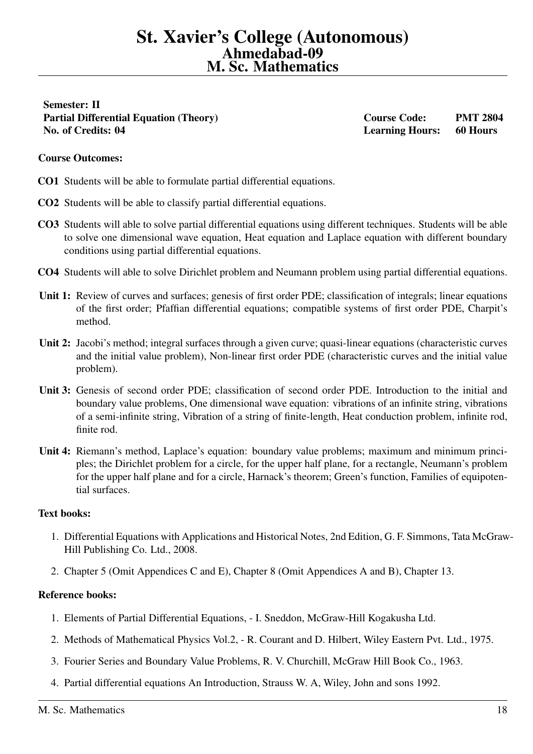# St. Xavier's College (Autonomous)
## Ahmedabad-09
## M. Sc. Mathematics

**Semester: II**
**Partial Differential Equation (Theory)** — **Course Code: PMT 2804**
**No. of Credits: 04** — **Learning Hours: 60 Hours**

**Course Outcomes:**

**CO1** Students will be able to formulate partial differential equations.

**CO2** Students will be able to classify partial differential equations.

**CO3** Students will able to solve partial differential equations using different techniques. Students will be able to solve one dimensional wave equation, Heat equation and Laplace equation with different boundary conditions using partial differential equations.

**CO4** Students will able to solve Dirichlet problem and Neumann problem using partial differential equations.

**Unit 1:** Review of curves and surfaces; genesis of first order PDE; classification of integrals; linear equations of the first order; Pfaffian differential equations; compatible systems of first order PDE, Charpit's method.

**Unit 2:** Jacobi's method; integral surfaces through a given curve; quasi-linear equations (characteristic curves and the initial value problem), Non-linear first order PDE (characteristic curves and the initial value problem).

**Unit 3:** Genesis of second order PDE; classification of second order PDE. Introduction to the initial and boundary value problems, One dimensional wave equation: vibrations of an infinite string, vibrations of a semi-infinite string, Vibration of a string of finite-length, Heat conduction problem, infinite rod, finite rod.

**Unit 4:** Riemann's method, Laplace's equation: boundary value problems; maximum and minimum principles; the Dirichlet problem for a circle, for the upper half plane, for a rectangle, Neumann's problem for the upper half plane and for a circle, Harnack's theorem; Green's function, Families of equipotential surfaces.

**Text books:**

1. Differential Equations with Applications and Historical Notes, 2nd Edition, G. F. Simmons, Tata McGraw-Hill Publishing Co. Ltd., 2008.
2. Chapter 5 (Omit Appendices C and E), Chapter 8 (Omit Appendices A and B), Chapter 13.

**Reference books:**

1. Elements of Partial Differential Equations, - I. Sneddon, McGraw-Hill Kogakusha Ltd.
2. Methods of Mathematical Physics Vol.2, - R. Courant and D. Hilbert, Wiley Eastern Pvt. Ltd., 1975.
3. Fourier Series and Boundary Value Problems, R. V. Churchill, McGraw Hill Book Co., 1963.
4. Partial differential equations An Introduction, Strauss W. A, Wiley, John and sons 1992.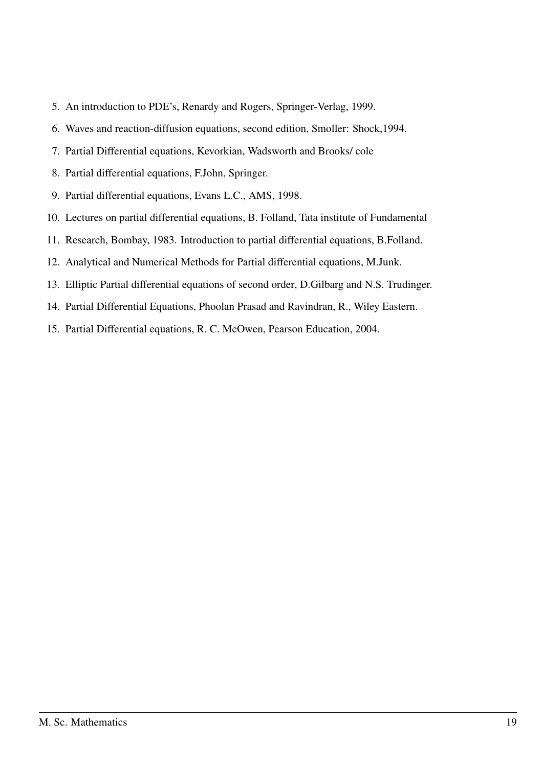5. An introduction to PDE's, Renardy and Rogers, Springer-Verlag, 1999.
6. Waves and reaction-diffusion equations, second edition, Smoller: Shock,1994.
7. Partial Differential equations, Kevorkian, Wadsworth and Brooks/ cole
8. Partial differential equations, F.John, Springer.
9. Partial differential equations, Evans L.C., AMS, 1998.
10. Lectures on partial differential equations, B. Folland, Tata institute of Fundamental
11. Research, Bombay, 1983. Introduction to partial differential equations, B.Folland.
12. Analytical and Numerical Methods for Partial differential equations, M.Junk.
13. Elliptic Partial differential equations of second order, D.Gilbarg and N.S. Trudinger.
14. Partial Differential Equations, Phoolan Prasad and Ravindran, R., Wiley Eastern.
15. Partial Differential equations, R. C. McOwen, Pearson Education, 2004.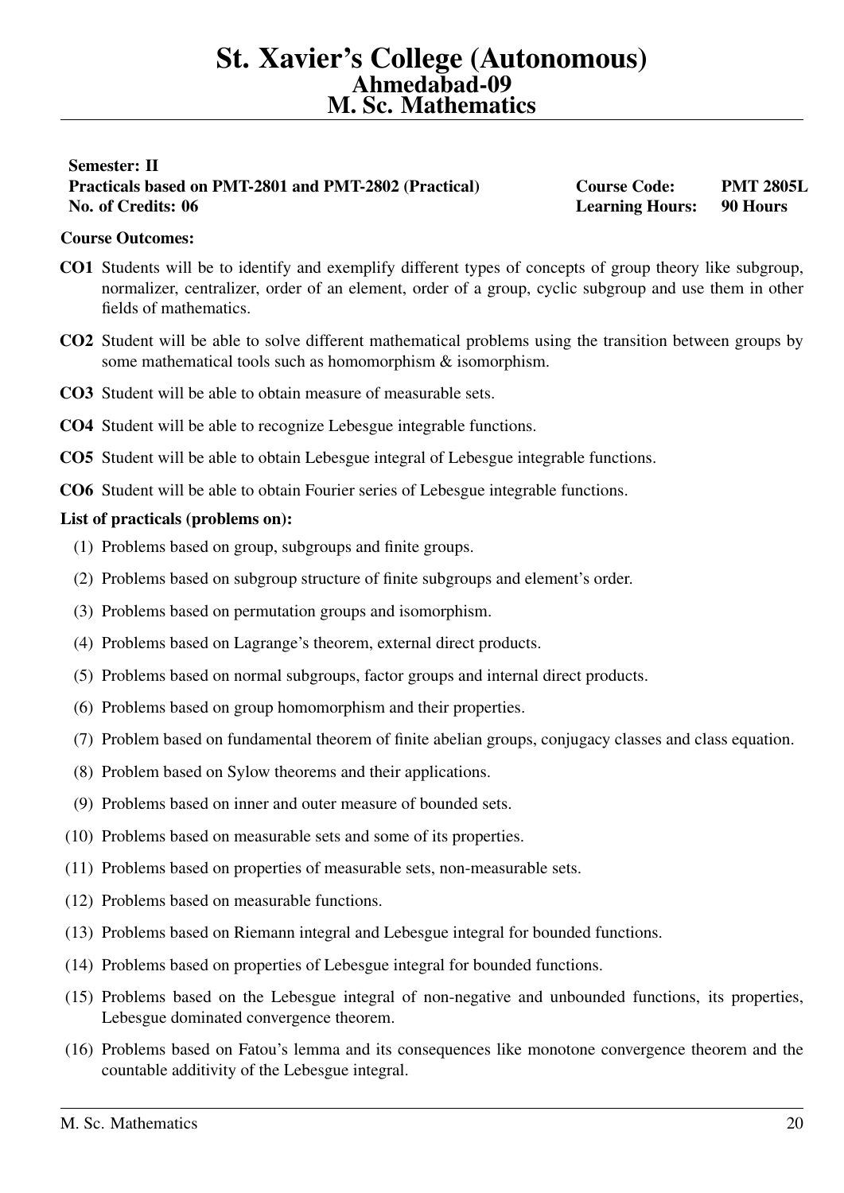# St. Xavier's College (Autonomous)
## Ahmedabad-09
## M. Sc. Mathematics

**Semester: II**
**Practicals based on PMT-2801 and PMT-2802 (Practical)** | **Course Code: PMT 2805L**
**No. of Credits: 06** | **Learning Hours: 90 Hours**

**Course Outcomes:**

**CO1** Students will be to identify and exemplify different types of concepts of group theory like subgroup, normalizer, centralizer, order of an element, order of a group, cyclic subgroup and use them in other fields of mathematics.

**CO2** Student will be able to solve different mathematical problems using the transition between groups by some mathematical tools such as homomorphism & isomorphism.

**CO3** Student will be able to obtain measure of measurable sets.

**CO4** Student will be able to recognize Lebesgue integrable functions.

**CO5** Student will be able to obtain Lebesgue integral of Lebesgue integrable functions.

**CO6** Student will be able to obtain Fourier series of Lebesgue integrable functions.

**List of practicals (problems on):**

(1) Problems based on group, subgroups and finite groups.

(2) Problems based on subgroup structure of finite subgroups and element's order.

(3) Problems based on permutation groups and isomorphism.

(4) Problems based on Lagrange's theorem, external direct products.

(5) Problems based on normal subgroups, factor groups and internal direct products.

(6) Problems based on group homomorphism and their properties.

(7) Problem based on fundamental theorem of finite abelian groups, conjugacy classes and class equation.

(8) Problem based on Sylow theorems and their applications.

(9) Problems based on inner and outer measure of bounded sets.

(10) Problems based on measurable sets and some of its properties.

(11) Problems based on properties of measurable sets, non-measurable sets.

(12) Problems based on measurable functions.

(13) Problems based on Riemann integral and Lebesgue integral for bounded functions.

(14) Problems based on properties of Lebesgue integral for bounded functions.

(15) Problems based on the Lebesgue integral of non-negative and unbounded functions, its properties, Lebesgue dominated convergence theorem.

(16) Problems based on Fatou's lemma and its consequences like monotone convergence theorem and the countable additivity of the Lebesgue integral.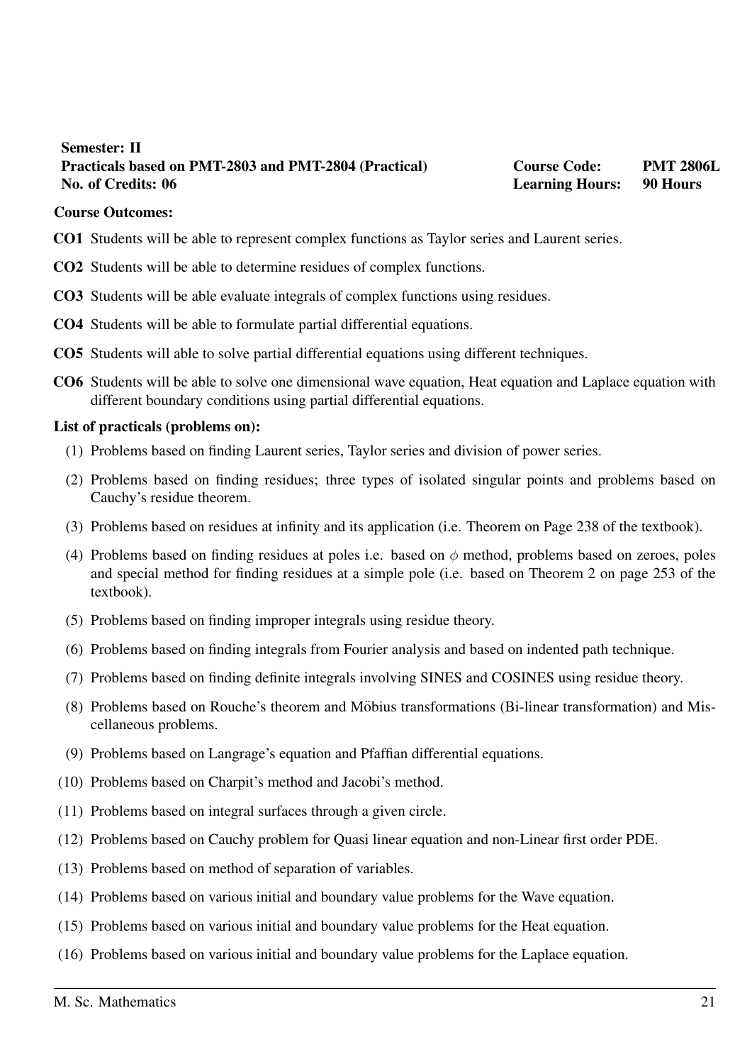**Semester: II**
**Practicals based on PMT-2803 and PMT-2804 (Practical)** **Course Code: PMT 2806L**
**No. of Credits: 06** **Learning Hours: 90 Hours**

**Course Outcomes:**

**CO1** Students will be able to represent complex functions as Taylor series and Laurent series.

**CO2** Students will be able to determine residues of complex functions.

**CO3** Students will be able evaluate integrals of complex functions using residues.

**CO4** Students will be able to formulate partial differential equations.

**CO5** Students will able to solve partial differential equations using different techniques.

**CO6** Students will be able to solve one dimensional wave equation, Heat equation and Laplace equation with different boundary conditions using partial differential equations.

**List of practicals (problems on):**

(1) Problems based on finding Laurent series, Taylor series and division of power series.

(2) Problems based on finding residues; three types of isolated singular points and problems based on Cauchy's residue theorem.

(3) Problems based on residues at infinity and its application (i.e. Theorem on Page 238 of the textbook).

(4) Problems based on finding residues at poles i.e. based on $\phi$ method, problems based on zeroes, poles and special method for finding residues at a simple pole (i.e. based on Theorem 2 on page 253 of the textbook).

(5) Problems based on finding improper integrals using residue theory.

(6) Problems based on finding integrals from Fourier analysis and based on indented path technique.

(7) Problems based on finding definite integrals involving SINES and COSINES using residue theory.

(8) Problems based on Rouche's theorem and Möbius transformations (Bi-linear transformation) and Miscellaneous problems.

(9) Problems based on Langrage's equation and Pfaffian differential equations.

(10) Problems based on Charpit's method and Jacobi's method.

(11) Problems based on integral surfaces through a given circle.

(12) Problems based on Cauchy problem for Quasi linear equation and non-Linear first order PDE.

(13) Problems based on method of separation of variables.

(14) Problems based on various initial and boundary value problems for the Wave equation.

(15) Problems based on various initial and boundary value problems for the Heat equation.

(16) Problems based on various initial and boundary value problems for the Laplace equation.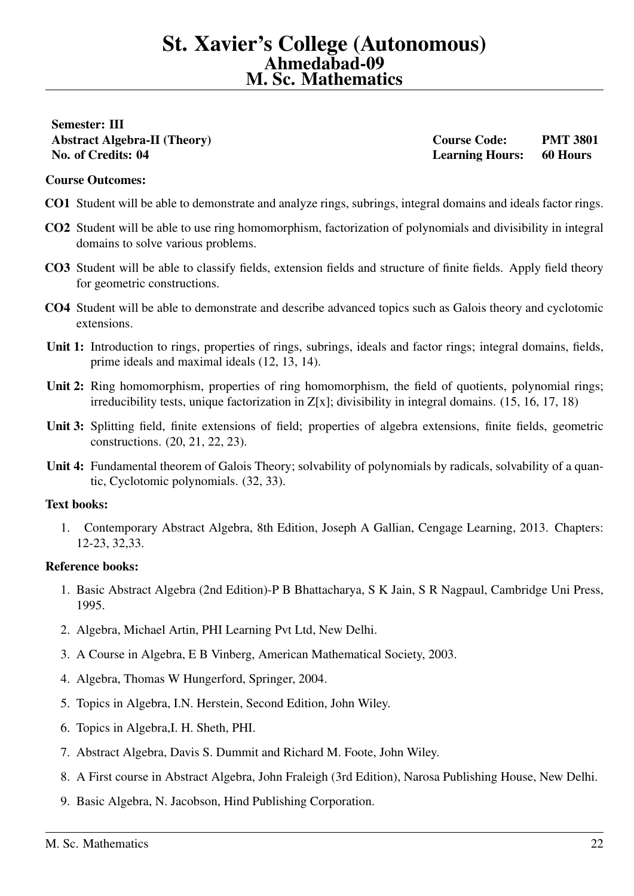# St. Xavier's College (Autonomous)
## Ahmedabad-09
## M. Sc. Mathematics

**Semester: III**
**Abstract Algebra-II (Theory)** — **Course Code: PMT 3801**
**No. of Credits: 04** — **Learning Hours: 60 Hours**

**Course Outcomes:**

**CO1** Student will be able to demonstrate and analyze rings, subrings, integral domains and ideals factor rings.

**CO2** Student will be able to use ring homomorphism, factorization of polynomials and divisibility in integral domains to solve various problems.

**CO3** Student will be able to classify fields, extension fields and structure of finite fields. Apply field theory for geometric constructions.

**CO4** Student will be able to demonstrate and describe advanced topics such as Galois theory and cyclotomic extensions.

**Unit 1:** Introduction to rings, properties of rings, subrings, ideals and factor rings; integral domains, fields, prime ideals and maximal ideals (12, 13, 14).

**Unit 2:** Ring homomorphism, properties of ring homomorphism, the field of quotients, polynomial rings; irreducibility tests, unique factorization in Z[x]; divisibility in integral domains. (15, 16, 17, 18)

**Unit 3:** Splitting field, finite extensions of field; properties of algebra extensions, finite fields, geometric constructions. (20, 21, 22, 23).

**Unit 4:** Fundamental theorem of Galois Theory; solvability of polynomials by radicals, solvability of a quantic, Cyclotomic polynomials. (32, 33).

**Text books:**

1. Contemporary Abstract Algebra, 8th Edition, Joseph A Gallian, Cengage Learning, 2013. Chapters: 12-23, 32,33.

**Reference books:**

1. Basic Abstract Algebra (2nd Edition)-P B Bhattacharya, S K Jain, S R Nagpaul, Cambridge Uni Press, 1995.
2. Algebra, Michael Artin, PHI Learning Pvt Ltd, New Delhi.
3. A Course in Algebra, E B Vinberg, American Mathematical Society, 2003.
4. Algebra, Thomas W Hungerford, Springer, 2004.
5. Topics in Algebra, I.N. Herstein, Second Edition, John Wiley.
6. Topics in Algebra,I. H. Sheth, PHI.
7. Abstract Algebra, Davis S. Dummit and Richard M. Foote, John Wiley.
8. A First course in Abstract Algebra, John Fraleigh (3rd Edition), Narosa Publishing House, New Delhi.
9. Basic Algebra, N. Jacobson, Hind Publishing Corporation.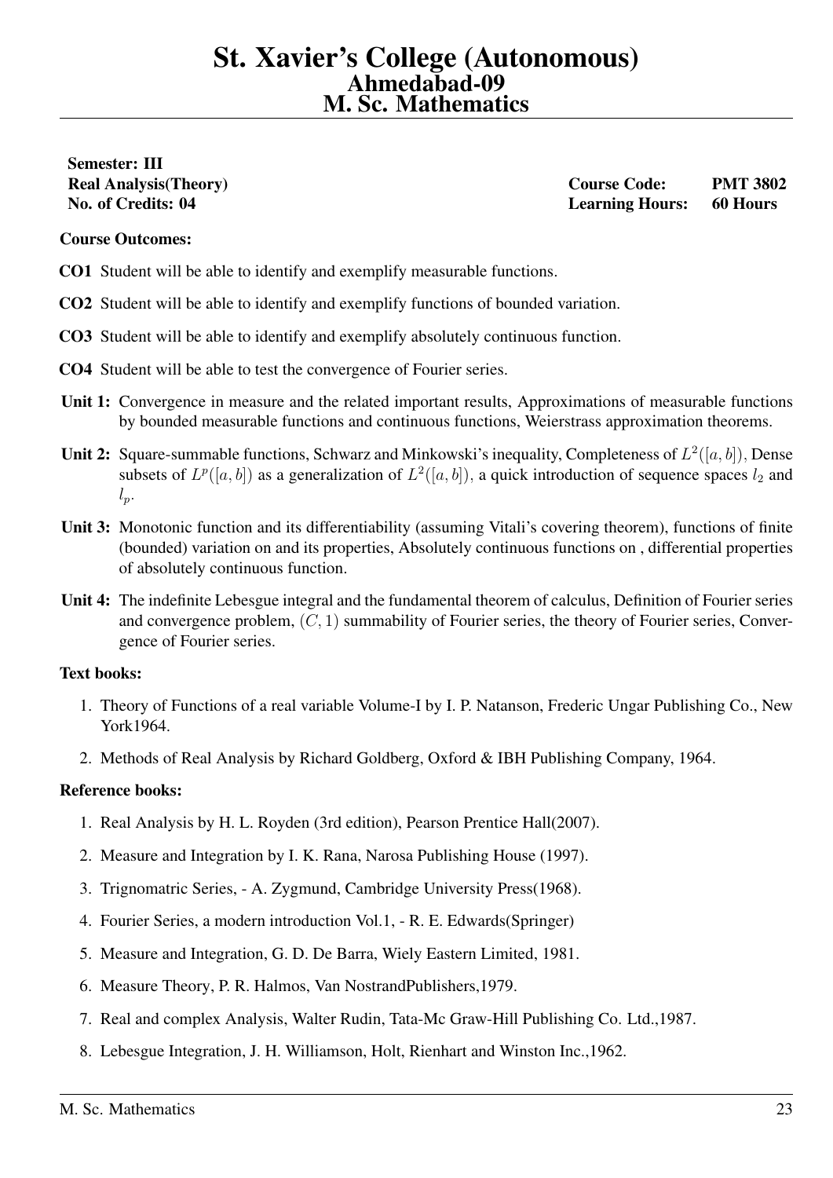# St. Xavier's College (Autonomous)
## Ahmedabad-09
## M. Sc. Mathematics

**Semester: III**
**Real Analysis(Theory)** **Course Code: PMT 3802**
**No. of Credits: 04** **Learning Hours: 60 Hours**

**Course Outcomes:**

**CO1** Student will be able to identify and exemplify measurable functions.

**CO2** Student will be able to identify and exemplify functions of bounded variation.

**CO3** Student will be able to identify and exemplify absolutely continuous function.

**CO4** Student will be able to test the convergence of Fourier series.

**Unit 1:** Convergence in measure and the related important results, Approximations of measurable functions by bounded measurable functions and continuous functions, Weierstrass approximation theorems.

**Unit 2:** Square-summable functions, Schwarz and Minkowski's inequality, Completeness of $L^2([a, b])$, Dense subsets of $L^p([a, b])$ as a generalization of $L^2([a, b])$, a quick introduction of sequence spaces $l_2$ and $l_p$.

**Unit 3:** Monotonic function and its differentiability (assuming Vitali's covering theorem), functions of finite (bounded) variation on and its properties, Absolutely continuous functions on , differential properties of absolutely continuous function.

**Unit 4:** The indefinite Lebesgue integral and the fundamental theorem of calculus, Definition of Fourier series and convergence problem, $(C, 1)$ summability of Fourier series, the theory of Fourier series, Convergence of Fourier series.

**Text books:**

1. Theory of Functions of a real variable Volume-I by I. P. Natanson, Frederic Ungar Publishing Co., New York1964.
2. Methods of Real Analysis by Richard Goldberg, Oxford & IBH Publishing Company, 1964.

**Reference books:**

1. Real Analysis by H. L. Royden (3rd edition), Pearson Prentice Hall(2007).
2. Measure and Integration by I. K. Rana, Narosa Publishing House (1997).
3. Trignomatric Series, - A. Zygmund, Cambridge University Press(1968).
4. Fourier Series, a modern introduction Vol.1, - R. E. Edwards(Springer)
5. Measure and Integration, G. D. De Barra, Wiely Eastern Limited, 1981.
6. Measure Theory, P. R. Halmos, Van NostrandPublishers,1979.
7. Real and complex Analysis, Walter Rudin, Tata-Mc Graw-Hill Publishing Co. Ltd.,1987.
8. Lebesgue Integration, J. H. Williamson, Holt, Rienhart and Winston Inc.,1962.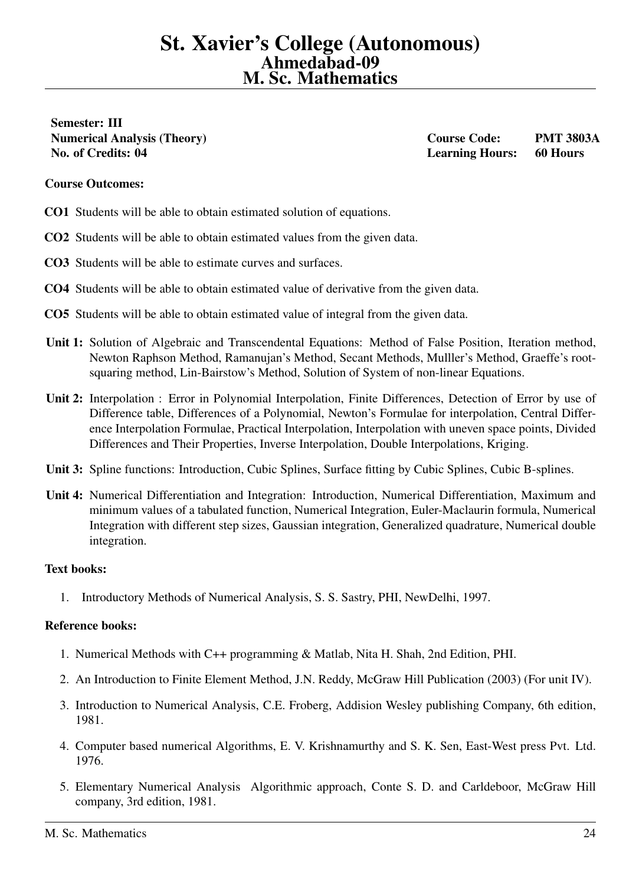# St. Xavier's College (Autonomous)
## Ahmedabad-09
## M. Sc. Mathematics

**Semester: III**
**Numerical Analysis (Theory)** **Course Code: PMT 3803A**
**No. of Credits: 04** **Learning Hours: 60 Hours**

**Course Outcomes:**

**CO1** Students will be able to obtain estimated solution of equations.

**CO2** Students will be able to obtain estimated values from the given data.

**CO3** Students will be able to estimate curves and surfaces.

**CO4** Students will be able to obtain estimated value of derivative from the given data.

**CO5** Students will be able to obtain estimated value of integral from the given data.

**Unit 1:** Solution of Algebraic and Transcendental Equations: Method of False Position, Iteration method, Newton Raphson Method, Ramanujan's Method, Secant Methods, Mulller's Method, Graeffe's root-squaring method, Lin-Bairstow's Method, Solution of System of non-linear Equations.

**Unit 2:** Interpolation : Error in Polynomial Interpolation, Finite Differences, Detection of Error by use of Difference table, Differences of a Polynomial, Newton's Formulae for interpolation, Central Difference Interpolation Formulae, Practical Interpolation, Interpolation with uneven space points, Divided Differences and Their Properties, Inverse Interpolation, Double Interpolations, Kriging.

**Unit 3:** Spline functions: Introduction, Cubic Splines, Surface fitting by Cubic Splines, Cubic B-splines.

**Unit 4:** Numerical Differentiation and Integration: Introduction, Numerical Differentiation, Maximum and minimum values of a tabulated function, Numerical Integration, Euler-Maclaurin formula, Numerical Integration with different step sizes, Gaussian integration, Generalized quadrature, Numerical double integration.

**Text books:**

1. Introductory Methods of Numerical Analysis, S. S. Sastry, PHI, NewDelhi, 1997.

**Reference books:**

1. Numerical Methods with C++ programming & Matlab, Nita H. Shah, 2nd Edition, PHI.
2. An Introduction to Finite Element Method, J.N. Reddy, McGraw Hill Publication (2003) (For unit IV).
3. Introduction to Numerical Analysis, C.E. Froberg, Addision Wesley publishing Company, 6th edition, 1981.
4. Computer based numerical Algorithms, E. V. Krishnamurthy and S. K. Sen, East-West press Pvt. Ltd. 1976.
5. Elementary Numerical Analysis Algorithmic approach, Conte S. D. and Carldeboor, McGraw Hill company, 3rd edition, 1981.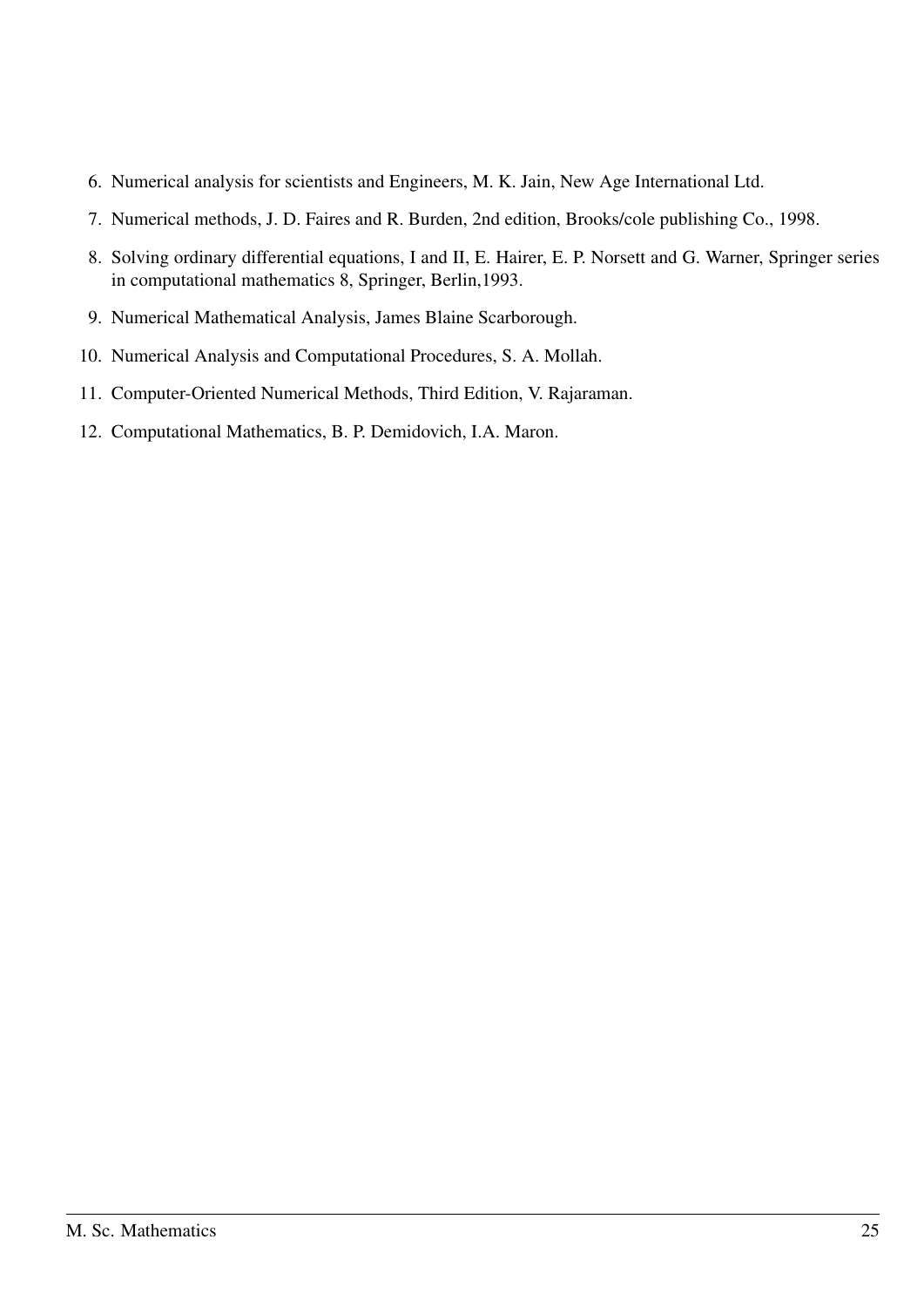6. Numerical analysis for scientists and Engineers, M. K. Jain, New Age International Ltd.
7. Numerical methods, J. D. Faires and R. Burden, 2nd edition, Brooks/cole publishing Co., 1998.
8. Solving ordinary differential equations, I and II, E. Hairer, E. P. Norsett and G. Warner, Springer series in computational mathematics 8, Springer, Berlin,1993.
9. Numerical Mathematical Analysis, James Blaine Scarborough.
10. Numerical Analysis and Computational Procedures, S. A. Mollah.
11. Computer-Oriented Numerical Methods, Third Edition, V. Rajaraman.
12. Computational Mathematics, B. P. Demidovich, I.A. Maron.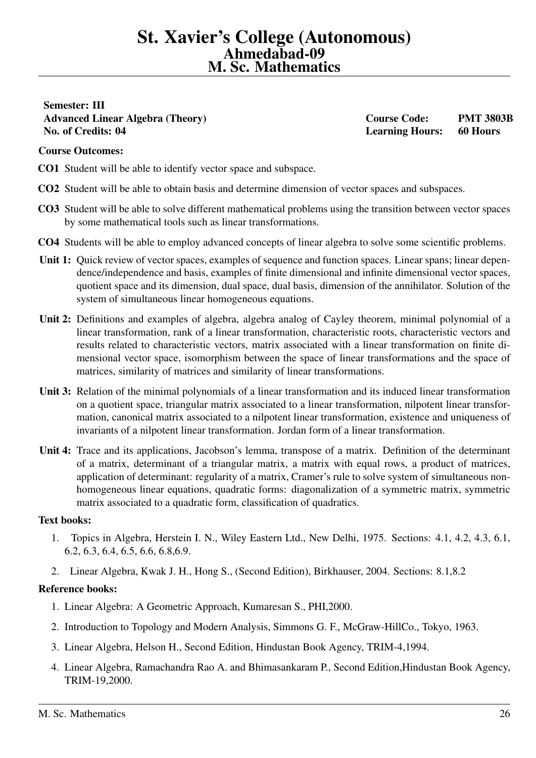# St. Xavier's College (Autonomous)
## Ahmedabad-09
## M. Sc. Mathematics

**Semester: III**

**Advanced Linear Algebra (Theory)** — **Course Code: PMT 3803B**

**No. of Credits: 04** — **Learning Hours: 60 Hours**

**Course Outcomes:**

**CO1** Student will be able to identify vector space and subspace.

**CO2** Student will be able to obtain basis and determine dimension of vector spaces and subspaces.

**CO3** Student will be able to solve different mathematical problems using the transition between vector spaces by some mathematical tools such as linear transformations.

**CO4** Students will be able to employ advanced concepts of linear algebra to solve some scientific problems.

**Unit 1:** Quick review of vector spaces, examples of sequence and function spaces. Linear spans; linear dependence/independence and basis, examples of finite dimensional and infinite dimensional vector spaces, quotient space and its dimension, dual space, dual basis, dimension of the annihilator. Solution of the system of simultaneous linear homogeneous equations.

**Unit 2:** Definitions and examples of algebra, algebra analog of Cayley theorem, minimal polynomial of a linear transformation, rank of a linear transformation, characteristic roots, characteristic vectors and results related to characteristic vectors, matrix associated with a linear transformation on finite dimensional vector space, isomorphism between the space of linear transformations and the space of matrices, similarity of matrices and similarity of linear transformations.

**Unit 3:** Relation of the minimal polynomials of a linear transformation and its induced linear transformation on a quotient space, triangular matrix associated to a linear transformation, nilpotent linear transformation, canonical matrix associated to a nilpotent linear transformation, existence and uniqueness of invariants of a nilpotent linear transformation. Jordan form of a linear transformation.

**Unit 4:** Trace and its applications, Jacobson's lemma, transpose of a matrix. Definition of the determinant of a matrix, determinant of a triangular matrix, a matrix with equal rows, a product of matrices, application of determinant: regularity of a matrix, Cramer's rule to solve system of simultaneous non-homogeneous linear equations, quadratic forms: diagonalization of a symmetric matrix, symmetric matrix associated to a quadratic form, classification of quadratics.

**Text books:**

1. Topics in Algebra, Herstein I. N., Wiley Eastern Ltd., New Delhi, 1975. Sections: 4.1, 4.2, 4.3, 6.1, 6.2, 6.3, 6.4, 6.5, 6.6, 6.8,6.9.
2. Linear Algebra, Kwak J. H., Hong S., (Second Edition), Birkhauser, 2004. Sections: 8.1,8.2

**Reference books:**

1. Linear Algebra: A Geometric Approach, Kumaresan S., PHI,2000.
2. Introduction to Topology and Modern Analysis, Simmons G. F., McGraw-HillCo., Tokyo, 1963.
3. Linear Algebra, Helson H., Second Edition, Hindustan Book Agency, TRIM-4,1994.
4. Linear Algebra, Ramachandra Rao A. and Bhimasankaram P., Second Edition,Hindustan Book Agency, TRIM-19,2000.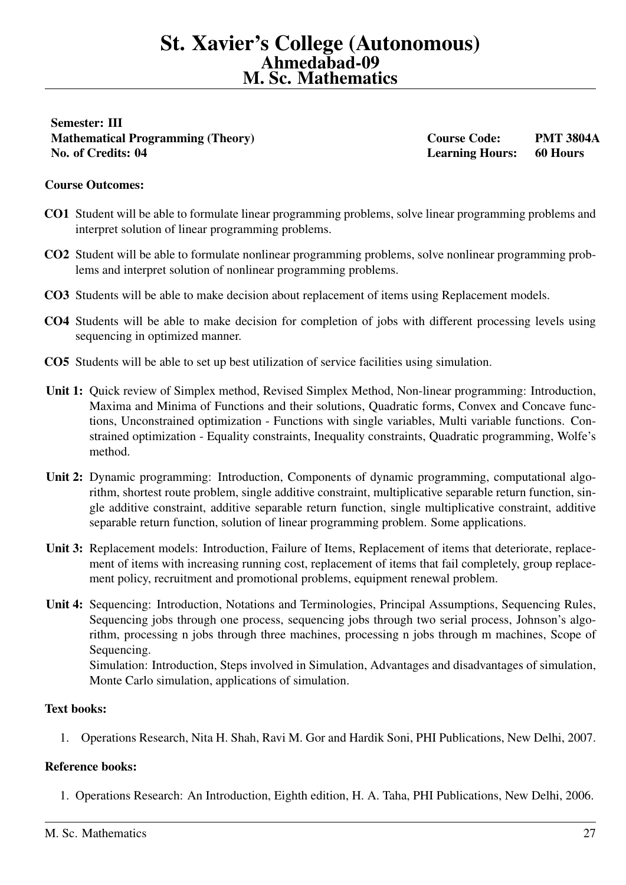# St. Xavier's College (Autonomous)
## Ahmedabad-09
## M. Sc. Mathematics

**Semester: III**

**Mathematical Programming (Theory)** — **Course Code: PMT 3804A**

**No. of Credits: 04** — **Learning Hours: 60 Hours**

**Course Outcomes:**

- **CO1** Student will be able to formulate linear programming problems, solve linear programming problems and interpret solution of linear programming problems.
- **CO2** Student will be able to formulate nonlinear programming problems, solve nonlinear programming problems and interpret solution of nonlinear programming problems.
- **CO3** Students will be able to make decision about replacement of items using Replacement models.
- **CO4** Students will be able to make decision for completion of jobs with different processing levels using sequencing in optimized manner.
- **CO5** Students will be able to set up best utilization of service facilities using simulation.

**Unit 1:** Quick review of Simplex method, Revised Simplex Method, Non-linear programming: Introduction, Maxima and Minima of Functions and their solutions, Quadratic forms, Convex and Concave functions, Unconstrained optimization - Functions with single variables, Multi variable functions. Constrained optimization - Equality constraints, Inequality constraints, Quadratic programming, Wolfe's method.

**Unit 2:** Dynamic programming: Introduction, Components of dynamic programming, computational algorithm, shortest route problem, single additive constraint, multiplicative separable return function, single additive constraint, additive separable return function, single multiplicative constraint, additive separable return function, solution of linear programming problem. Some applications.

**Unit 3:** Replacement models: Introduction, Failure of Items, Replacement of items that deteriorate, replacement of items with increasing running cost, replacement of items that fail completely, group replacement policy, recruitment and promotional problems, equipment renewal problem.

**Unit 4:** Sequencing: Introduction, Notations and Terminologies, Principal Assumptions, Sequencing Rules, Sequencing jobs through one process, sequencing jobs through two serial process, Johnson's algorithm, processing n jobs through three machines, processing n jobs through m machines, Scope of Sequencing.

Simulation: Introduction, Steps involved in Simulation, Advantages and disadvantages of simulation, Monte Carlo simulation, applications of simulation.

**Text books:**

1. Operations Research, Nita H. Shah, Ravi M. Gor and Hardik Soni, PHI Publications, New Delhi, 2007.

**Reference books:**

1. Operations Research: An Introduction, Eighth edition, H. A. Taha, PHI Publications, New Delhi, 2006.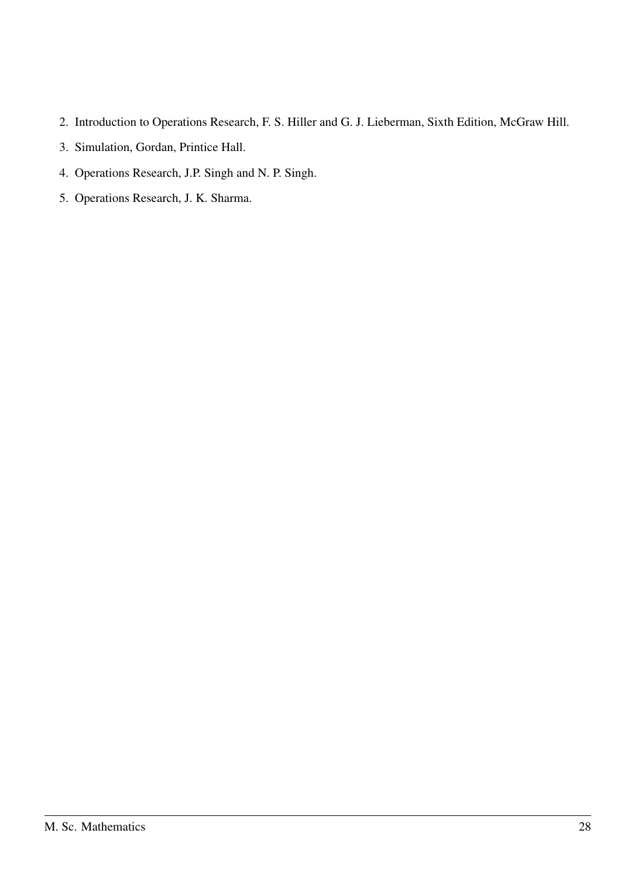2. Introduction to Operations Research, F. S. Hiller and G. J. Lieberman, Sixth Edition, McGraw Hill.
3. Simulation, Gordan, Printice Hall.
4. Operations Research, J.P. Singh and N. P. Singh.
5. Operations Research, J. K. Sharma.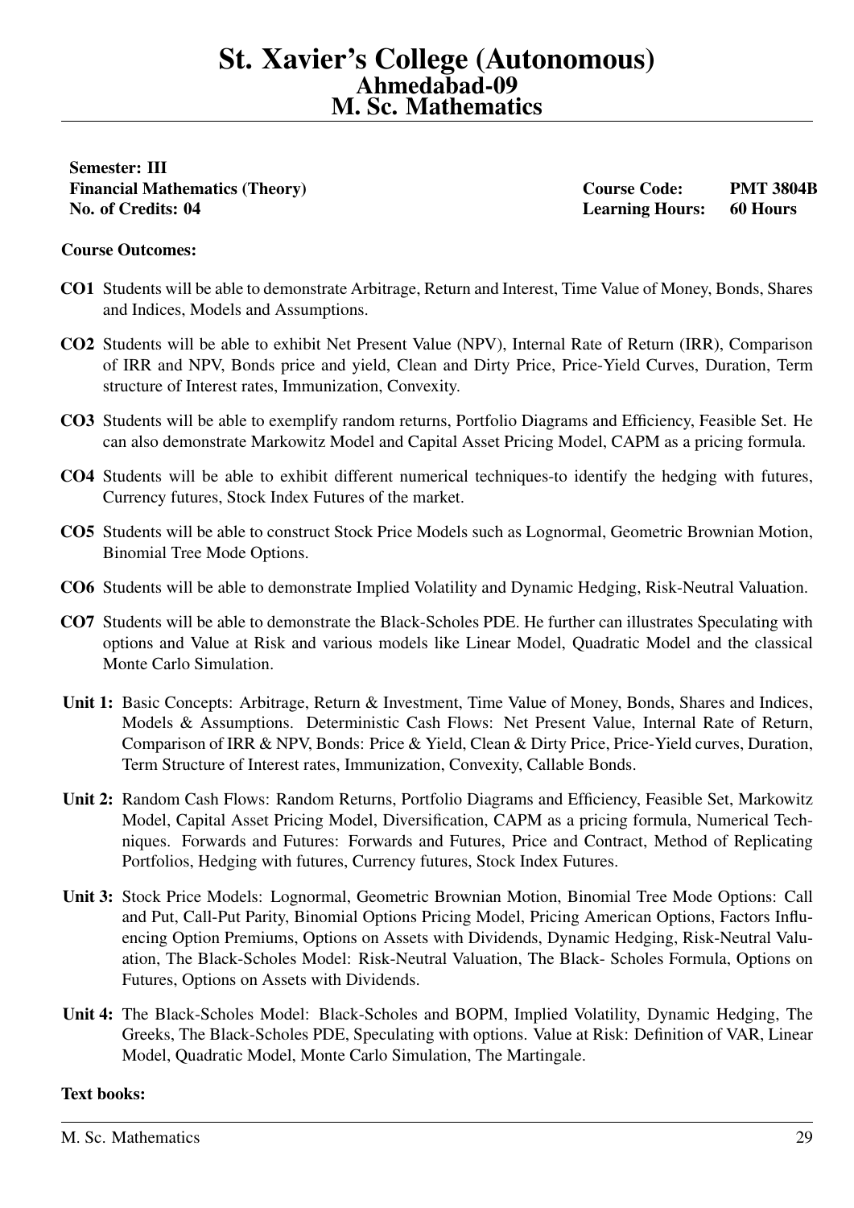# St. Xavier's College (Autonomous)
## Ahmedabad-09
## M. Sc. Mathematics

**Semester: III**
**Financial Mathematics (Theory)** **Course Code: PMT 3804B**
**No. of Credits: 04** **Learning Hours: 60 Hours**

**Course Outcomes:**

**CO1** Students will be able to demonstrate Arbitrage, Return and Interest, Time Value of Money, Bonds, Shares and Indices, Models and Assumptions.

**CO2** Students will be able to exhibit Net Present Value (NPV), Internal Rate of Return (IRR), Comparison of IRR and NPV, Bonds price and yield, Clean and Dirty Price, Price-Yield Curves, Duration, Term structure of Interest rates, Immunization, Convexity.

**CO3** Students will be able to exemplify random returns, Portfolio Diagrams and Efficiency, Feasible Set. He can also demonstrate Markowitz Model and Capital Asset Pricing Model, CAPM as a pricing formula.

**CO4** Students will be able to exhibit different numerical techniques-to identify the hedging with futures, Currency futures, Stock Index Futures of the market.

**CO5** Students will be able to construct Stock Price Models such as Lognormal, Geometric Brownian Motion, Binomial Tree Mode Options.

**CO6** Students will be able to demonstrate Implied Volatility and Dynamic Hedging, Risk-Neutral Valuation.

**CO7** Students will be able to demonstrate the Black-Scholes PDE. He further can illustrates Speculating with options and Value at Risk and various models like Linear Model, Quadratic Model and the classical Monte Carlo Simulation.

**Unit 1:** Basic Concepts: Arbitrage, Return & Investment, Time Value of Money, Bonds, Shares and Indices, Models & Assumptions. Deterministic Cash Flows: Net Present Value, Internal Rate of Return, Comparison of IRR & NPV, Bonds: Price & Yield, Clean & Dirty Price, Price-Yield curves, Duration, Term Structure of Interest rates, Immunization, Convexity, Callable Bonds.

**Unit 2:** Random Cash Flows: Random Returns, Portfolio Diagrams and Efficiency, Feasible Set, Markowitz Model, Capital Asset Pricing Model, Diversification, CAPM as a pricing formula, Numerical Techniques. Forwards and Futures: Forwards and Futures, Price and Contract, Method of Replicating Portfolios, Hedging with futures, Currency futures, Stock Index Futures.

**Unit 3:** Stock Price Models: Lognormal, Geometric Brownian Motion, Binomial Tree Mode Options: Call and Put, Call-Put Parity, Binomial Options Pricing Model, Pricing American Options, Factors Influencing Option Premiums, Options on Assets with Dividends, Dynamic Hedging, Risk-Neutral Valuation, The Black-Scholes Model: Risk-Neutral Valuation, The Black- Scholes Formula, Options on Futures, Options on Assets with Dividends.

**Unit 4:** The Black-Scholes Model: Black-Scholes and BOPM, Implied Volatility, Dynamic Hedging, The Greeks, The Black-Scholes PDE, Speculating with options. Value at Risk: Definition of VAR, Linear Model, Quadratic Model, Monte Carlo Simulation, The Martingale.

**Text books:**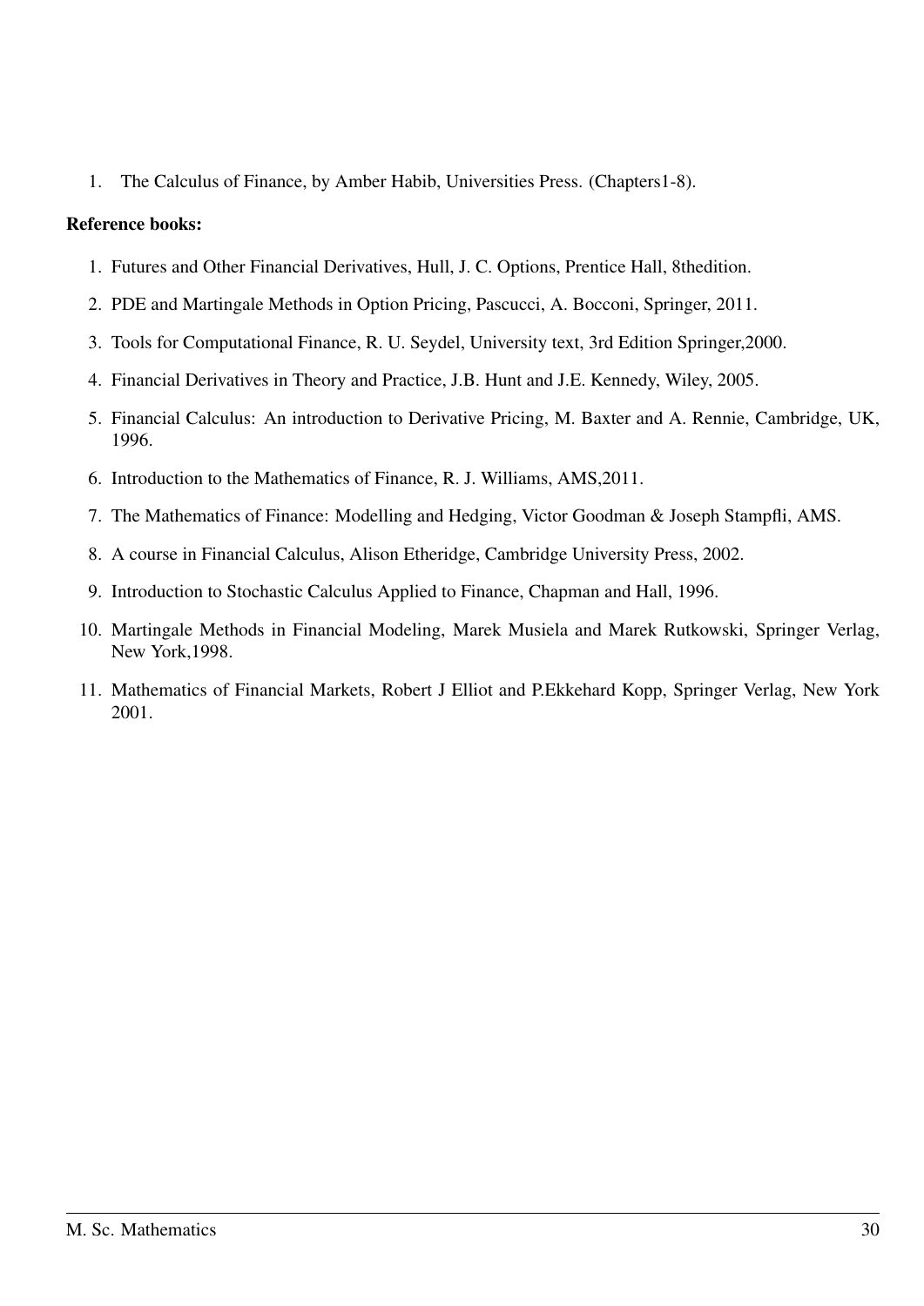1. The Calculus of Finance, by Amber Habib, Universities Press. (Chapters1-8).

**Reference books:**

1. Futures and Other Financial Derivatives, Hull, J. C. Options, Prentice Hall, 8thedition.
2. PDE and Martingale Methods in Option Pricing, Pascucci, A. Bocconi, Springer, 2011.
3. Tools for Computational Finance, R. U. Seydel, University text, 3rd Edition Springer,2000.
4. Financial Derivatives in Theory and Practice, J.B. Hunt and J.E. Kennedy, Wiley, 2005.
5. Financial Calculus: An introduction to Derivative Pricing, M. Baxter and A. Rennie, Cambridge, UK, 1996.
6. Introduction to the Mathematics of Finance, R. J. Williams, AMS,2011.
7. The Mathematics of Finance: Modelling and Hedging, Victor Goodman & Joseph Stampfli, AMS.
8. A course in Financial Calculus, Alison Etheridge, Cambridge University Press, 2002.
9. Introduction to Stochastic Calculus Applied to Finance, Chapman and Hall, 1996.
10. Martingale Methods in Financial Modeling, Marek Musiela and Marek Rutkowski, Springer Verlag, New York,1998.
11. Mathematics of Financial Markets, Robert J Elliot and P.Ekkehard Kopp, Springer Verlag, New York 2001.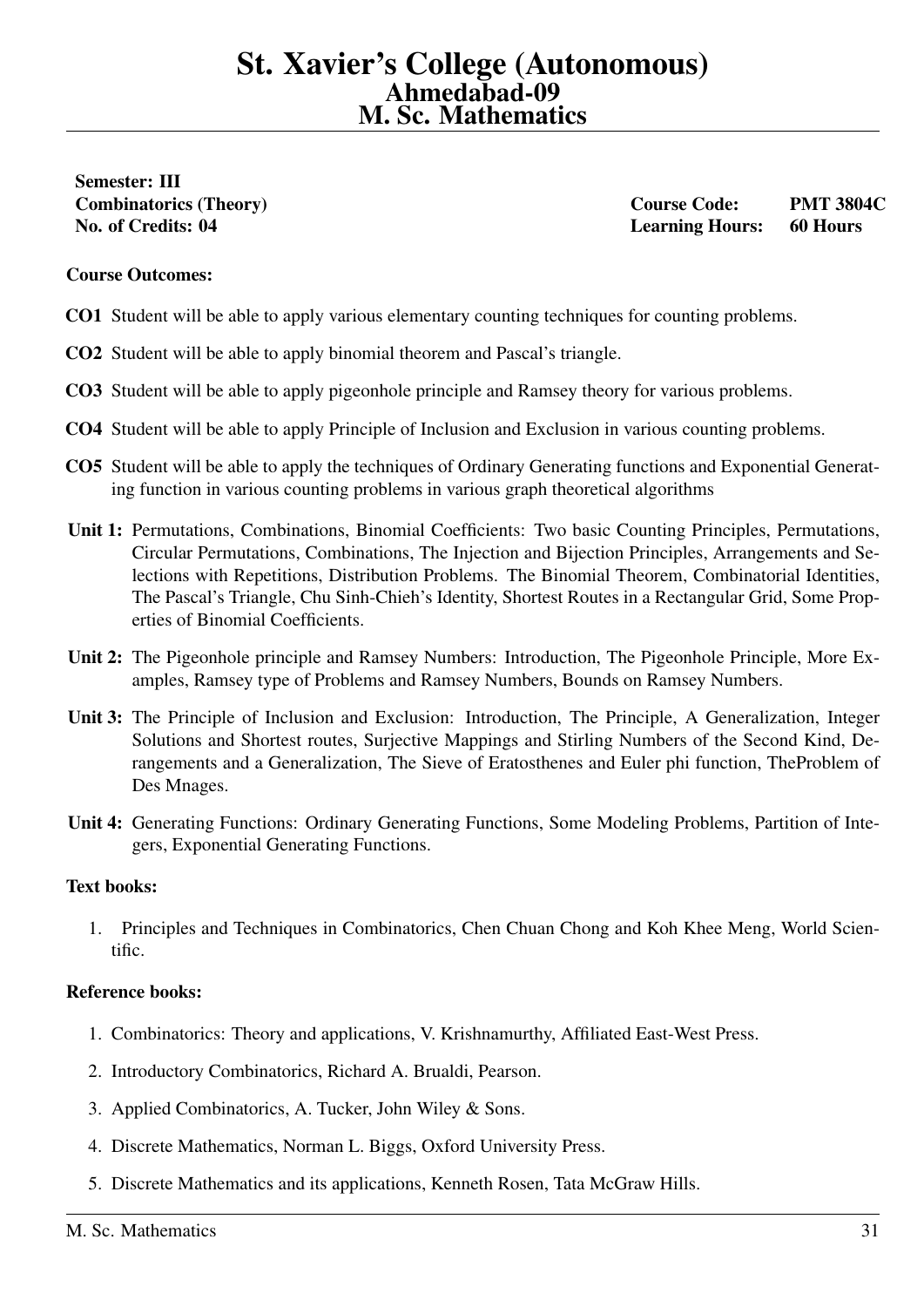# St. Xavier's College (Autonomous)
## Ahmedabad-09
## M. Sc. Mathematics

**Semester: III**
**Combinatorics (Theory)** — **Course Code: PMT 3804C**
**No. of Credits: 04** — **Learning Hours: 60 Hours**

**Course Outcomes:**

**CO1** Student will be able to apply various elementary counting techniques for counting problems.

**CO2** Student will be able to apply binomial theorem and Pascal's triangle.

**CO3** Student will be able to apply pigeonhole principle and Ramsey theory for various problems.

**CO4** Student will be able to apply Principle of Inclusion and Exclusion in various counting problems.

**CO5** Student will be able to apply the techniques of Ordinary Generating functions and Exponential Generating function in various counting problems in various graph theoretical algorithms

**Unit 1:** Permutations, Combinations, Binomial Coefficients: Two basic Counting Principles, Permutations, Circular Permutations, Combinations, The Injection and Bijection Principles, Arrangements and Selections with Repetitions, Distribution Problems. The Binomial Theorem, Combinatorial Identities, The Pascal's Triangle, Chu Sinh-Chieh's Identity, Shortest Routes in a Rectangular Grid, Some Properties of Binomial Coefficients.

**Unit 2:** The Pigeonhole principle and Ramsey Numbers: Introduction, The Pigeonhole Principle, More Examples, Ramsey type of Problems and Ramsey Numbers, Bounds on Ramsey Numbers.

**Unit 3:** The Principle of Inclusion and Exclusion: Introduction, The Principle, A Generalization, Integer Solutions and Shortest routes, Surjective Mappings and Stirling Numbers of the Second Kind, Derangements and a Generalization, The Sieve of Eratosthenes and Euler phi function, TheProblem of Des Mnages.

**Unit 4:** Generating Functions: Ordinary Generating Functions, Some Modeling Problems, Partition of Integers, Exponential Generating Functions.

**Text books:**

1. Principles and Techniques in Combinatorics, Chen Chuan Chong and Koh Khee Meng, World Scientific.

**Reference books:**

1. Combinatorics: Theory and applications, V. Krishnamurthy, Affiliated East-West Press.
2. Introductory Combinatorics, Richard A. Brualdi, Pearson.
3. Applied Combinatorics, A. Tucker, John Wiley & Sons.
4. Discrete Mathematics, Norman L. Biggs, Oxford University Press.
5. Discrete Mathematics and its applications, Kenneth Rosen, Tata McGraw Hills.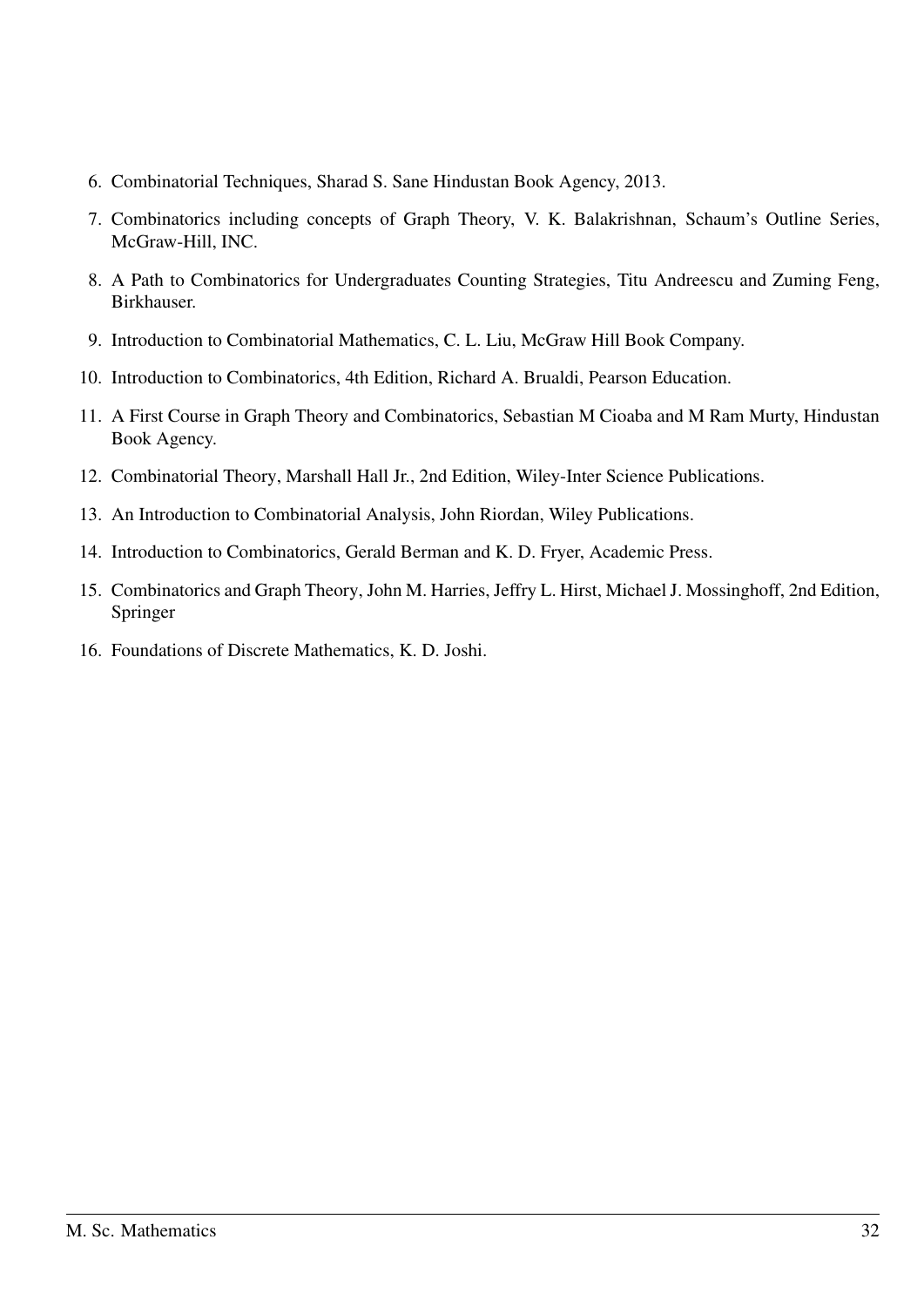6. Combinatorial Techniques, Sharad S. Sane Hindustan Book Agency, 2013.
7. Combinatorics including concepts of Graph Theory, V. K. Balakrishnan, Schaum's Outline Series, McGraw-Hill, INC.
8. A Path to Combinatorics for Undergraduates Counting Strategies, Titu Andreescu and Zuming Feng, Birkhauser.
9. Introduction to Combinatorial Mathematics, C. L. Liu, McGraw Hill Book Company.
10. Introduction to Combinatorics, 4th Edition, Richard A. Brualdi, Pearson Education.
11. A First Course in Graph Theory and Combinatorics, Sebastian M Cioaba and M Ram Murty, Hindustan Book Agency.
12. Combinatorial Theory, Marshall Hall Jr., 2nd Edition, Wiley-Inter Science Publications.
13. An Introduction to Combinatorial Analysis, John Riordan, Wiley Publications.
14. Introduction to Combinatorics, Gerald Berman and K. D. Fryer, Academic Press.
15. Combinatorics and Graph Theory, John M. Harries, Jeffry L. Hirst, Michael J. Mossinghoff, 2nd Edition, Springer
16. Foundations of Discrete Mathematics, K. D. Joshi.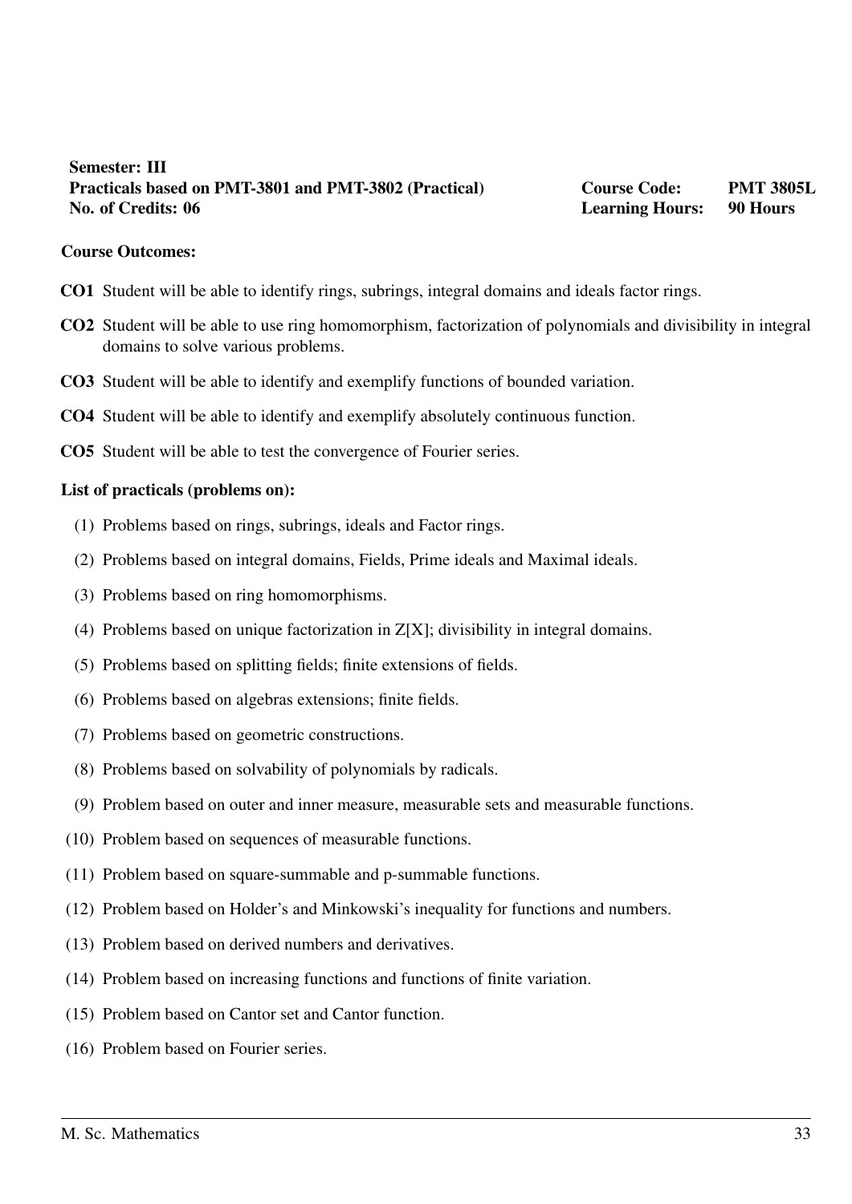**Semester: III**

**Practicals based on PMT-3801 and PMT-3802 (Practical)** **Course Code: PMT 3805L**

**No. of Credits: 06** **Learning Hours: 90 Hours**

**Course Outcomes:**

**CO1** Student will be able to identify rings, subrings, integral domains and ideals factor rings.

**CO2** Student will be able to use ring homomorphism, factorization of polynomials and divisibility in integral domains to solve various problems.

**CO3** Student will be able to identify and exemplify functions of bounded variation.

**CO4** Student will be able to identify and exemplify absolutely continuous function.

**CO5** Student will be able to test the convergence of Fourier series.

**List of practicals (problems on):**

(1) Problems based on rings, subrings, ideals and Factor rings.

(2) Problems based on integral domains, Fields, Prime ideals and Maximal ideals.

(3) Problems based on ring homomorphisms.

(4) Problems based on unique factorization in Z[X]; divisibility in integral domains.

(5) Problems based on splitting fields; finite extensions of fields.

(6) Problems based on algebras extensions; finite fields.

(7) Problems based on geometric constructions.

(8) Problems based on solvability of polynomials by radicals.

(9) Problem based on outer and inner measure, measurable sets and measurable functions.

(10) Problem based on sequences of measurable functions.

(11) Problem based on square-summable and p-summable functions.

(12) Problem based on Holder's and Minkowski's inequality for functions and numbers.

(13) Problem based on derived numbers and derivatives.

(14) Problem based on increasing functions and functions of finite variation.

(15) Problem based on Cantor set and Cantor function.

(16) Problem based on Fourier series.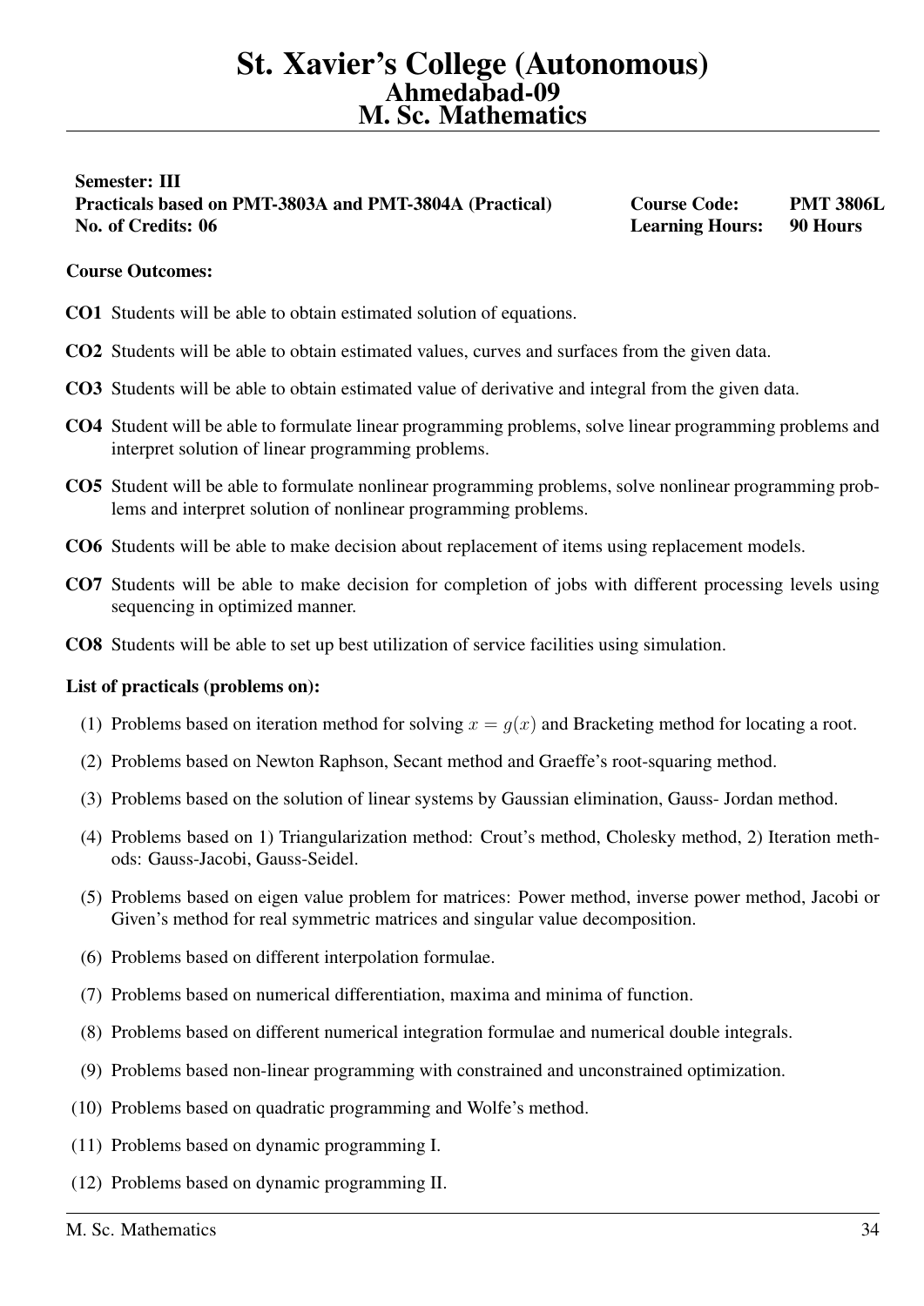# St. Xavier's College (Autonomous)
## Ahmedabad-09
## M. Sc. Mathematics

**Semester: III**

**Practicals based on PMT-3803A and PMT-3804A (Practical)** — **Course Code: PMT 3806L**

**No. of Credits: 06** — **Learning Hours: 90 Hours**

**Course Outcomes:**

**CO1** Students will be able to obtain estimated solution of equations.

**CO2** Students will be able to obtain estimated values, curves and surfaces from the given data.

**CO3** Students will be able to obtain estimated value of derivative and integral from the given data.

**CO4** Student will be able to formulate linear programming problems, solve linear programming problems and interpret solution of linear programming problems.

**CO5** Student will be able to formulate nonlinear programming problems, solve nonlinear programming problems and interpret solution of nonlinear programming problems.

**CO6** Students will be able to make decision about replacement of items using replacement models.

**CO7** Students will be able to make decision for completion of jobs with different processing levels using sequencing in optimized manner.

**CO8** Students will be able to set up best utilization of service facilities using simulation.

**List of practicals (problems on):**

(1) Problems based on iteration method for solving $x = g(x)$ and Bracketing method for locating a root.

(2) Problems based on Newton Raphson, Secant method and Graeffe's root-squaring method.

(3) Problems based on the solution of linear systems by Gaussian elimination, Gauss- Jordan method.

(4) Problems based on 1) Triangularization method: Crout's method, Cholesky method, 2) Iteration methods: Gauss-Jacobi, Gauss-Seidel.

(5) Problems based on eigen value problem for matrices: Power method, inverse power method, Jacobi or Given's method for real symmetric matrices and singular value decomposition.

(6) Problems based on different interpolation formulae.

(7) Problems based on numerical differentiation, maxima and minima of function.

(8) Problems based on different numerical integration formulae and numerical double integrals.

(9) Problems based non-linear programming with constrained and unconstrained optimization.

(10) Problems based on quadratic programming and Wolfe's method.

(11) Problems based on dynamic programming I.

(12) Problems based on dynamic programming II.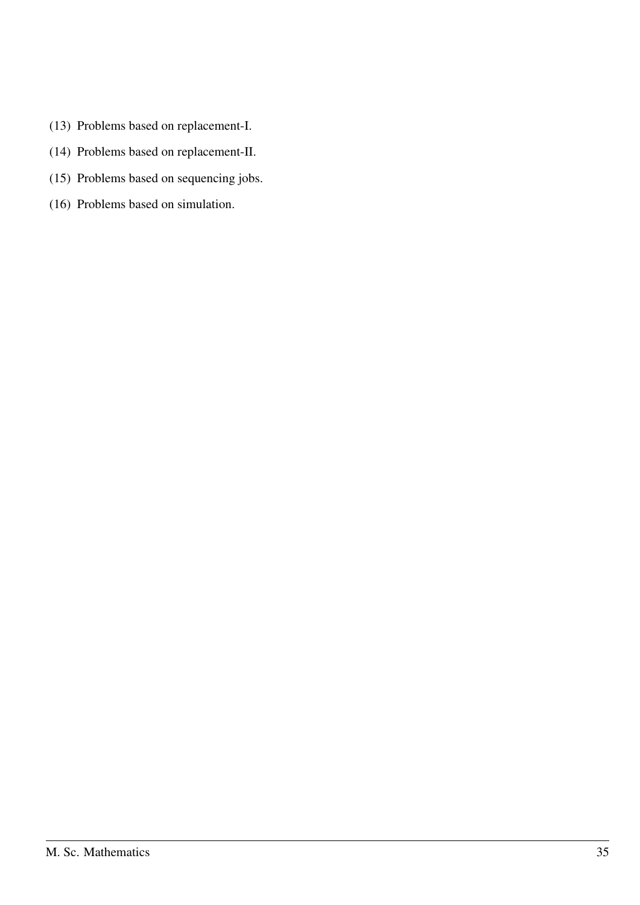(13) Problems based on replacement-I.

(14) Problems based on replacement-II.

(15) Problems based on sequencing jobs.

(16) Problems based on simulation.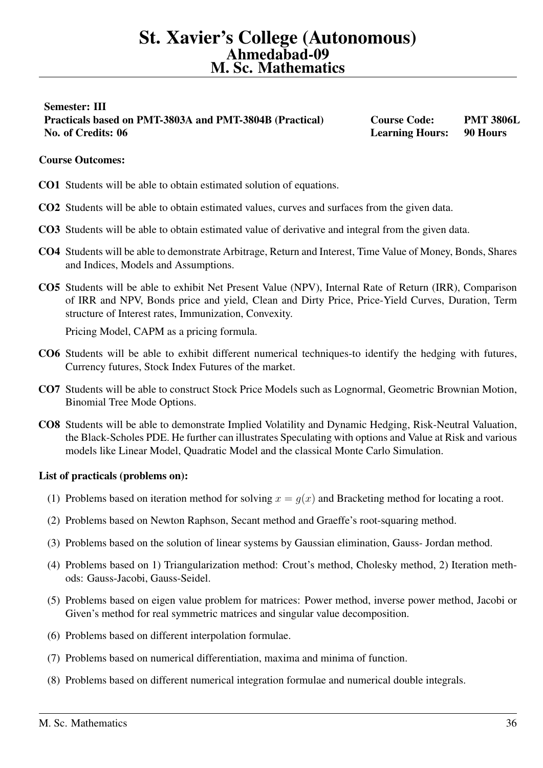# St. Xavier's College (Autonomous)
## Ahmedabad-09
## M. Sc. Mathematics

**Semester: III**
**Practicals based on PMT-3803A and PMT-3804B (Practical)** **Course Code: PMT 3806L**
**No. of Credits: 06** **Learning Hours: 90 Hours**

**Course Outcomes:**

**CO1** Students will be able to obtain estimated solution of equations.

**CO2** Students will be able to obtain estimated values, curves and surfaces from the given data.

**CO3** Students will be able to obtain estimated value of derivative and integral from the given data.

**CO4** Students will be able to demonstrate Arbitrage, Return and Interest, Time Value of Money, Bonds, Shares and Indices, Models and Assumptions.

**CO5** Students will be able to exhibit Net Present Value (NPV), Internal Rate of Return (IRR), Comparison of IRR and NPV, Bonds price and yield, Clean and Dirty Price, Price-Yield Curves, Duration, Term structure of Interest rates, Immunization, Convexity.

Pricing Model, CAPM as a pricing formula.

**CO6** Students will be able to exhibit different numerical techniques-to identify the hedging with futures, Currency futures, Stock Index Futures of the market.

**CO7** Students will be able to construct Stock Price Models such as Lognormal, Geometric Brownian Motion, Binomial Tree Mode Options.

**CO8** Students will be able to demonstrate Implied Volatility and Dynamic Hedging, Risk-Neutral Valuation, the Black-Scholes PDE. He further can illustrates Speculating with options and Value at Risk and various models like Linear Model, Quadratic Model and the classical Monte Carlo Simulation.

**List of practicals (problems on):**

(1) Problems based on iteration method for solving $x = g(x)$ and Bracketing method for locating a root.

(2) Problems based on Newton Raphson, Secant method and Graeffe's root-squaring method.

(3) Problems based on the solution of linear systems by Gaussian elimination, Gauss- Jordan method.

(4) Problems based on 1) Triangularization method: Crout's method, Cholesky method, 2) Iteration methods: Gauss-Jacobi, Gauss-Seidel.

(5) Problems based on eigen value problem for matrices: Power method, inverse power method, Jacobi or Given's method for real symmetric matrices and singular value decomposition.

(6) Problems based on different interpolation formulae.

(7) Problems based on numerical differentiation, maxima and minima of function.

(8) Problems based on different numerical integration formulae and numerical double integrals.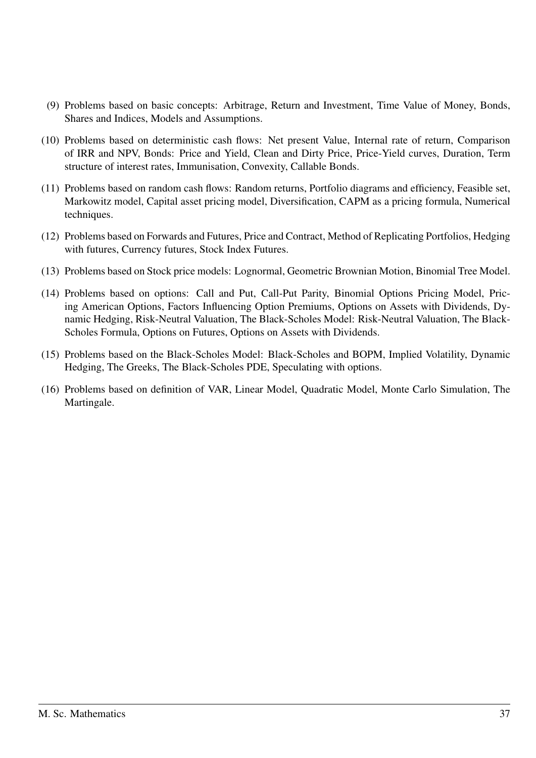(9) Problems based on basic concepts: Arbitrage, Return and Investment, Time Value of Money, Bonds, Shares and Indices, Models and Assumptions.

(10) Problems based on deterministic cash flows: Net present Value, Internal rate of return, Comparison of IRR and NPV, Bonds: Price and Yield, Clean and Dirty Price, Price-Yield curves, Duration, Term structure of interest rates, Immunisation, Convexity, Callable Bonds.

(11) Problems based on random cash flows: Random returns, Portfolio diagrams and efficiency, Feasible set, Markowitz model, Capital asset pricing model, Diversification, CAPM as a pricing formula, Numerical techniques.

(12) Problems based on Forwards and Futures, Price and Contract, Method of Replicating Portfolios, Hedging with futures, Currency futures, Stock Index Futures.

(13) Problems based on Stock price models: Lognormal, Geometric Brownian Motion, Binomial Tree Model.

(14) Problems based on options: Call and Put, Call-Put Parity, Binomial Options Pricing Model, Pricing American Options, Factors Influencing Option Premiums, Options on Assets with Dividends, Dynamic Hedging, Risk-Neutral Valuation, The Black-Scholes Model: Risk-Neutral Valuation, The Black-Scholes Formula, Options on Futures, Options on Assets with Dividends.

(15) Problems based on the Black-Scholes Model: Black-Scholes and BOPM, Implied Volatility, Dynamic Hedging, The Greeks, The Black-Scholes PDE, Speculating with options.

(16) Problems based on definition of VAR, Linear Model, Quadratic Model, Monte Carlo Simulation, The Martingale.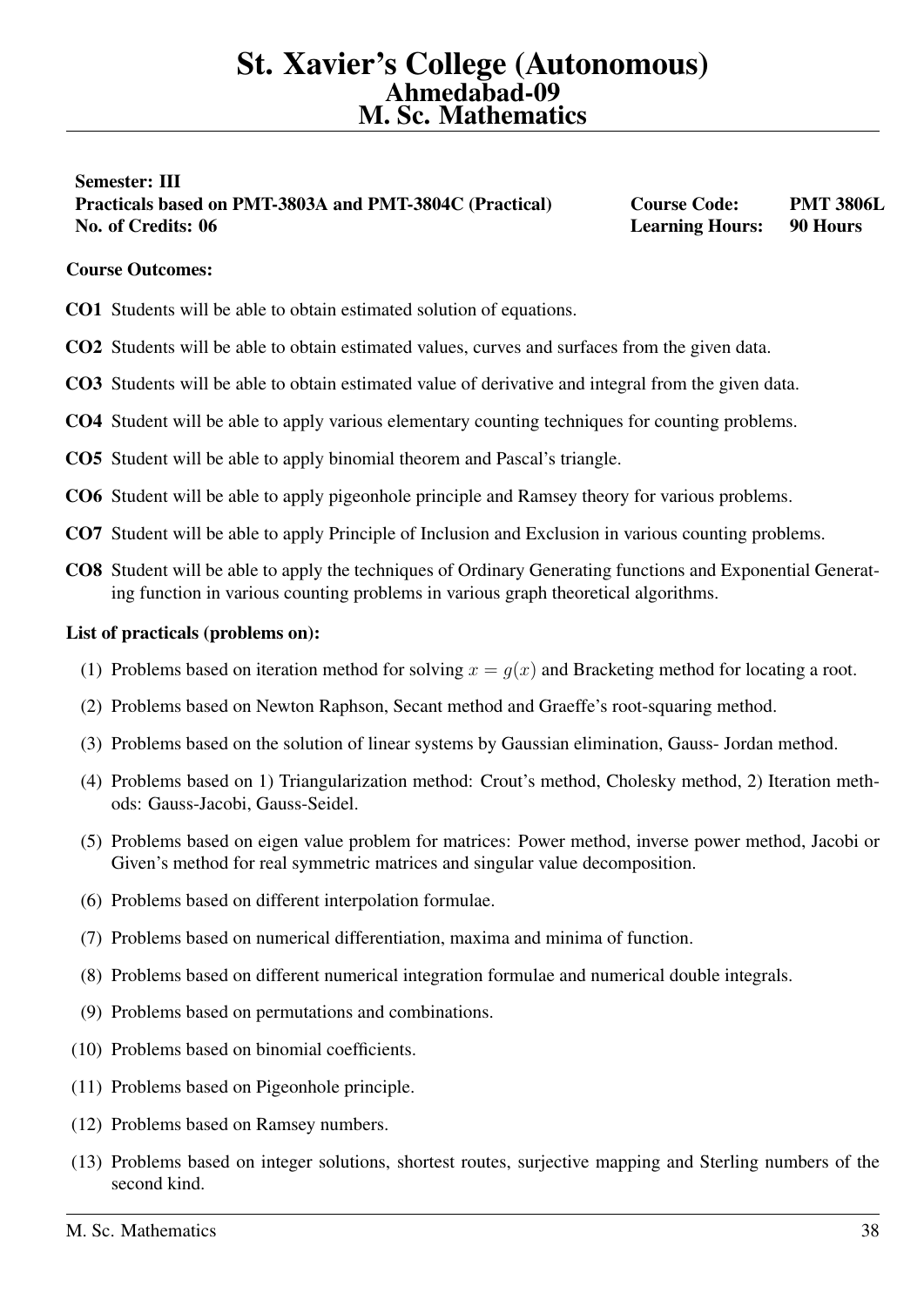# St. Xavier's College (Autonomous)
## Ahmedabad-09
## M. Sc. Mathematics

**Semester: III**
**Practicals based on PMT-3803A and PMT-3804C (Practical)** **Course Code: PMT 3806L**
**No. of Credits: 06** **Learning Hours: 90 Hours**

**Course Outcomes:**

**CO1** Students will be able to obtain estimated solution of equations.

**CO2** Students will be able to obtain estimated values, curves and surfaces from the given data.

**CO3** Students will be able to obtain estimated value of derivative and integral from the given data.

**CO4** Student will be able to apply various elementary counting techniques for counting problems.

**CO5** Student will be able to apply binomial theorem and Pascal's triangle.

**CO6** Student will be able to apply pigeonhole principle and Ramsey theory for various problems.

**CO7** Student will be able to apply Principle of Inclusion and Exclusion in various counting problems.

**CO8** Student will be able to apply the techniques of Ordinary Generating functions and Exponential Generating function in various counting problems in various graph theoretical algorithms.

**List of practicals (problems on):**

(1) Problems based on iteration method for solving $x = g(x)$ and Bracketing method for locating a root.

(2) Problems based on Newton Raphson, Secant method and Graeffe's root-squaring method.

(3) Problems based on the solution of linear systems by Gaussian elimination, Gauss- Jordan method.

(4) Problems based on 1) Triangularization method: Crout's method, Cholesky method, 2) Iteration methods: Gauss-Jacobi, Gauss-Seidel.

(5) Problems based on eigen value problem for matrices: Power method, inverse power method, Jacobi or Given's method for real symmetric matrices and singular value decomposition.

(6) Problems based on different interpolation formulae.

(7) Problems based on numerical differentiation, maxima and minima of function.

(8) Problems based on different numerical integration formulae and numerical double integrals.

(9) Problems based on permutations and combinations.

(10) Problems based on binomial coefficients.

(11) Problems based on Pigeonhole principle.

(12) Problems based on Ramsey numbers.

(13) Problems based on integer solutions, shortest routes, surjective mapping and Sterling numbers of the second kind.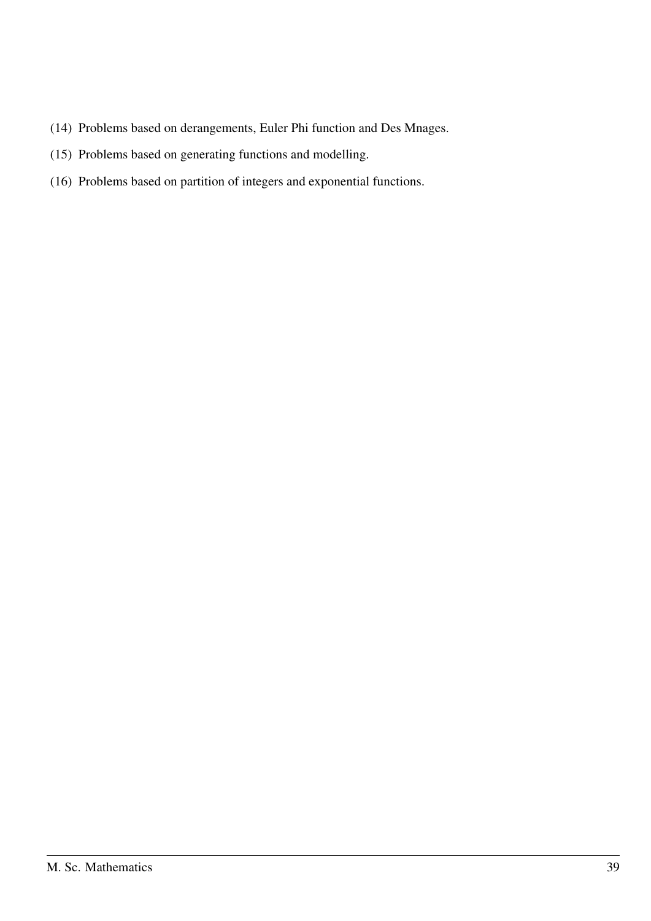(14) Problems based on derangements, Euler Phi function and Des Mnages.

(15) Problems based on generating functions and modelling.

(16) Problems based on partition of integers and exponential functions.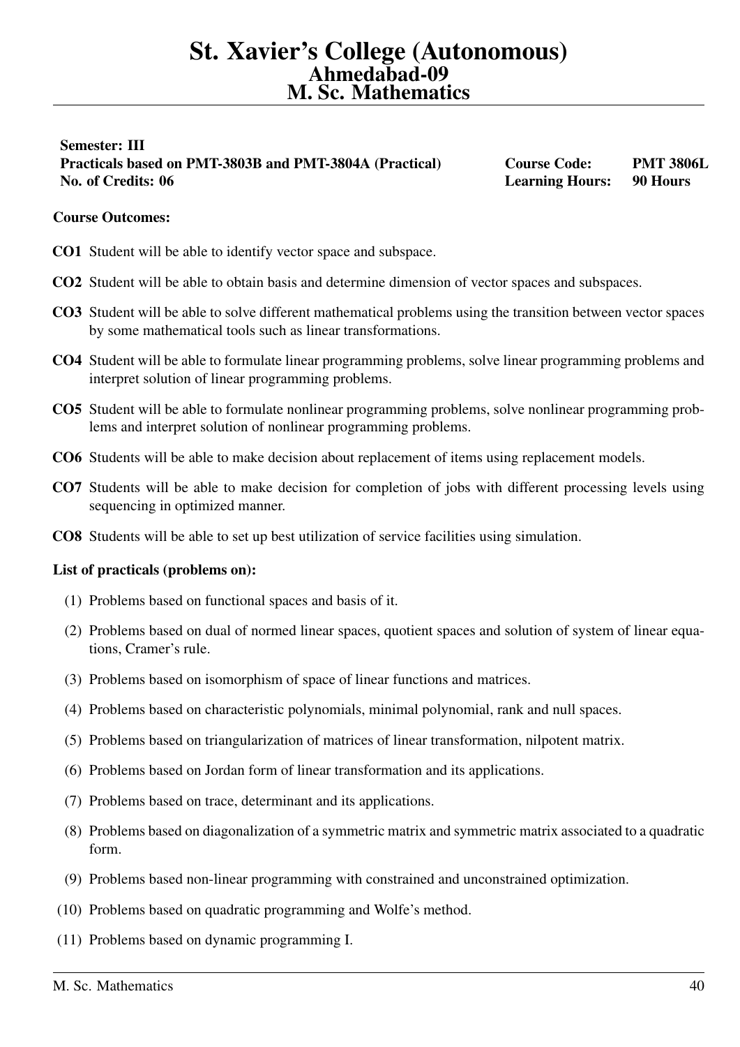# St. Xavier's College (Autonomous)
## Ahmedabad-09
## M. Sc. Mathematics

**Semester: III**
**Practicals based on PMT-3803B and PMT-3804A (Practical)** **Course Code: PMT 3806L**
**No. of Credits: 06** **Learning Hours: 90 Hours**

**Course Outcomes:**

**CO1** Student will be able to identify vector space and subspace.

**CO2** Student will be able to obtain basis and determine dimension of vector spaces and subspaces.

**CO3** Student will be able to solve different mathematical problems using the transition between vector spaces by some mathematical tools such as linear transformations.

**CO4** Student will be able to formulate linear programming problems, solve linear programming problems and interpret solution of linear programming problems.

**CO5** Student will be able to formulate nonlinear programming problems, solve nonlinear programming problems and interpret solution of nonlinear programming problems.

**CO6** Students will be able to make decision about replacement of items using replacement models.

**CO7** Students will be able to make decision for completion of jobs with different processing levels using sequencing in optimized manner.

**CO8** Students will be able to set up best utilization of service facilities using simulation.

**List of practicals (problems on):**

(1) Problems based on functional spaces and basis of it.

(2) Problems based on dual of normed linear spaces, quotient spaces and solution of system of linear equations, Cramer's rule.

(3) Problems based on isomorphism of space of linear functions and matrices.

(4) Problems based on characteristic polynomials, minimal polynomial, rank and null spaces.

(5) Problems based on triangularization of matrices of linear transformation, nilpotent matrix.

(6) Problems based on Jordan form of linear transformation and its applications.

(7) Problems based on trace, determinant and its applications.

(8) Problems based on diagonalization of a symmetric matrix and symmetric matrix associated to a quadratic form.

(9) Problems based non-linear programming with constrained and unconstrained optimization.

(10) Problems based on quadratic programming and Wolfe's method.

(11) Problems based on dynamic programming I.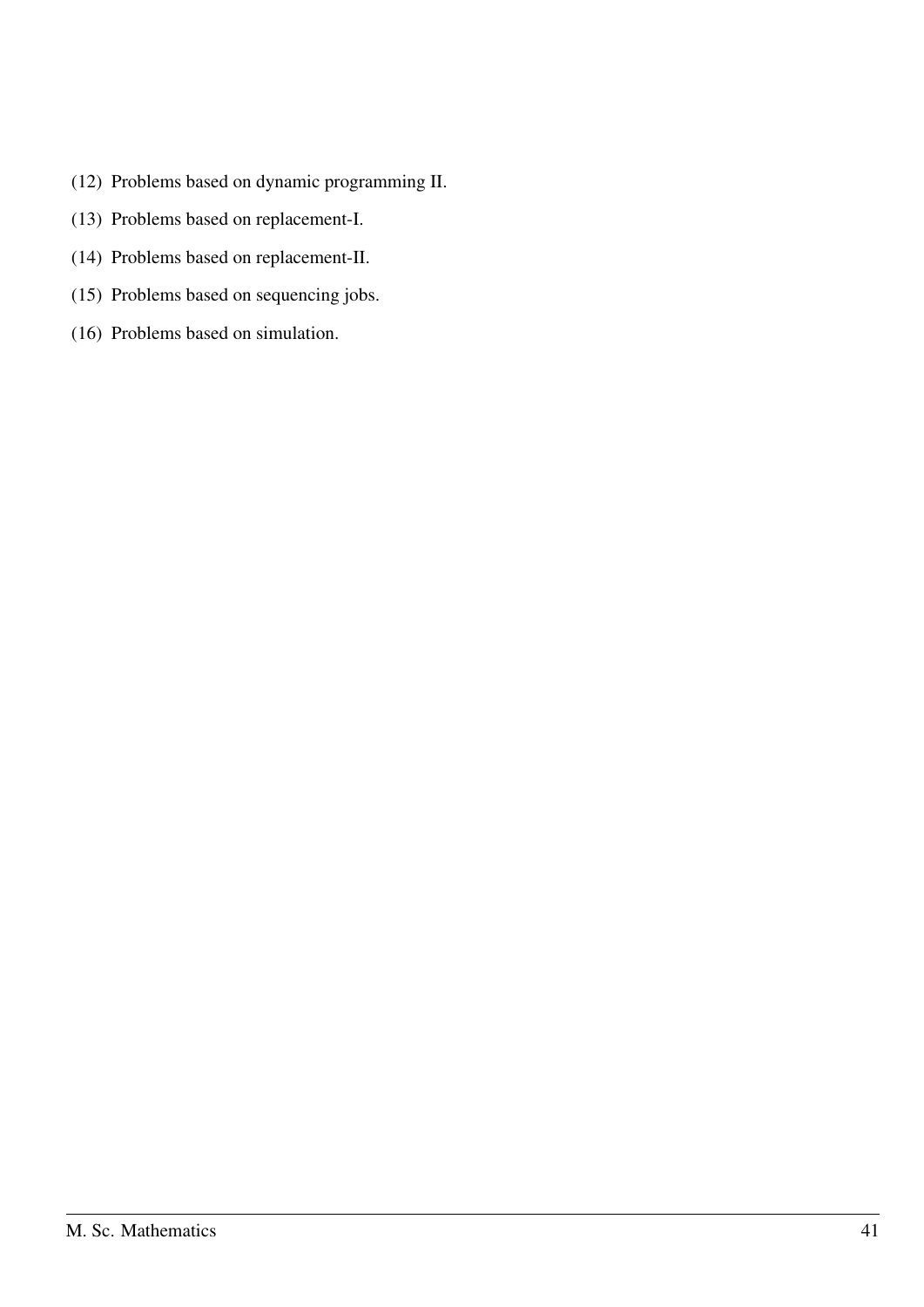(12) Problems based on dynamic programming II.

(13) Problems based on replacement-I.

(14) Problems based on replacement-II.

(15) Problems based on sequencing jobs.

(16) Problems based on simulation.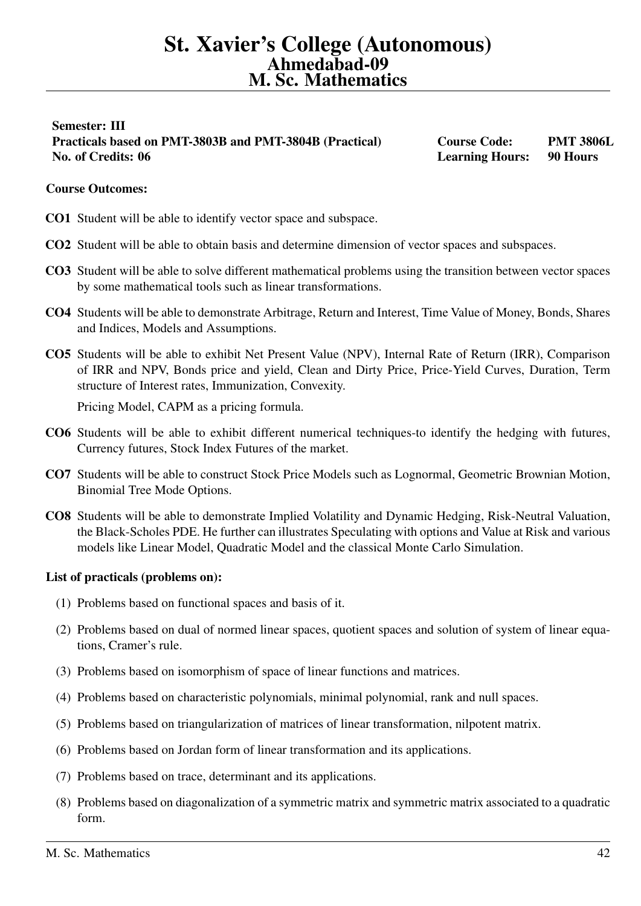# St. Xavier's College (Autonomous)
## Ahmedabad-09
## M. Sc. Mathematics

**Semester: III**
**Practicals based on PMT-3803B and PMT-3804B (Practical)** **Course Code: PMT 3806L**
**No. of Credits: 06** **Learning Hours: 90 Hours**

**Course Outcomes:**

**CO1** Student will be able to identify vector space and subspace.

**CO2** Student will be able to obtain basis and determine dimension of vector spaces and subspaces.

**CO3** Student will be able to solve different mathematical problems using the transition between vector spaces by some mathematical tools such as linear transformations.

**CO4** Students will be able to demonstrate Arbitrage, Return and Interest, Time Value of Money, Bonds, Shares and Indices, Models and Assumptions.

**CO5** Students will be able to exhibit Net Present Value (NPV), Internal Rate of Return (IRR), Comparison of IRR and NPV, Bonds price and yield, Clean and Dirty Price, Price-Yield Curves, Duration, Term structure of Interest rates, Immunization, Convexity.

Pricing Model, CAPM as a pricing formula.

**CO6** Students will be able to exhibit different numerical techniques-to identify the hedging with futures, Currency futures, Stock Index Futures of the market.

**CO7** Students will be able to construct Stock Price Models such as Lognormal, Geometric Brownian Motion, Binomial Tree Mode Options.

**CO8** Students will be able to demonstrate Implied Volatility and Dynamic Hedging, Risk-Neutral Valuation, the Black-Scholes PDE. He further can illustrates Speculating with options and Value at Risk and various models like Linear Model, Quadratic Model and the classical Monte Carlo Simulation.

**List of practicals (problems on):**

(1) Problems based on functional spaces and basis of it.

(2) Problems based on dual of normed linear spaces, quotient spaces and solution of system of linear equations, Cramer's rule.

(3) Problems based on isomorphism of space of linear functions and matrices.

(4) Problems based on characteristic polynomials, minimal polynomial, rank and null spaces.

(5) Problems based on triangularization of matrices of linear transformation, nilpotent matrix.

(6) Problems based on Jordan form of linear transformation and its applications.

(7) Problems based on trace, determinant and its applications.

(8) Problems based on diagonalization of a symmetric matrix and symmetric matrix associated to a quadratic form.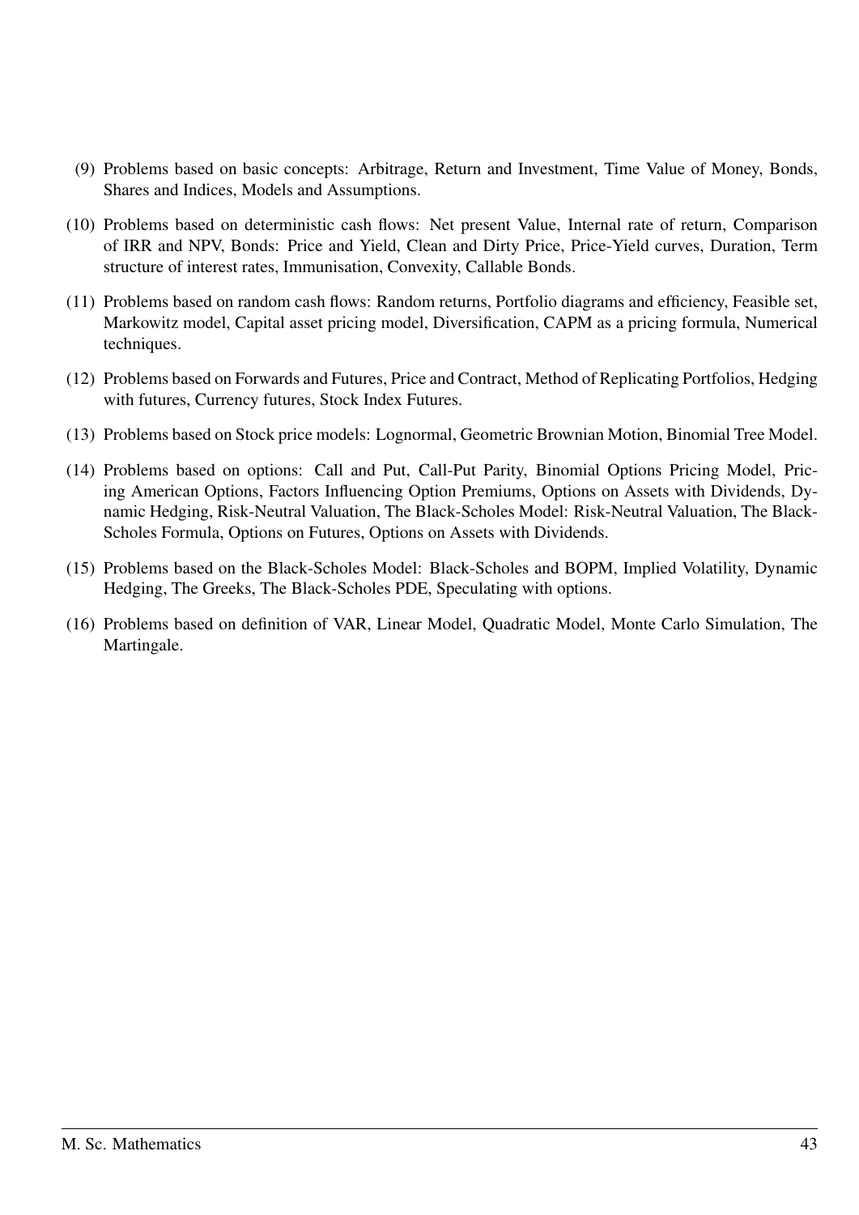(9) Problems based on basic concepts: Arbitrage, Return and Investment, Time Value of Money, Bonds, Shares and Indices, Models and Assumptions.

(10) Problems based on deterministic cash flows: Net present Value, Internal rate of return, Comparison of IRR and NPV, Bonds: Price and Yield, Clean and Dirty Price, Price-Yield curves, Duration, Term structure of interest rates, Immunisation, Convexity, Callable Bonds.

(11) Problems based on random cash flows: Random returns, Portfolio diagrams and efficiency, Feasible set, Markowitz model, Capital asset pricing model, Diversification, CAPM as a pricing formula, Numerical techniques.

(12) Problems based on Forwards and Futures, Price and Contract, Method of Replicating Portfolios, Hedging with futures, Currency futures, Stock Index Futures.

(13) Problems based on Stock price models: Lognormal, Geometric Brownian Motion, Binomial Tree Model.

(14) Problems based on options: Call and Put, Call-Put Parity, Binomial Options Pricing Model, Pricing American Options, Factors Influencing Option Premiums, Options on Assets with Dividends, Dynamic Hedging, Risk-Neutral Valuation, The Black-Scholes Model: Risk-Neutral Valuation, The Black-Scholes Formula, Options on Futures, Options on Assets with Dividends.

(15) Problems based on the Black-Scholes Model: Black-Scholes and BOPM, Implied Volatility, Dynamic Hedging, The Greeks, The Black-Scholes PDE, Speculating with options.

(16) Problems based on definition of VAR, Linear Model, Quadratic Model, Monte Carlo Simulation, The Martingale.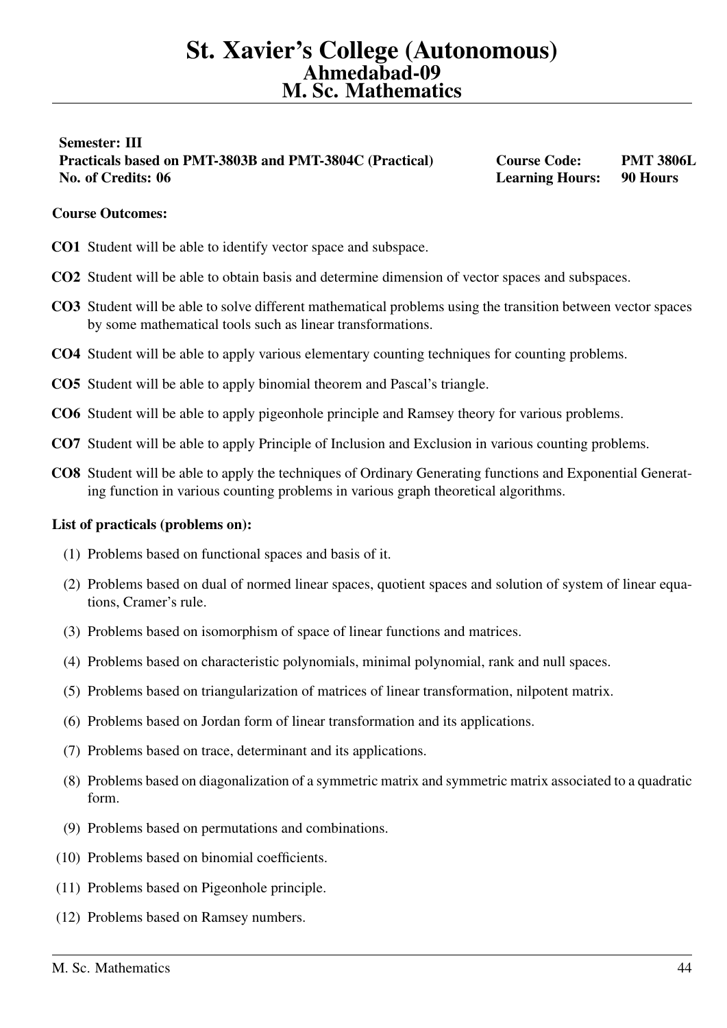# St. Xavier's College (Autonomous)
## Ahmedabad-09
## M. Sc. Mathematics

**Semester: III**
**Practicals based on PMT-3803B and PMT-3804C (Practical)** **Course Code: PMT 3806L**
**No. of Credits: 06** **Learning Hours: 90 Hours**

**Course Outcomes:**

**CO1** Student will be able to identify vector space and subspace.

**CO2** Student will be able to obtain basis and determine dimension of vector spaces and subspaces.

**CO3** Student will be able to solve different mathematical problems using the transition between vector spaces by some mathematical tools such as linear transformations.

**CO4** Student will be able to apply various elementary counting techniques for counting problems.

**CO5** Student will be able to apply binomial theorem and Pascal's triangle.

**CO6** Student will be able to apply pigeonhole principle and Ramsey theory for various problems.

**CO7** Student will be able to apply Principle of Inclusion and Exclusion in various counting problems.

**CO8** Student will be able to apply the techniques of Ordinary Generating functions and Exponential Generating function in various counting problems in various graph theoretical algorithms.

**List of practicals (problems on):**

(1) Problems based on functional spaces and basis of it.

(2) Problems based on dual of normed linear spaces, quotient spaces and solution of system of linear equations, Cramer's rule.

(3) Problems based on isomorphism of space of linear functions and matrices.

(4) Problems based on characteristic polynomials, minimal polynomial, rank and null spaces.

(5) Problems based on triangularization of matrices of linear transformation, nilpotent matrix.

(6) Problems based on Jordan form of linear transformation and its applications.

(7) Problems based on trace, determinant and its applications.

(8) Problems based on diagonalization of a symmetric matrix and symmetric matrix associated to a quadratic form.

(9) Problems based on permutations and combinations.

(10) Problems based on binomial coefficients.

(11) Problems based on Pigeonhole principle.

(12) Problems based on Ramsey numbers.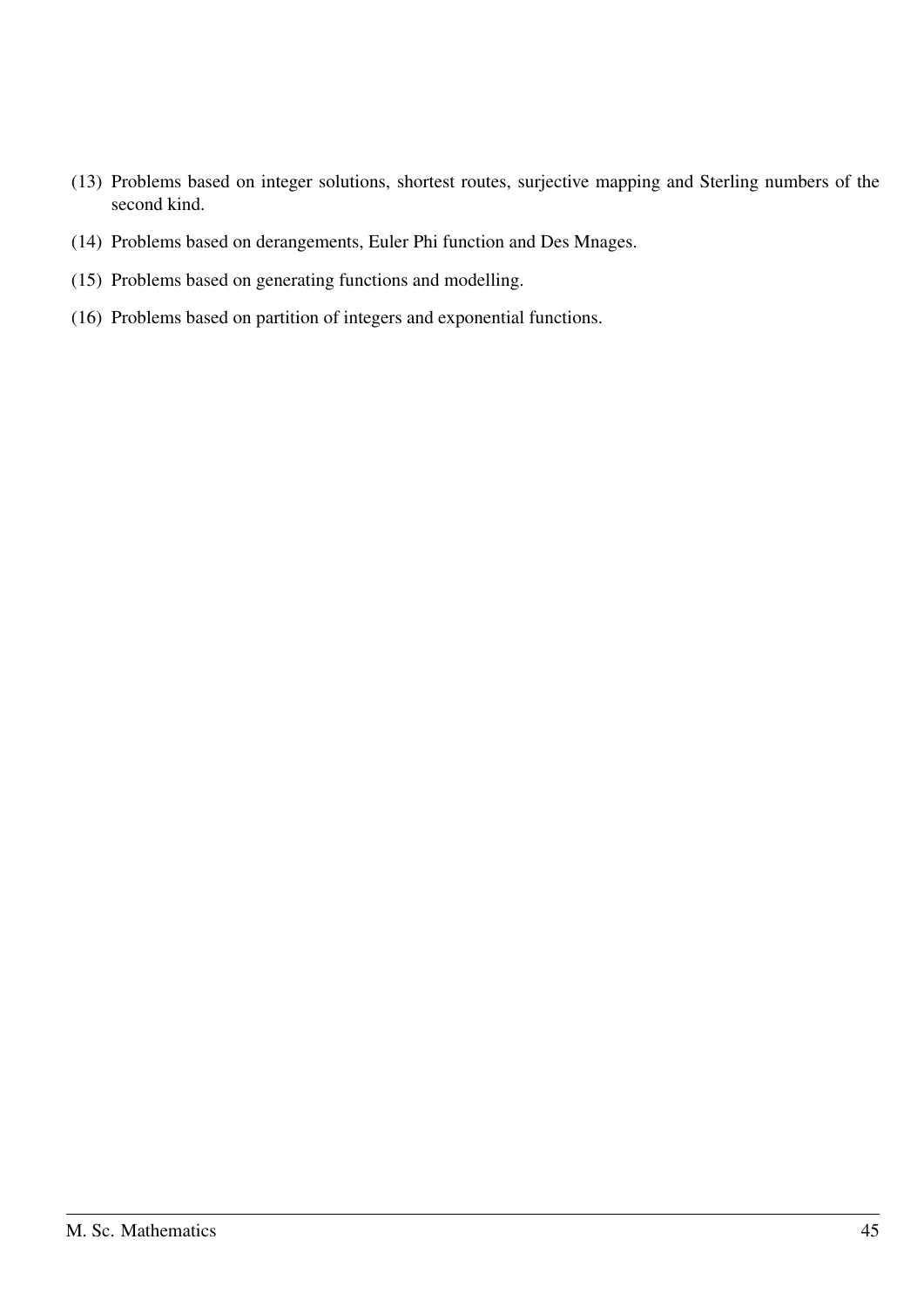(13) Problems based on integer solutions, shortest routes, surjective mapping and Sterling numbers of the second kind.

(14) Problems based on derangements, Euler Phi function and Des Mnages.

(15) Problems based on generating functions and modelling.

(16) Problems based on partition of integers and exponential functions.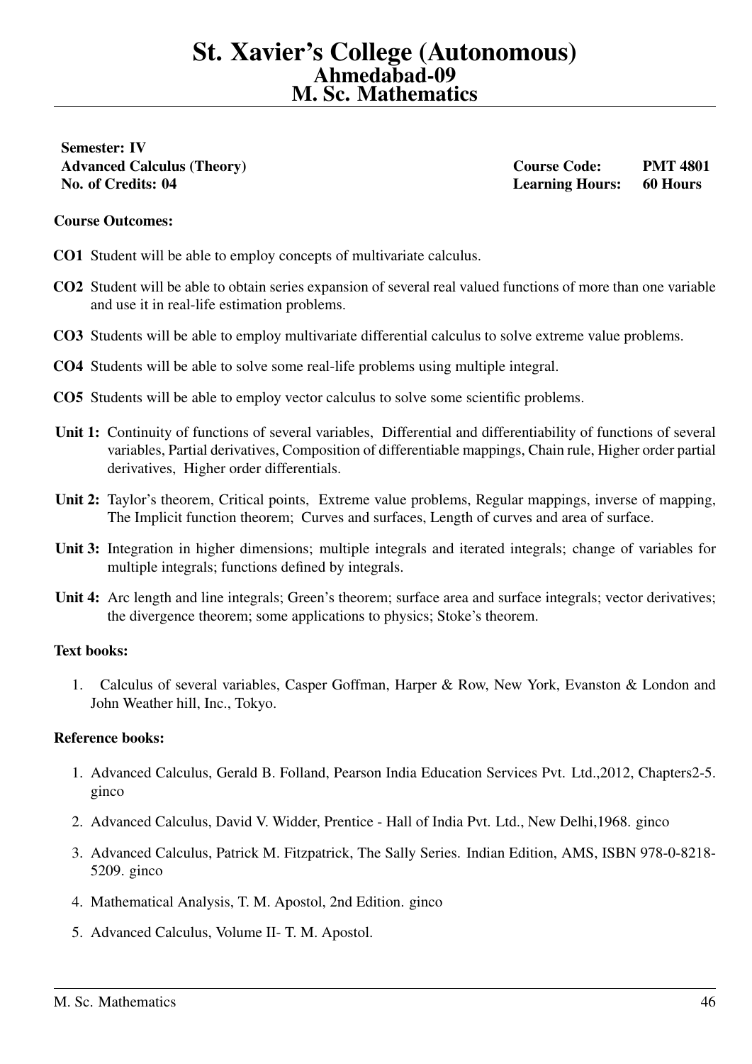# St. Xavier's College (Autonomous)
## Ahmedabad-09
## M. Sc. Mathematics

**Semester: IV**
**Advanced Calculus (Theory)** — **Course Code: PMT 4801**
**No. of Credits: 04** — **Learning Hours: 60 Hours**

**Course Outcomes:**

- **CO1** Student will be able to employ concepts of multivariate calculus.
- **CO2** Student will be able to obtain series expansion of several real valued functions of more than one variable and use it in real-life estimation problems.
- **CO3** Students will be able to employ multivariate differential calculus to solve extreme value problems.
- **CO4** Students will be able to solve some real-life problems using multiple integral.
- **CO5** Students will be able to employ vector calculus to solve some scientific problems.

**Unit 1:** Continuity of functions of several variables, Differential and differentiability of functions of several variables, Partial derivatives, Composition of differentiable mappings, Chain rule, Higher order partial derivatives, Higher order differentials.

**Unit 2:** Taylor's theorem, Critical points, Extreme value problems, Regular mappings, inverse of mapping, The Implicit function theorem; Curves and surfaces, Length of curves and area of surface.

**Unit 3:** Integration in higher dimensions; multiple integrals and iterated integrals; change of variables for multiple integrals; functions defined by integrals.

**Unit 4:** Arc length and line integrals; Green's theorem; surface area and surface integrals; vector derivatives; the divergence theorem; some applications to physics; Stoke's theorem.

**Text books:**

1. Calculus of several variables, Casper Goffman, Harper & Row, New York, Evanston & London and John Weather hill, Inc., Tokyo.

**Reference books:**

1. Advanced Calculus, Gerald B. Folland, Pearson India Education Services Pvt. Ltd.,2012, Chapters2-5. ginco
2. Advanced Calculus, David V. Widder, Prentice - Hall of India Pvt. Ltd., New Delhi,1968. ginco
3. Advanced Calculus, Patrick M. Fitzpatrick, The Sally Series. Indian Edition, AMS, ISBN 978-0-8218-5209. ginco
4. Mathematical Analysis, T. M. Apostol, 2nd Edition. ginco
5. Advanced Calculus, Volume II- T. M. Apostol.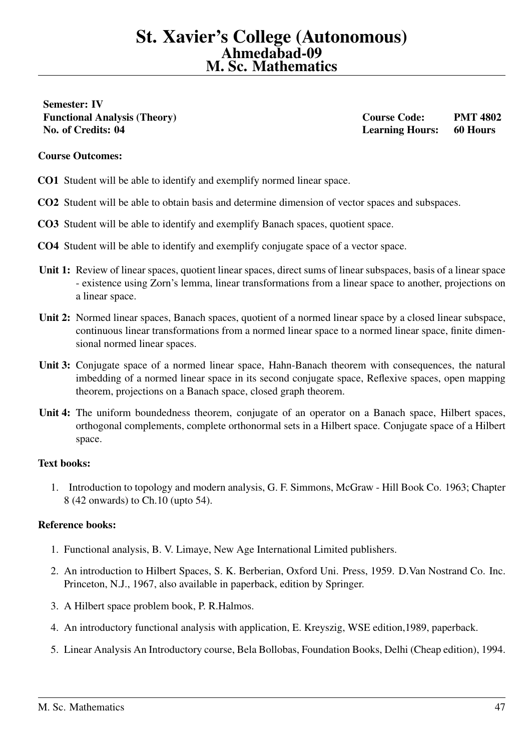# St. Xavier's College (Autonomous)
## Ahmedabad-09
## M. Sc. Mathematics

**Semester: IV**
**Functional Analysis (Theory)** **Course Code: PMT 4802**
**No. of Credits: 04** **Learning Hours: 60 Hours**

**Course Outcomes:**

**CO1** Student will be able to identify and exemplify normed linear space.

**CO2** Student will be able to obtain basis and determine dimension of vector spaces and subspaces.

**CO3** Student will be able to identify and exemplify Banach spaces, quotient space.

**CO4** Student will be able to identify and exemplify conjugate space of a vector space.

**Unit 1:** Review of linear spaces, quotient linear spaces, direct sums of linear subspaces, basis of a linear space - existence using Zorn's lemma, linear transformations from a linear space to another, projections on a linear space.

**Unit 2:** Normed linear spaces, Banach spaces, quotient of a normed linear space by a closed linear subspace, continuous linear transformations from a normed linear space to a normed linear space, finite dimensional normed linear spaces.

**Unit 3:** Conjugate space of a normed linear space, Hahn-Banach theorem with consequences, the natural imbedding of a normed linear space in its second conjugate space, Reflexive spaces, open mapping theorem, projections on a Banach space, closed graph theorem.

**Unit 4:** The uniform boundedness theorem, conjugate of an operator on a Banach space, Hilbert spaces, orthogonal complements, complete orthonormal sets in a Hilbert space. Conjugate space of a Hilbert space.

**Text books:**

1. Introduction to topology and modern analysis, G. F. Simmons, McGraw - Hill Book Co. 1963; Chapter 8 (42 onwards) to Ch.10 (upto 54).

**Reference books:**

1. Functional analysis, B. V. Limaye, New Age International Limited publishers.
2. An introduction to Hilbert Spaces, S. K. Berberian, Oxford Uni. Press, 1959. D.Van Nostrand Co. Inc. Princeton, N.J., 1967, also available in paperback, edition by Springer.
3. A Hilbert space problem book, P. R.Halmos.
4. An introductory functional analysis with application, E. Kreyszig, WSE edition,1989, paperback.
5. Linear Analysis An Introductory course, Bela Bollobas, Foundation Books, Delhi (Cheap edition), 1994.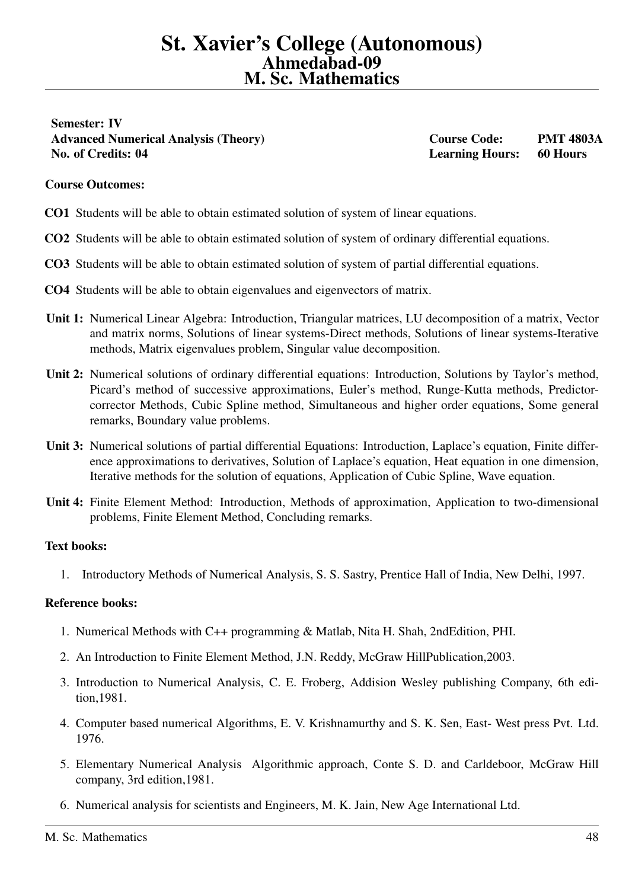# St. Xavier's College (Autonomous)
## Ahmedabad-09
## M. Sc. Mathematics

**Semester: IV**
**Advanced Numerical Analysis (Theory)** **Course Code: PMT 4803A**
**No. of Credits: 04** **Learning Hours: 60 Hours**

**Course Outcomes:**

**CO1** Students will be able to obtain estimated solution of system of linear equations.

**CO2** Students will be able to obtain estimated solution of system of ordinary differential equations.

**CO3** Students will be able to obtain estimated solution of system of partial differential equations.

**CO4** Students will be able to obtain eigenvalues and eigenvectors of matrix.

**Unit 1:** Numerical Linear Algebra: Introduction, Triangular matrices, LU decomposition of a matrix, Vector and matrix norms, Solutions of linear systems-Direct methods, Solutions of linear systems-Iterative methods, Matrix eigenvalues problem, Singular value decomposition.

**Unit 2:** Numerical solutions of ordinary differential equations: Introduction, Solutions by Taylor's method, Picard's method of successive approximations, Euler's method, Runge-Kutta methods, Predictor-corrector Methods, Cubic Spline method, Simultaneous and higher order equations, Some general remarks, Boundary value problems.

**Unit 3:** Numerical solutions of partial differential Equations: Introduction, Laplace's equation, Finite difference approximations to derivatives, Solution of Laplace's equation, Heat equation in one dimension, Iterative methods for the solution of equations, Application of Cubic Spline, Wave equation.

**Unit 4:** Finite Element Method: Introduction, Methods of approximation, Application to two-dimensional problems, Finite Element Method, Concluding remarks.

**Text books:**

1. Introductory Methods of Numerical Analysis, S. S. Sastry, Prentice Hall of India, New Delhi, 1997.

**Reference books:**

1. Numerical Methods with C++ programming & Matlab, Nita H. Shah, 2ndEdition, PHI.
2. An Introduction to Finite Element Method, J.N. Reddy, McGraw HillPublication,2003.
3. Introduction to Numerical Analysis, C. E. Froberg, Addision Wesley publishing Company, 6th edition,1981.
4. Computer based numerical Algorithms, E. V. Krishnamurthy and S. K. Sen, East- West press Pvt. Ltd. 1976.
5. Elementary Numerical Analysis Algorithmic approach, Conte S. D. and Carldeboor, McGraw Hill company, 3rd edition,1981.
6. Numerical analysis for scientists and Engineers, M. K. Jain, New Age International Ltd.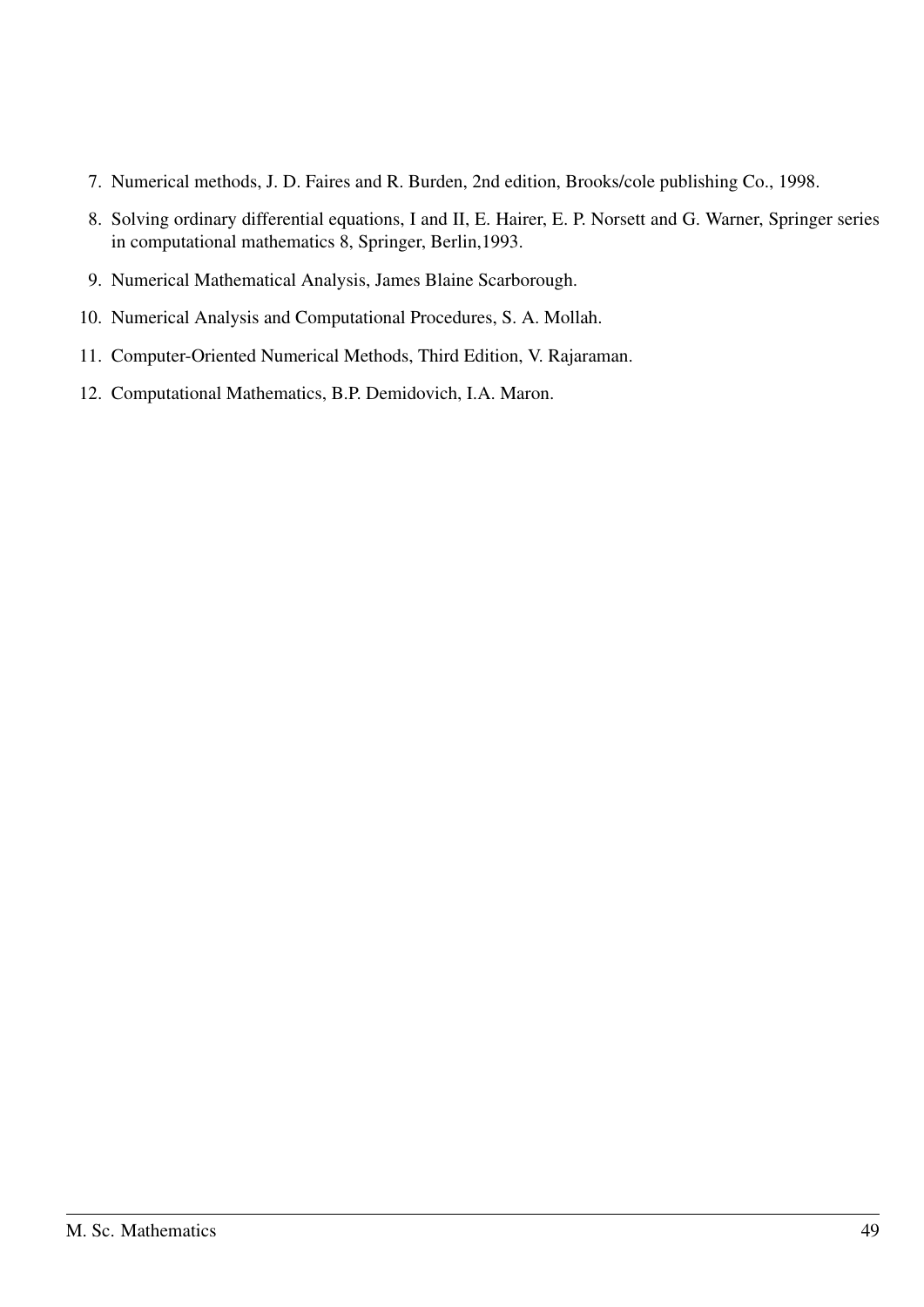7. Numerical methods, J. D. Faires and R. Burden, 2nd edition, Brooks/cole publishing Co., 1998.
8. Solving ordinary differential equations, I and II, E. Hairer, E. P. Norsett and G. Warner, Springer series in computational mathematics 8, Springer, Berlin,1993.
9. Numerical Mathematical Analysis, James Blaine Scarborough.
10. Numerical Analysis and Computational Procedures, S. A. Mollah.
11. Computer-Oriented Numerical Methods, Third Edition, V. Rajaraman.
12. Computational Mathematics, B.P. Demidovich, I.A. Maron.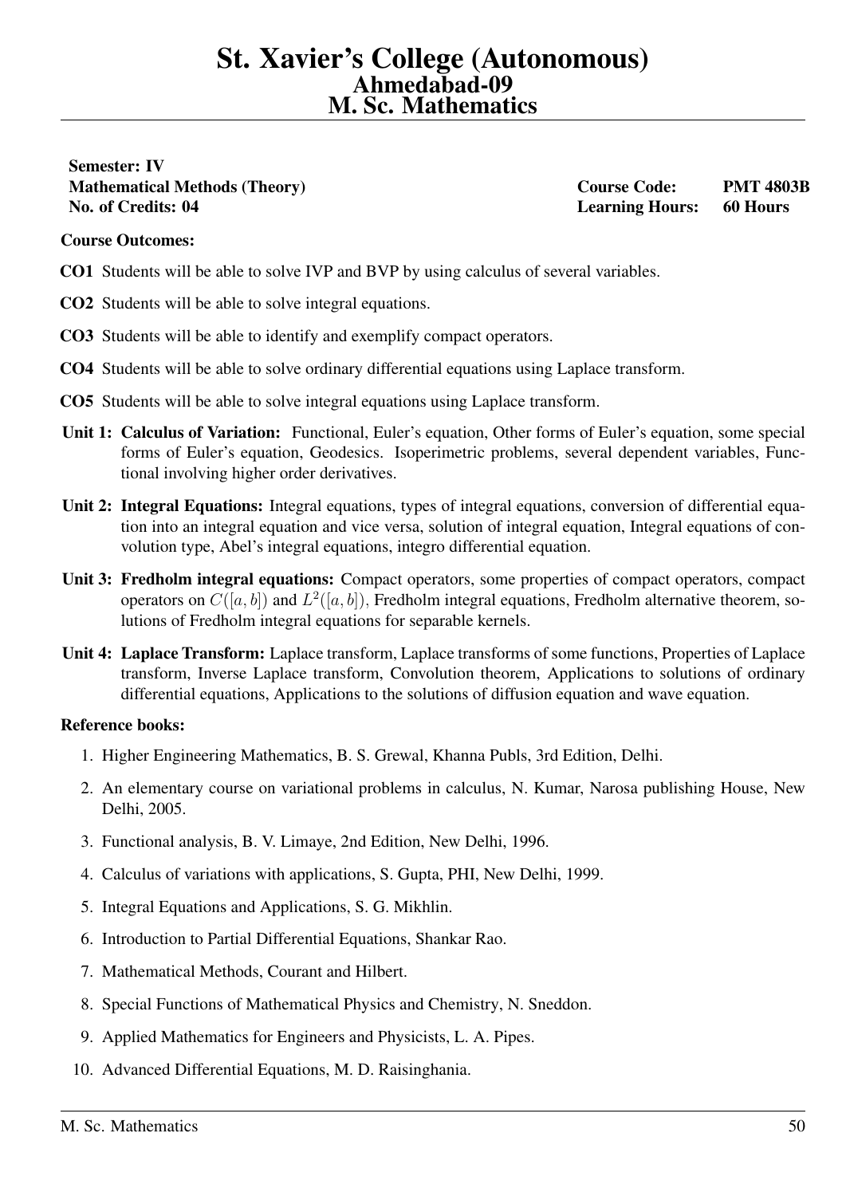# St. Xavier's College (Autonomous)
## Ahmedabad-09
## M. Sc. Mathematics

**Semester: IV**

| | |
|---|---|
| **Mathematical Methods (Theory)** | **Course Code: PMT 4803B** |
| **No. of Credits: 04** | **Learning Hours: 60 Hours** |

**Course Outcomes:**

**CO1** Students will be able to solve IVP and BVP by using calculus of several variables.

**CO2** Students will be able to solve integral equations.

**CO3** Students will be able to identify and exemplify compact operators.

**CO4** Students will be able to solve ordinary differential equations using Laplace transform.

**CO5** Students will be able to solve integral equations using Laplace transform.

**Unit 1: Calculus of Variation:** Functional, Euler's equation, Other forms of Euler's equation, some special forms of Euler's equation, Geodesics. Isoperimetric problems, several dependent variables, Functional involving higher order derivatives.

**Unit 2: Integral Equations:** Integral equations, types of integral equations, conversion of differential equation into an integral equation and vice versa, solution of integral equation, Integral equations of convolution type, Abel's integral equations, integro differential equation.

**Unit 3: Fredholm integral equations:** Compact operators, some properties of compact operators, compact operators on $C([a, b])$ and $L^2([a, b])$, Fredholm integral equations, Fredholm alternative theorem, solutions of Fredholm integral equations for separable kernels.

**Unit 4: Laplace Transform:** Laplace transform, Laplace transforms of some functions, Properties of Laplace transform, Inverse Laplace transform, Convolution theorem, Applications to solutions of ordinary differential equations, Applications to the solutions of diffusion equation and wave equation.

**Reference books:**

1. Higher Engineering Mathematics, B. S. Grewal, Khanna Publs, 3rd Edition, Delhi.
2. An elementary course on variational problems in calculus, N. Kumar, Narosa publishing House, New Delhi, 2005.
3. Functional analysis, B. V. Limaye, 2nd Edition, New Delhi, 1996.
4. Calculus of variations with applications, S. Gupta, PHI, New Delhi, 1999.
5. Integral Equations and Applications, S. G. Mikhlin.
6. Introduction to Partial Differential Equations, Shankar Rao.
7. Mathematical Methods, Courant and Hilbert.
8. Special Functions of Mathematical Physics and Chemistry, N. Sneddon.
9. Applied Mathematics for Engineers and Physicists, L. A. Pipes.
10. Advanced Differential Equations, M. D. Raisinghania.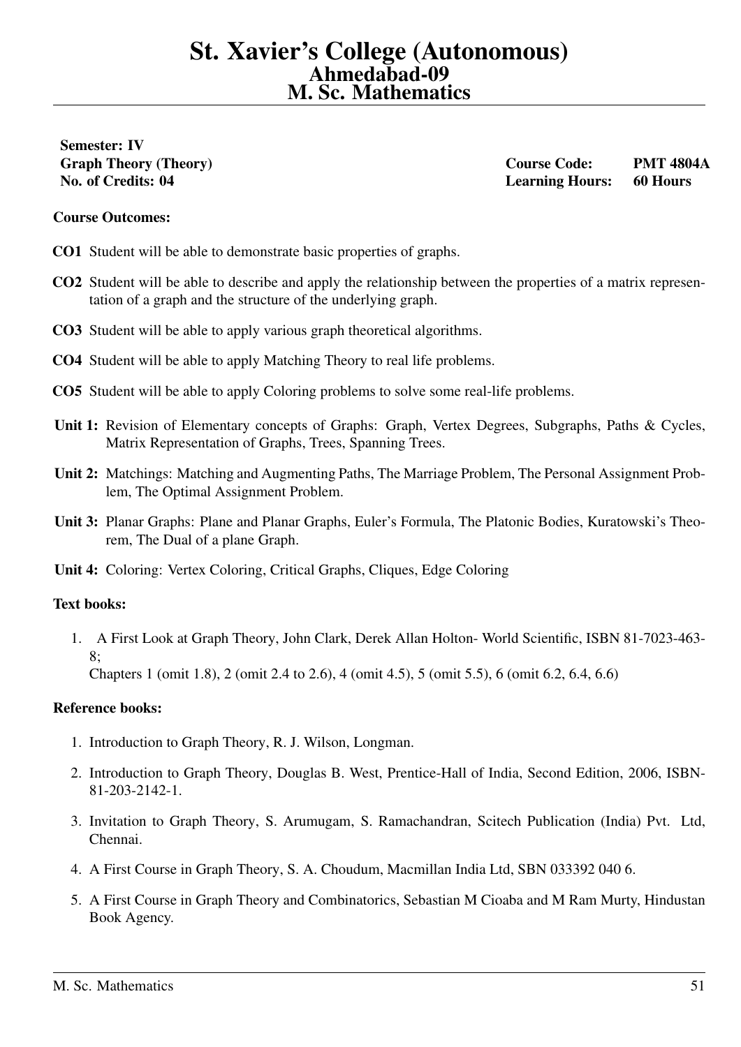# St. Xavier's College (Autonomous)
## Ahmedabad-09
## M. Sc. Mathematics

**Semester: IV**
**Graph Theory (Theory)** — **Course Code: PMT 4804A**
**No. of Credits: 04** — **Learning Hours: 60 Hours**

**Course Outcomes:**

**CO1** Student will be able to demonstrate basic properties of graphs.

**CO2** Student will be able to describe and apply the relationship between the properties of a matrix representation of a graph and the structure of the underlying graph.

**CO3** Student will be able to apply various graph theoretical algorithms.

**CO4** Student will be able to apply Matching Theory to real life problems.

**CO5** Student will be able to apply Coloring problems to solve some real-life problems.

**Unit 1:** Revision of Elementary concepts of Graphs: Graph, Vertex Degrees, Subgraphs, Paths & Cycles, Matrix Representation of Graphs, Trees, Spanning Trees.

**Unit 2:** Matchings: Matching and Augmenting Paths, The Marriage Problem, The Personal Assignment Problem, The Optimal Assignment Problem.

**Unit 3:** Planar Graphs: Plane and Planar Graphs, Euler's Formula, The Platonic Bodies, Kuratowski's Theorem, The Dual of a plane Graph.

**Unit 4:** Coloring: Vertex Coloring, Critical Graphs, Cliques, Edge Coloring

**Text books:**

1. A First Look at Graph Theory, John Clark, Derek Allan Holton- World Scientific, ISBN 81-7023-463-8;
   Chapters 1 (omit 1.8), 2 (omit 2.4 to 2.6), 4 (omit 4.5), 5 (omit 5.5), 6 (omit 6.2, 6.4, 6.6)

**Reference books:**

1. Introduction to Graph Theory, R. J. Wilson, Longman.
2. Introduction to Graph Theory, Douglas B. West, Prentice-Hall of India, Second Edition, 2006, ISBN-81-203-2142-1.
3. Invitation to Graph Theory, S. Arumugam, S. Ramachandran, Scitech Publication (India) Pvt. Ltd, Chennai.
4. A First Course in Graph Theory, S. A. Choudum, Macmillan India Ltd, SBN 033392 040 6.
5. A First Course in Graph Theory and Combinatorics, Sebastian M Cioaba and M Ram Murty, Hindustan Book Agency.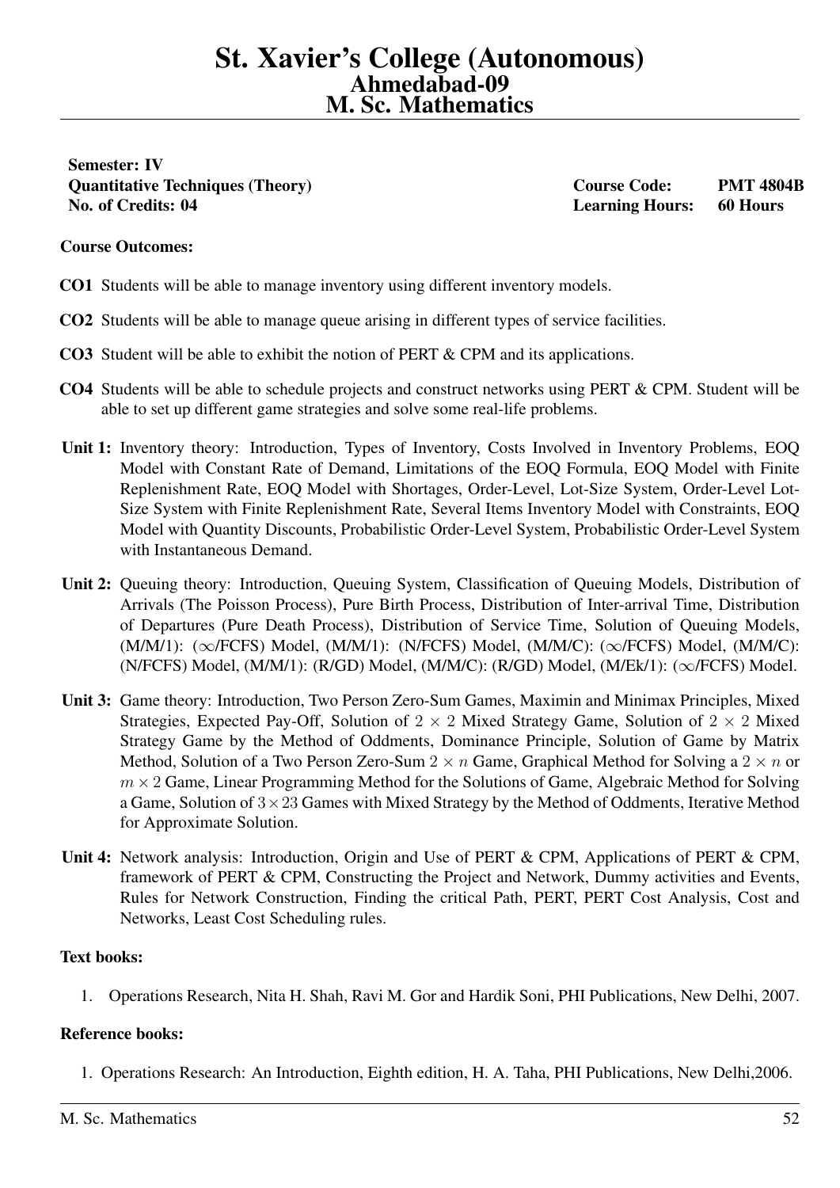# St. Xavier's College (Autonomous)
## Ahmedabad-09
## M. Sc. Mathematics

**Semester: IV**
**Quantitative Techniques (Theory)** **Course Code: PMT 4804B**
**No. of Credits: 04** **Learning Hours: 60 Hours**

**Course Outcomes:**

- **CO1** Students will be able to manage inventory using different inventory models.
- **CO2** Students will be able to manage queue arising in different types of service facilities.
- **CO3** Student will be able to exhibit the notion of PERT & CPM and its applications.
- **CO4** Students will be able to schedule projects and construct networks using PERT & CPM. Student will be able to set up different game strategies and solve some real-life problems.

**Unit 1:** Inventory theory: Introduction, Types of Inventory, Costs Involved in Inventory Problems, EOQ Model with Constant Rate of Demand, Limitations of the EOQ Formula, EOQ Model with Finite Replenishment Rate, EOQ Model with Shortages, Order-Level, Lot-Size System, Order-Level Lot-Size System with Finite Replenishment Rate, Several Items Inventory Model with Constraints, EOQ Model with Quantity Discounts, Probabilistic Order-Level System, Probabilistic Order-Level System with Instantaneous Demand.

**Unit 2:** Queuing theory: Introduction, Queuing System, Classification of Queuing Models, Distribution of Arrivals (The Poisson Process), Pure Birth Process, Distribution of Inter-arrival Time, Distribution of Departures (Pure Death Process), Distribution of Service Time, Solution of Queuing Models, (M/M/1): ($\infty$/FCFS) Model, (M/M/1): (N/FCFS) Model, (M/M/C): ($\infty$/FCFS) Model, (M/M/C): (N/FCFS) Model, (M/M/1): (R/GD) Model, (M/M/C): (R/GD) Model, (M/Ek/1): ($\infty$/FCFS) Model.

**Unit 3:** Game theory: Introduction, Two Person Zero-Sum Games, Maximin and Minimax Principles, Mixed Strategies, Expected Pay-Off, Solution of $2 \times 2$ Mixed Strategy Game, Solution of $2 \times 2$ Mixed Strategy Game by the Method of Oddments, Dominance Principle, Solution of Game by Matrix Method, Solution of a Two Person Zero-Sum $2 \times n$ Game, Graphical Method for Solving a $2 \times n$ or $m \times 2$ Game, Linear Programming Method for the Solutions of Game, Algebraic Method for Solving a Game, Solution of $3 \times 23$ Games with Mixed Strategy by the Method of Oddments, Iterative Method for Approximate Solution.

**Unit 4:** Network analysis: Introduction, Origin and Use of PERT & CPM, Applications of PERT & CPM, framework of PERT & CPM, Constructing the Project and Network, Dummy activities and Events, Rules for Network Construction, Finding the critical Path, PERT, PERT Cost Analysis, Cost and Networks, Least Cost Scheduling rules.

**Text books:**

1. Operations Research, Nita H. Shah, Ravi M. Gor and Hardik Soni, PHI Publications, New Delhi, 2007.

**Reference books:**

1. Operations Research: An Introduction, Eighth edition, H. A. Taha, PHI Publications, New Delhi,2006.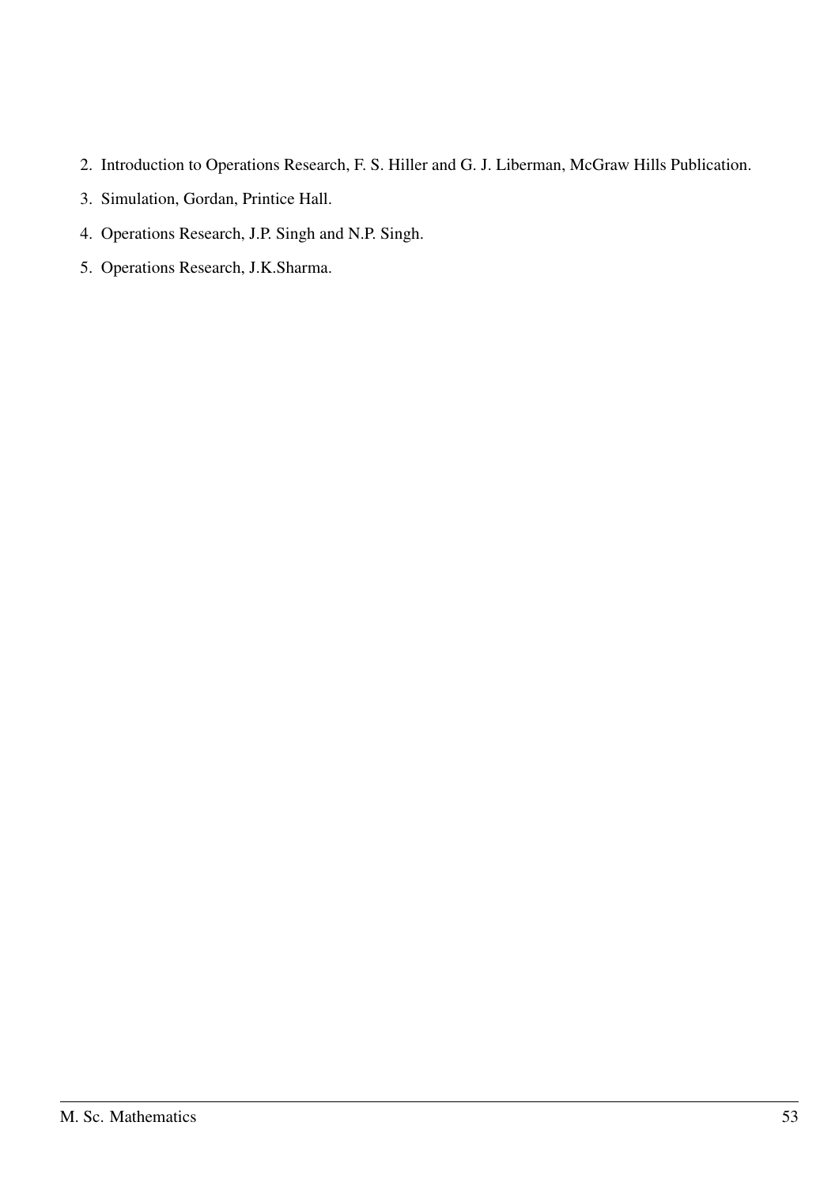2. Introduction to Operations Research, F. S. Hiller and G. J. Liberman, McGraw Hills Publication.
3. Simulation, Gordan, Printice Hall.
4. Operations Research, J.P. Singh and N.P. Singh.
5. Operations Research, J.K.Sharma.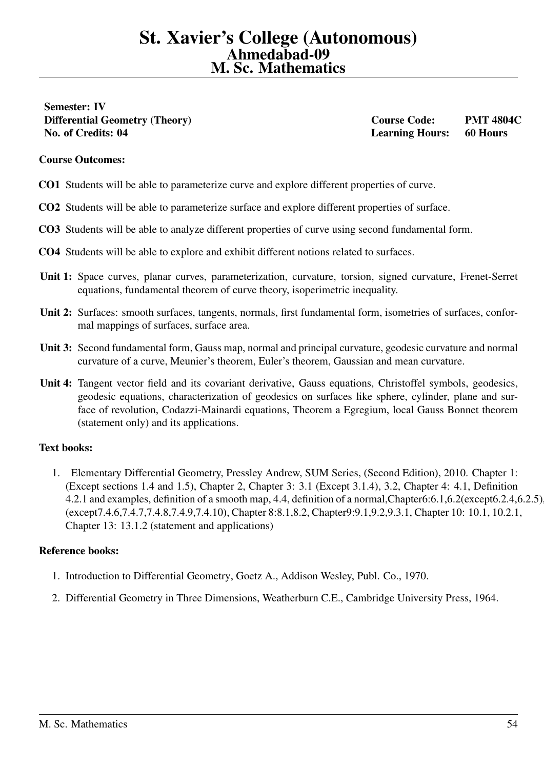# St. Xavier's College (Autonomous)
## Ahmedabad-09
## M. Sc. Mathematics

**Semester: IV**
**Differential Geometry (Theory)** **Course Code: PMT 4804C**
**No. of Credits: 04** **Learning Hours: 60 Hours**

**Course Outcomes:**

**CO1** Students will be able to parameterize curve and explore different properties of curve.

**CO2** Students will be able to parameterize surface and explore different properties of surface.

**CO3** Students will be able to analyze different properties of curve using second fundamental form.

**CO4** Students will be able to explore and exhibit different notions related to surfaces.

**Unit 1:** Space curves, planar curves, parameterization, curvature, torsion, signed curvature, Frenet-Serret equations, fundamental theorem of curve theory, isoperimetric inequality.

**Unit 2:** Surfaces: smooth surfaces, tangents, normals, first fundamental form, isometries of surfaces, conformal mappings of surfaces, surface area.

**Unit 3:** Second fundamental form, Gauss map, normal and principal curvature, geodesic curvature and normal curvature of a curve, Meunier's theorem, Euler's theorem, Gaussian and mean curvature.

**Unit 4:** Tangent vector field and its covariant derivative, Gauss equations, Christoffel symbols, geodesics, geodesic equations, characterization of geodesics on surfaces like sphere, cylinder, plane and surface of revolution, Codazzi-Mainardi equations, Theorem a Egregium, local Gauss Bonnet theorem (statement only) and its applications.

**Text books:**

1. Elementary Differential Geometry, Pressley Andrew, SUM Series, (Second Edition), 2010. Chapter 1: (Except sections 1.4 and 1.5), Chapter 2, Chapter 3: 3.1 (Except 3.1.4), 3.2, Chapter 4: 4.1, Definition 4.2.1 and examples, definition of a smooth map, 4.4, definition of a normal,Chapter6:6.1,6.2(except6.2.4,6.2.5), (except7.4.6,7.4.7,7.4.8,7.4.9,7.4.10), Chapter 8:8.1,8.2, Chapter9:9.1,9.2,9.3.1, Chapter 10: 10.1, 10.2.1, Chapter 13: 13.1.2 (statement and applications)

**Reference books:**

1. Introduction to Differential Geometry, Goetz A., Addison Wesley, Publ. Co., 1970.
2. Differential Geometry in Three Dimensions, Weatherburn C.E., Cambridge University Press, 1964.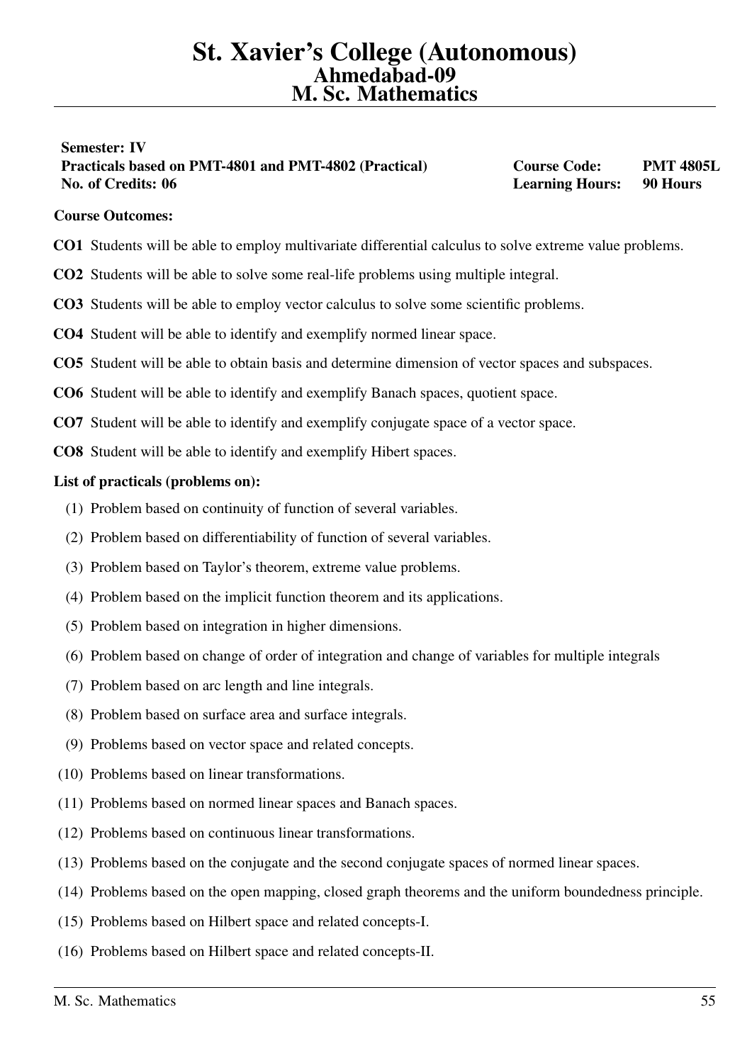# St. Xavier's College (Autonomous)
## Ahmedabad-09
## M. Sc. Mathematics

**Semester: IV**
**Practicals based on PMT-4801 and PMT-4802 (Practical)** **Course Code: PMT 4805L**
**No. of Credits: 06** **Learning Hours: 90 Hours**

**Course Outcomes:**

**CO1** Students will be able to employ multivariate differential calculus to solve extreme value problems.

**CO2** Students will be able to solve some real-life problems using multiple integral.

**CO3** Students will be able to employ vector calculus to solve some scientific problems.

**CO4** Student will be able to identify and exemplify normed linear space.

**CO5** Student will be able to obtain basis and determine dimension of vector spaces and subspaces.

**CO6** Student will be able to identify and exemplify Banach spaces, quotient space.

**CO7** Student will be able to identify and exemplify conjugate space of a vector space.

**CO8** Student will be able to identify and exemplify Hibert spaces.

**List of practicals (problems on):**

(1) Problem based on continuity of function of several variables.

(2) Problem based on differentiability of function of several variables.

(3) Problem based on Taylor's theorem, extreme value problems.

(4) Problem based on the implicit function theorem and its applications.

(5) Problem based on integration in higher dimensions.

(6) Problem based on change of order of integration and change of variables for multiple integrals

(7) Problem based on arc length and line integrals.

(8) Problem based on surface area and surface integrals.

(9) Problems based on vector space and related concepts.

(10) Problems based on linear transformations.

(11) Problems based on normed linear spaces and Banach spaces.

(12) Problems based on continuous linear transformations.

(13) Problems based on the conjugate and the second conjugate spaces of normed linear spaces.

(14) Problems based on the open mapping, closed graph theorems and the uniform boundedness principle.

(15) Problems based on Hilbert space and related concepts-I.

(16) Problems based on Hilbert space and related concepts-II.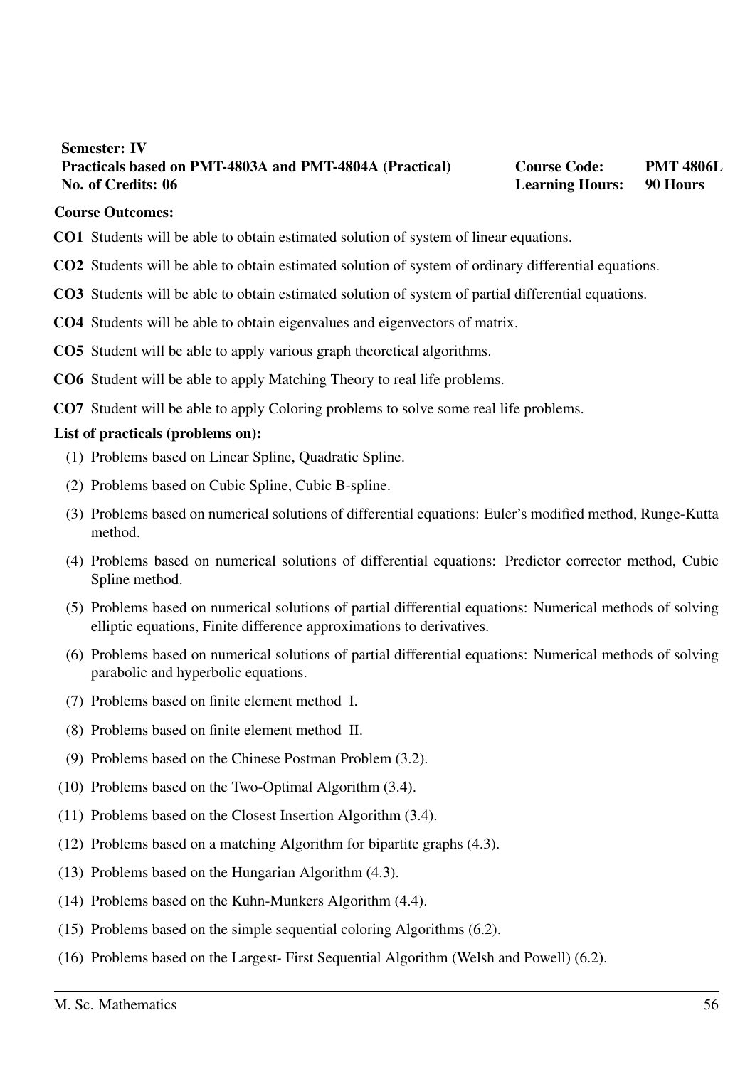**Semester: IV**
**Practicals based on PMT-4803A and PMT-4804A (Practical)** **Course Code: PMT 4806L**
**No. of Credits: 06** **Learning Hours: 90 Hours**

**Course Outcomes:**

**CO1** Students will be able to obtain estimated solution of system of linear equations.

**CO2** Students will be able to obtain estimated solution of system of ordinary differential equations.

**CO3** Students will be able to obtain estimated solution of system of partial differential equations.

**CO4** Students will be able to obtain eigenvalues and eigenvectors of matrix.

**CO5** Student will be able to apply various graph theoretical algorithms.

**CO6** Student will be able to apply Matching Theory to real life problems.

**CO7** Student will be able to apply Coloring problems to solve some real life problems.

**List of practicals (problems on):**

(1) Problems based on Linear Spline, Quadratic Spline.

(2) Problems based on Cubic Spline, Cubic B-spline.

(3) Problems based on numerical solutions of differential equations: Euler's modified method, Runge-Kutta method.

(4) Problems based on numerical solutions of differential equations: Predictor corrector method, Cubic Spline method.

(5) Problems based on numerical solutions of partial differential equations: Numerical methods of solving elliptic equations, Finite difference approximations to derivatives.

(6) Problems based on numerical solutions of partial differential equations: Numerical methods of solving parabolic and hyperbolic equations.

(7) Problems based on finite element method I.

(8) Problems based on finite element method II.

(9) Problems based on the Chinese Postman Problem (3.2).

(10) Problems based on the Two-Optimal Algorithm (3.4).

(11) Problems based on the Closest Insertion Algorithm (3.4).

(12) Problems based on a matching Algorithm for bipartite graphs (4.3).

(13) Problems based on the Hungarian Algorithm (4.3).

(14) Problems based on the Kuhn-Munkers Algorithm (4.4).

(15) Problems based on the simple sequential coloring Algorithms (6.2).

(16) Problems based on the Largest- First Sequential Algorithm (Welsh and Powell) (6.2).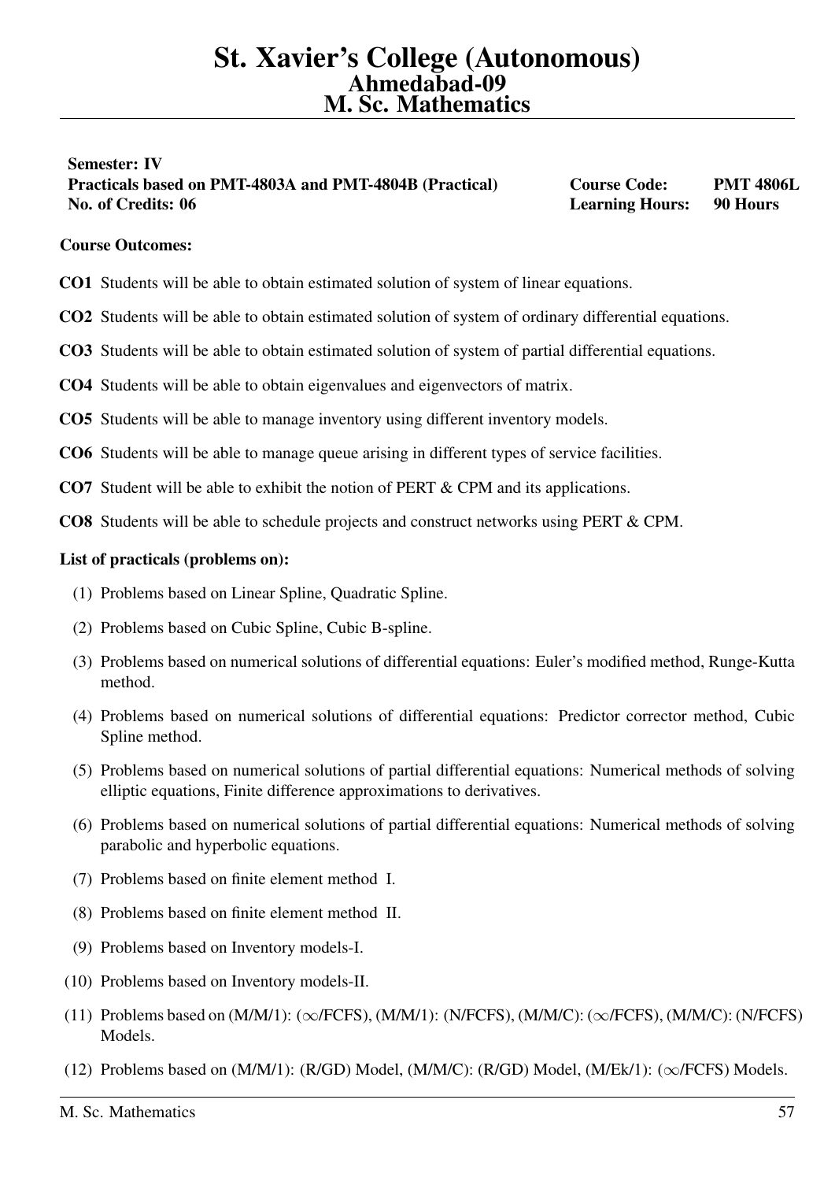# St. Xavier's College (Autonomous)
## Ahmedabad-09
## M. Sc. Mathematics

**Semester: IV**

**Practicals based on PMT-4803A and PMT-4804B (Practical)** | **Course Code: PMT 4806L**

**No. of Credits: 06** | **Learning Hours: 90 Hours**

**Course Outcomes:**

**CO1** Students will be able to obtain estimated solution of system of linear equations.

**CO2** Students will be able to obtain estimated solution of system of ordinary differential equations.

**CO3** Students will be able to obtain estimated solution of system of partial differential equations.

**CO4** Students will be able to obtain eigenvalues and eigenvectors of matrix.

**CO5** Students will be able to manage inventory using different inventory models.

**CO6** Students will be able to manage queue arising in different types of service facilities.

**CO7** Student will be able to exhibit the notion of PERT & CPM and its applications.

**CO8** Students will be able to schedule projects and construct networks using PERT & CPM.

**List of practicals (problems on):**

(1) Problems based on Linear Spline, Quadratic Spline.

(2) Problems based on Cubic Spline, Cubic B-spline.

(3) Problems based on numerical solutions of differential equations: Euler's modified method, Runge-Kutta method.

(4) Problems based on numerical solutions of differential equations: Predictor corrector method, Cubic Spline method.

(5) Problems based on numerical solutions of partial differential equations: Numerical methods of solving elliptic equations, Finite difference approximations to derivatives.

(6) Problems based on numerical solutions of partial differential equations: Numerical methods of solving parabolic and hyperbolic equations.

(7) Problems based on finite element method I.

(8) Problems based on finite element method II.

(9) Problems based on Inventory models-I.

(10) Problems based on Inventory models-II.

(11) Problems based on (M/M/1): ($\infty$/FCFS), (M/M/1): (N/FCFS), (M/M/C): ($\infty$/FCFS), (M/M/C): (N/FCFS) Models.

(12) Problems based on (M/M/1): (R/GD) Model, (M/M/C): (R/GD) Model, (M/Ek/1): ($\infty$/FCFS) Models.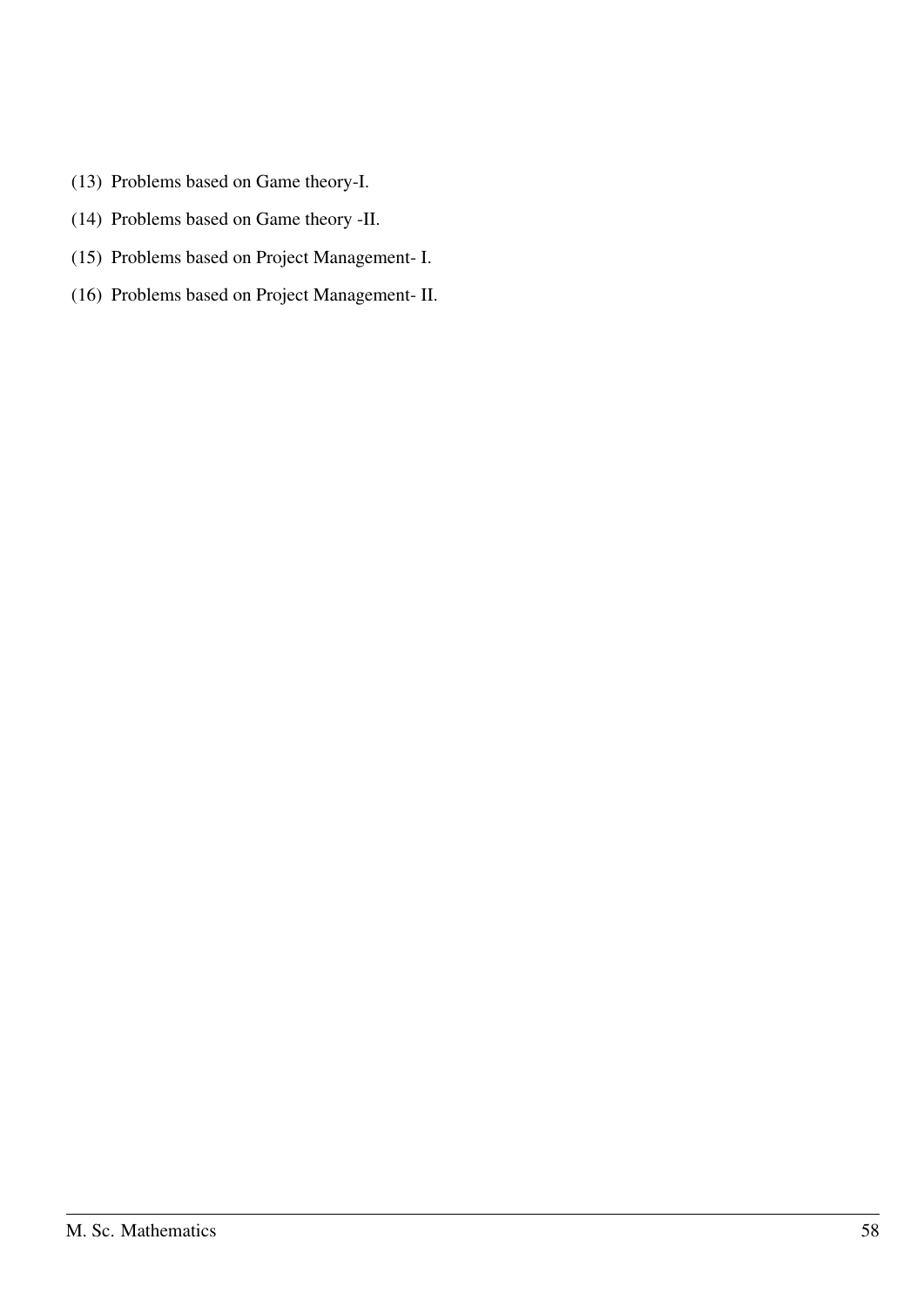(13) Problems based on Game theory-I.

(14) Problems based on Game theory -II.

(15) Problems based on Project Management- I.

(16) Problems based on Project Management- II.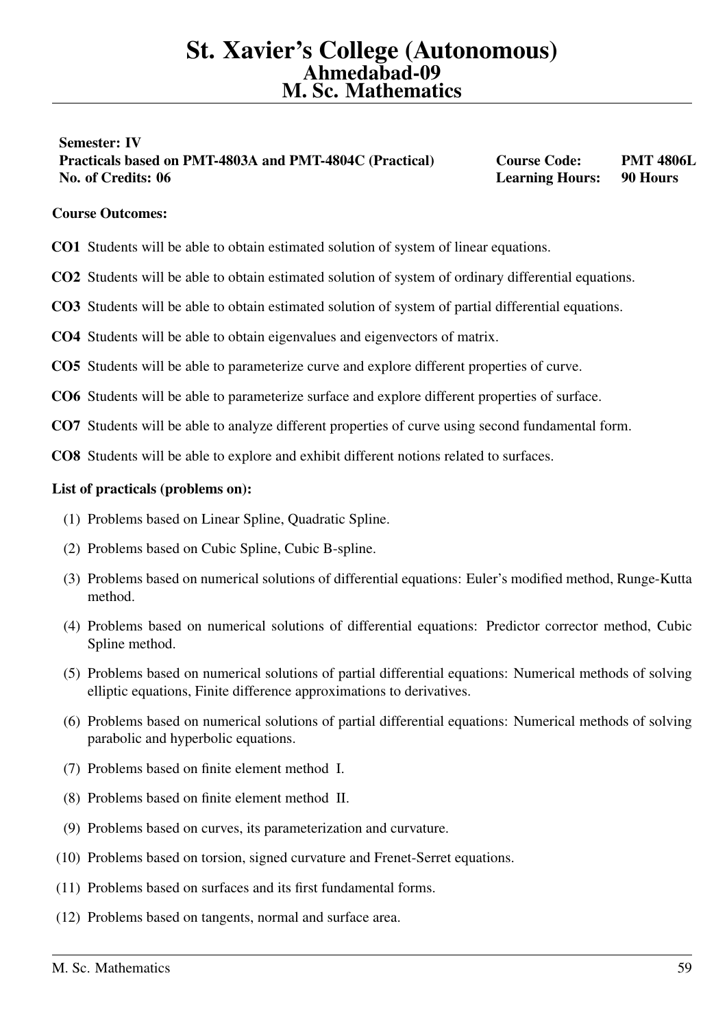# St. Xavier's College (Autonomous)
## Ahmedabad-09
## M. Sc. Mathematics

**Semester: IV**

**Practicals based on PMT-4803A and PMT-4804C (Practical)** — **Course Code: PMT 4806L**

**No. of Credits: 06** — **Learning Hours: 90 Hours**

**Course Outcomes:**

**CO1** Students will be able to obtain estimated solution of system of linear equations.

**CO2** Students will be able to obtain estimated solution of system of ordinary differential equations.

**CO3** Students will be able to obtain estimated solution of system of partial differential equations.

**CO4** Students will be able to obtain eigenvalues and eigenvectors of matrix.

**CO5** Students will be able to parameterize curve and explore different properties of curve.

**CO6** Students will be able to parameterize surface and explore different properties of surface.

**CO7** Students will be able to analyze different properties of curve using second fundamental form.

**CO8** Students will be able to explore and exhibit different notions related to surfaces.

**List of practicals (problems on):**

(1) Problems based on Linear Spline, Quadratic Spline.

(2) Problems based on Cubic Spline, Cubic B-spline.

(3) Problems based on numerical solutions of differential equations: Euler's modified method, Runge-Kutta method.

(4) Problems based on numerical solutions of differential equations: Predictor corrector method, Cubic Spline method.

(5) Problems based on numerical solutions of partial differential equations: Numerical methods of solving elliptic equations, Finite difference approximations to derivatives.

(6) Problems based on numerical solutions of partial differential equations: Numerical methods of solving parabolic and hyperbolic equations.

(7) Problems based on finite element method I.

(8) Problems based on finite element method II.

(9) Problems based on curves, its parameterization and curvature.

(10) Problems based on torsion, signed curvature and Frenet-Serret equations.

(11) Problems based on surfaces and its first fundamental forms.

(12) Problems based on tangents, normal and surface area.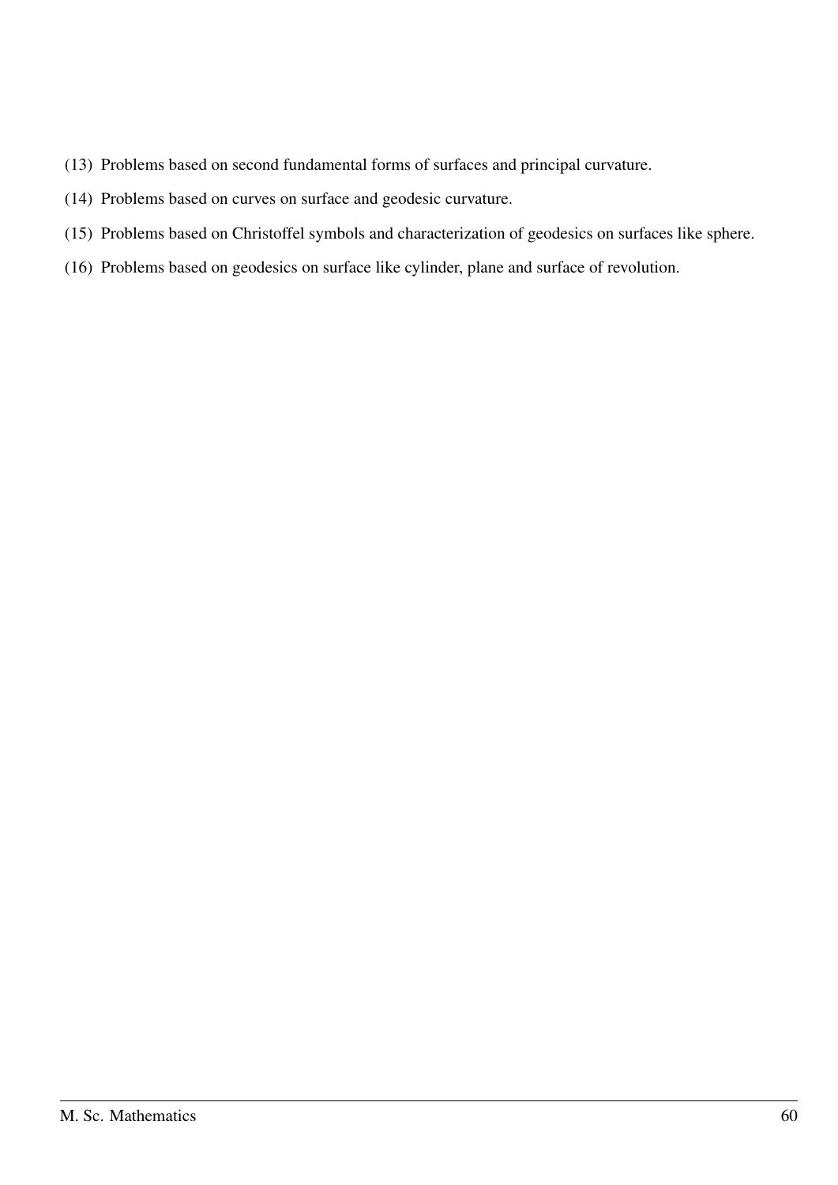(13) Problems based on second fundamental forms of surfaces and principal curvature.

(14) Problems based on curves on surface and geodesic curvature.

(15) Problems based on Christoffel symbols and characterization of geodesics on surfaces like sphere.

(16) Problems based on geodesics on surface like cylinder, plane and surface of revolution.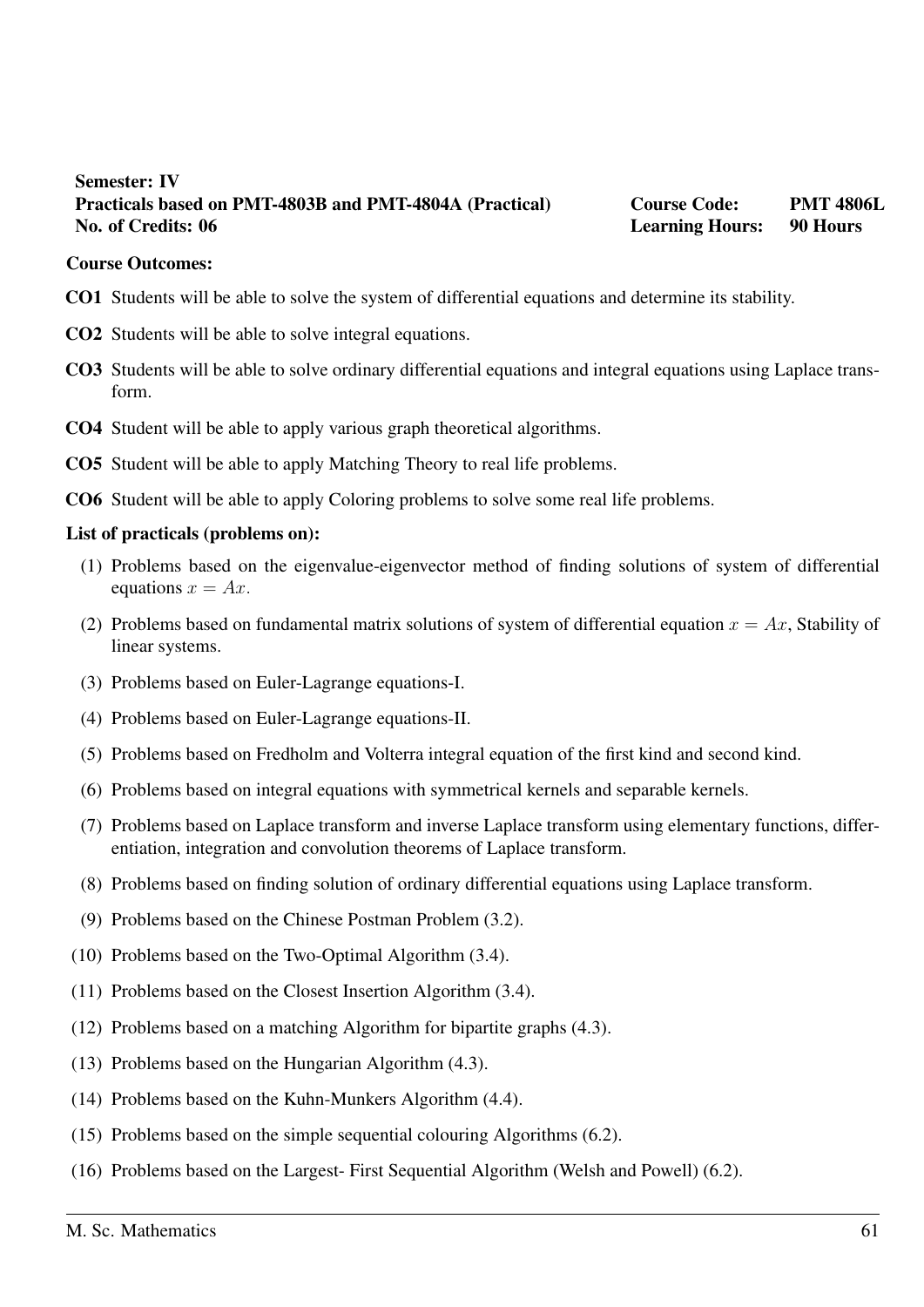**Semester: IV**
**Practicals based on PMT-4803B and PMT-4804A (Practical)** **Course Code: PMT 4806L**
**No. of Credits: 06** **Learning Hours: 90 Hours**

**Course Outcomes:**

**CO1** Students will be able to solve the system of differential equations and determine its stability.

**CO2** Students will be able to solve integral equations.

**CO3** Students will be able to solve ordinary differential equations and integral equations using Laplace transform.

**CO4** Student will be able to apply various graph theoretical algorithms.

**CO5** Student will be able to apply Matching Theory to real life problems.

**CO6** Student will be able to apply Coloring problems to solve some real life problems.

**List of practicals (problems on):**

(1) Problems based on the eigenvalue-eigenvector method of finding solutions of system of differential equations $x = Ax$.

(2) Problems based on fundamental matrix solutions of system of differential equation $x = Ax$, Stability of linear systems.

(3) Problems based on Euler-Lagrange equations-I.

(4) Problems based on Euler-Lagrange equations-II.

(5) Problems based on Fredholm and Volterra integral equation of the first kind and second kind.

(6) Problems based on integral equations with symmetrical kernels and separable kernels.

(7) Problems based on Laplace transform and inverse Laplace transform using elementary functions, differentiation, integration and convolution theorems of Laplace transform.

(8) Problems based on finding solution of ordinary differential equations using Laplace transform.

(9) Problems based on the Chinese Postman Problem (3.2).

(10) Problems based on the Two-Optimal Algorithm (3.4).

(11) Problems based on the Closest Insertion Algorithm (3.4).

(12) Problems based on a matching Algorithm for bipartite graphs (4.3).

(13) Problems based on the Hungarian Algorithm (4.3).

(14) Problems based on the Kuhn-Munkers Algorithm (4.4).

(15) Problems based on the simple sequential colouring Algorithms (6.2).

(16) Problems based on the Largest- First Sequential Algorithm (Welsh and Powell) (6.2).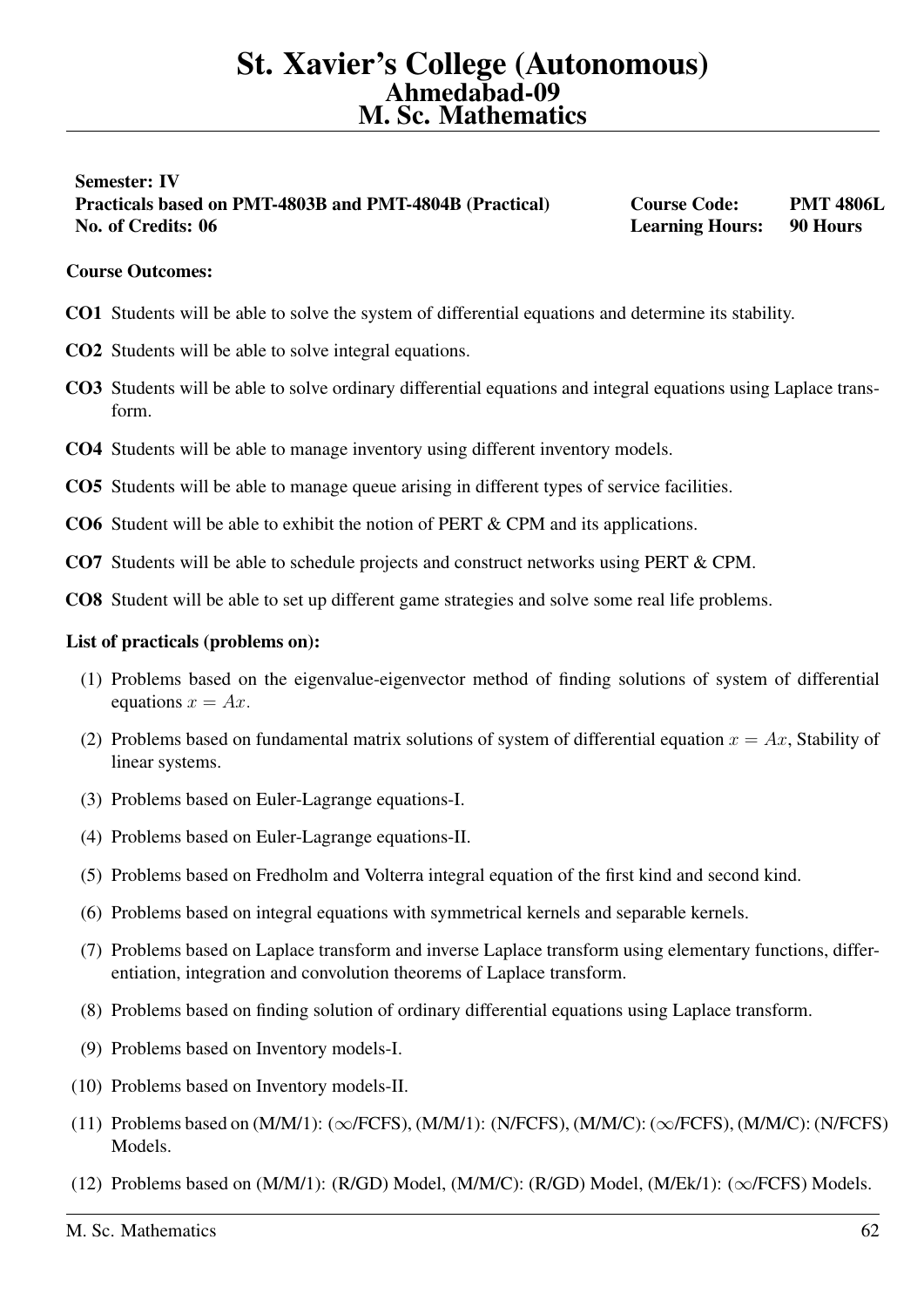# St. Xavier's College (Autonomous)
## Ahmedabad-09
## M. Sc. Mathematics

**Semester: IV**
**Practicals based on PMT-4803B and PMT-4804B (Practical)** **Course Code: PMT 4806L**
**No. of Credits: 06** **Learning Hours: 90 Hours**

**Course Outcomes:**

**CO1** Students will be able to solve the system of differential equations and determine its stability.

**CO2** Students will be able to solve integral equations.

**CO3** Students will be able to solve ordinary differential equations and integral equations using Laplace transform.

**CO4** Students will be able to manage inventory using different inventory models.

**CO5** Students will be able to manage queue arising in different types of service facilities.

**CO6** Student will be able to exhibit the notion of PERT & CPM and its applications.

**CO7** Students will be able to schedule projects and construct networks using PERT & CPM.

**CO8** Student will be able to set up different game strategies and solve some real life problems.

**List of practicals (problems on):**

(1) Problems based on the eigenvalue-eigenvector method of finding solutions of system of differential equations $x = Ax$.

(2) Problems based on fundamental matrix solutions of system of differential equation $x = Ax$, Stability of linear systems.

(3) Problems based on Euler-Lagrange equations-I.

(4) Problems based on Euler-Lagrange equations-II.

(5) Problems based on Fredholm and Volterra integral equation of the first kind and second kind.

(6) Problems based on integral equations with symmetrical kernels and separable kernels.

(7) Problems based on Laplace transform and inverse Laplace transform using elementary functions, differentiation, integration and convolution theorems of Laplace transform.

(8) Problems based on finding solution of ordinary differential equations using Laplace transform.

(9) Problems based on Inventory models-I.

(10) Problems based on Inventory models-II.

(11) Problems based on (M/M/1): ($\infty$/FCFS), (M/M/1): (N/FCFS), (M/M/C): ($\infty$/FCFS), (M/M/C): (N/FCFS) Models.

(12) Problems based on (M/M/1): (R/GD) Model, (M/M/C): (R/GD) Model, (M/Ek/1): ($\infty$/FCFS) Models.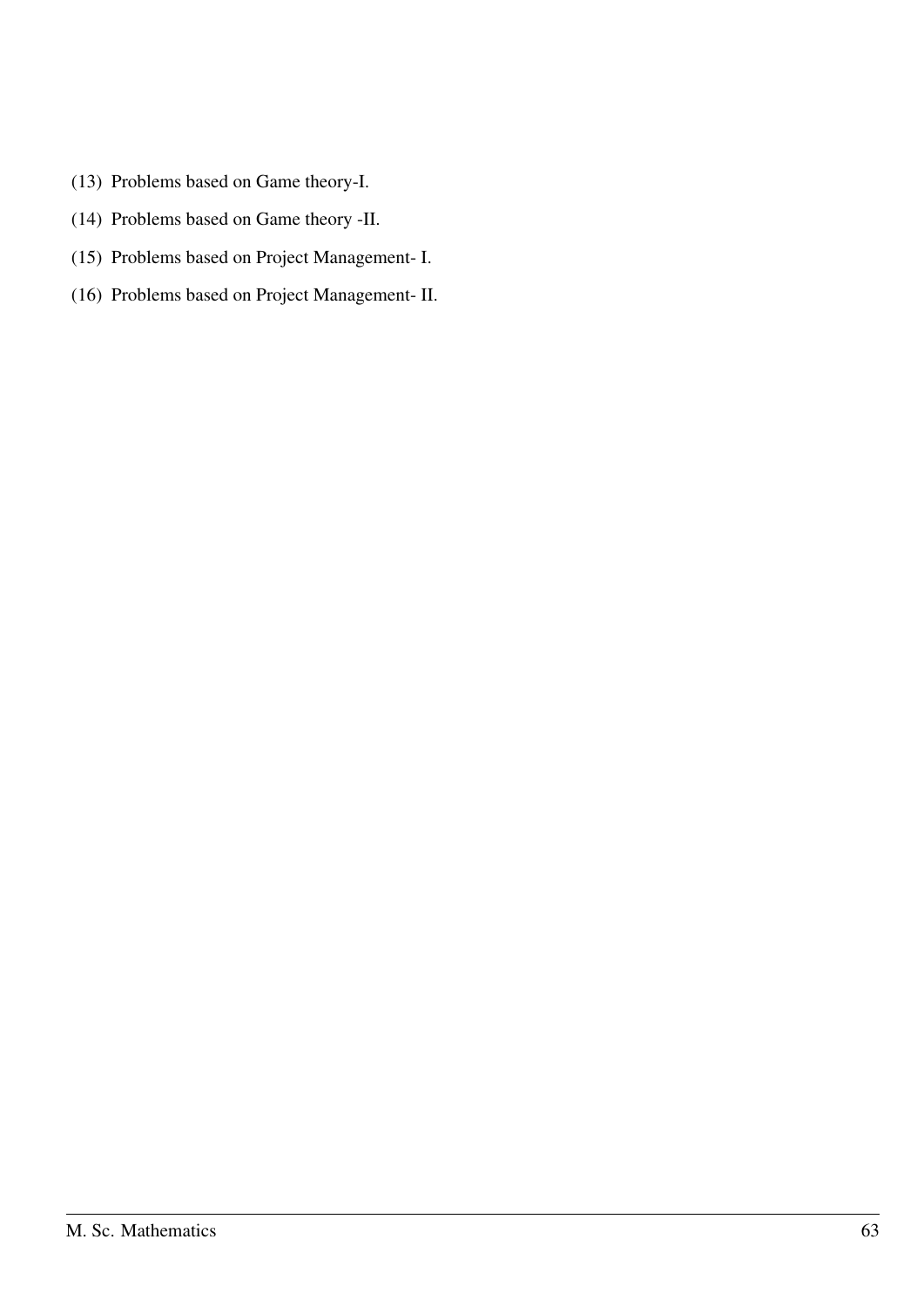(13) Problems based on Game theory-I.

(14) Problems based on Game theory -II.

(15) Problems based on Project Management- I.

(16) Problems based on Project Management- II.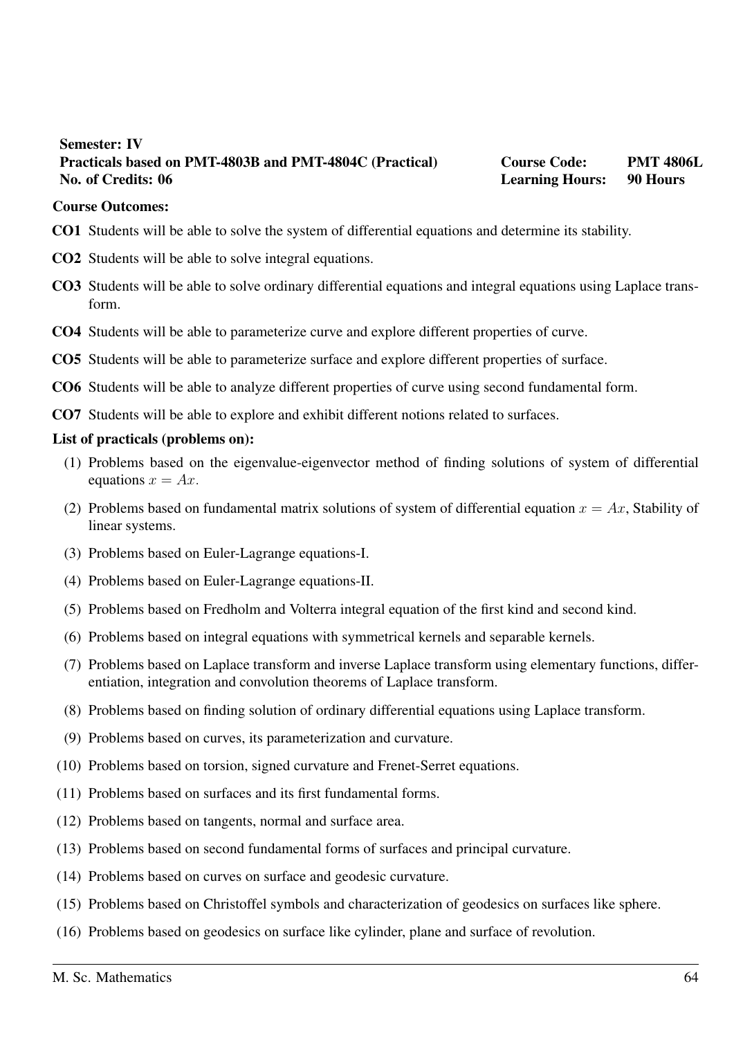**Semester: IV**
**Practicals based on PMT-4803B and PMT-4804C (Practical)** **Course Code: PMT 4806L**
**No. of Credits: 06** **Learning Hours: 90 Hours**

**Course Outcomes:**

**CO1** Students will be able to solve the system of differential equations and determine its stability.

**CO2** Students will be able to solve integral equations.

**CO3** Students will be able to solve ordinary differential equations and integral equations using Laplace transform.

**CO4** Students will be able to parameterize curve and explore different properties of curve.

**CO5** Students will be able to parameterize surface and explore different properties of surface.

**CO6** Students will be able to analyze different properties of curve using second fundamental form.

**CO7** Students will be able to explore and exhibit different notions related to surfaces.

**List of practicals (problems on):**

(1) Problems based on the eigenvalue-eigenvector method of finding solutions of system of differential equations $x = Ax$.

(2) Problems based on fundamental matrix solutions of system of differential equation $x = Ax$, Stability of linear systems.

(3) Problems based on Euler-Lagrange equations-I.

(4) Problems based on Euler-Lagrange equations-II.

(5) Problems based on Fredholm and Volterra integral equation of the first kind and second kind.

(6) Problems based on integral equations with symmetrical kernels and separable kernels.

(7) Problems based on Laplace transform and inverse Laplace transform using elementary functions, differentiation, integration and convolution theorems of Laplace transform.

(8) Problems based on finding solution of ordinary differential equations using Laplace transform.

(9) Problems based on curves, its parameterization and curvature.

(10) Problems based on torsion, signed curvature and Frenet-Serret equations.

(11) Problems based on surfaces and its first fundamental forms.

(12) Problems based on tangents, normal and surface area.

(13) Problems based on second fundamental forms of surfaces and principal curvature.

(14) Problems based on curves on surface and geodesic curvature.

(15) Problems based on Christoffel symbols and characterization of geodesics on surfaces like sphere.

(16) Problems based on geodesics on surface like cylinder, plane and surface of revolution.